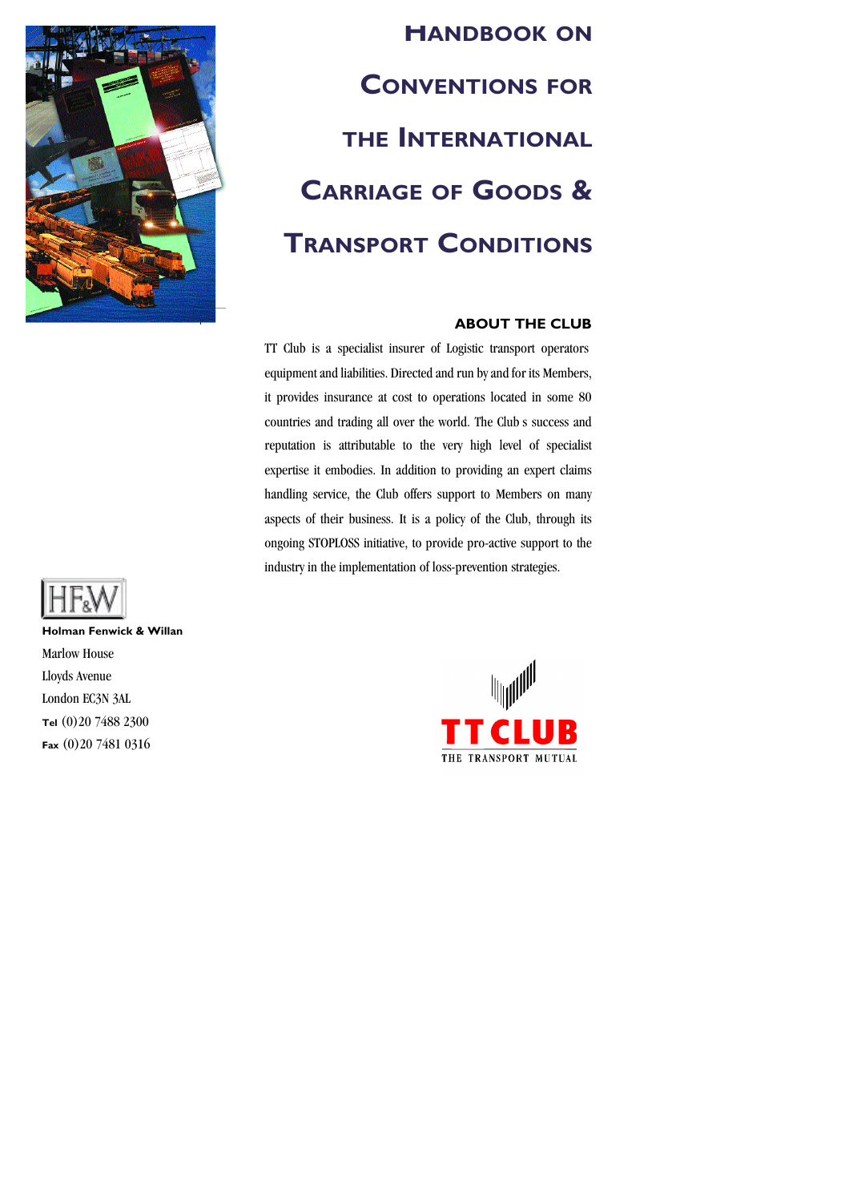# Handbook on Conventions for the International Carriage of Goods & Transport Conditions

## ABOUT THE CLUB

TT Club is a specialist insurer of Logistic transport operators equipment and liabilities. Directed and run by and for its Members, it provides insurance at cost to operations located in some 80 countries and trading all over the world. The Club s success and reputation is attributable to the very high level of specialist expertise it embodies. In addition to providing an expert claims handling service, the Club offers support to Members on many aspects of their business. It is a policy of the Club, through its ongoing STOPLOSS initiative, to provide pro-active support to the industry in the implementation of loss-prevention strategies.

HF&W

**Holman Fenwick & Willan**
Marlow House
Lloyds Avenue
London EC3N 3AL
**Tel** (0)20 7488 2300
**Fax** (0)20 7481 0316

TT CLUB
THE TRANSPORT MUTUAL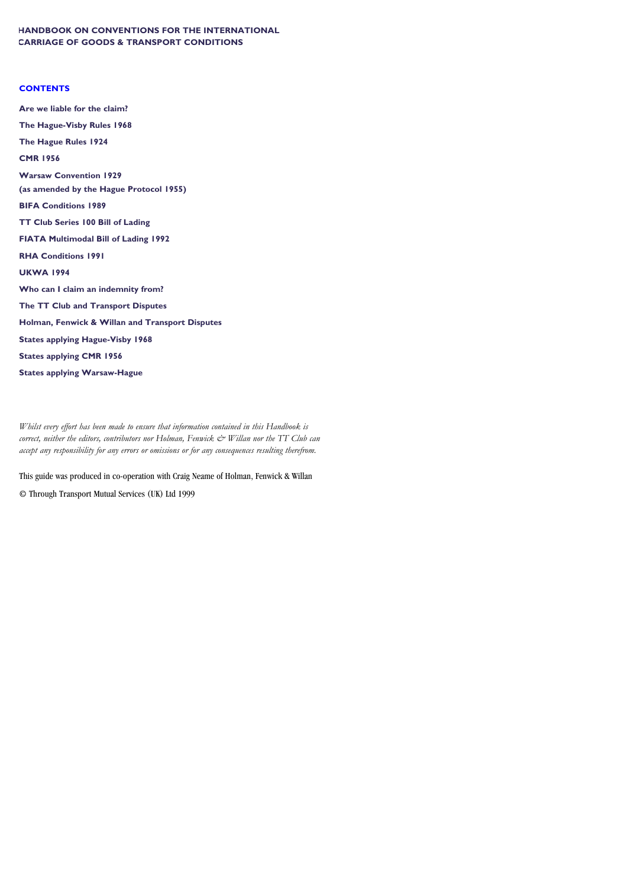# HANDBOOK ON CONVENTIONS FOR THE INTERNATIONAL CARRIAGE OF GOODS & TRANSPORT CONDITIONS

## CONTENTS

**Are we liable for the claim?**

**The Hague-Visby Rules 1968**

**The Hague Rules 1924**

**CMR 1956**

**Warsaw Convention 1929**
**(as amended by the Hague Protocol 1955)**

**BIFA Conditions 1989**

**TT Club Series 100 Bill of Lading**

**FIATA Multimodal Bill of Lading 1992**

**RHA Conditions 1991**

**UKWA 1994**

**Who can I claim an indemnity from?**

**The TT Club and Transport Disputes**

**Holman, Fenwick & Willan and Transport Disputes**

**States applying Hague-Visby 1968**

**States applying CMR 1956**

**States applying Warsaw-Hague**

*Whilst every effort has been made to ensure that information contained in this Handbook is correct, neither the editors, contributors nor Holman, Fenwick & Willan nor the TT Club can accept any responsibility for any errors or omissions or for any consequences resulting therefrom.*

This guide was produced in co-operation with Craig Neame of Holman, Fenwick & Willan

© Through Transport Mutual Services (UK) Ltd 1999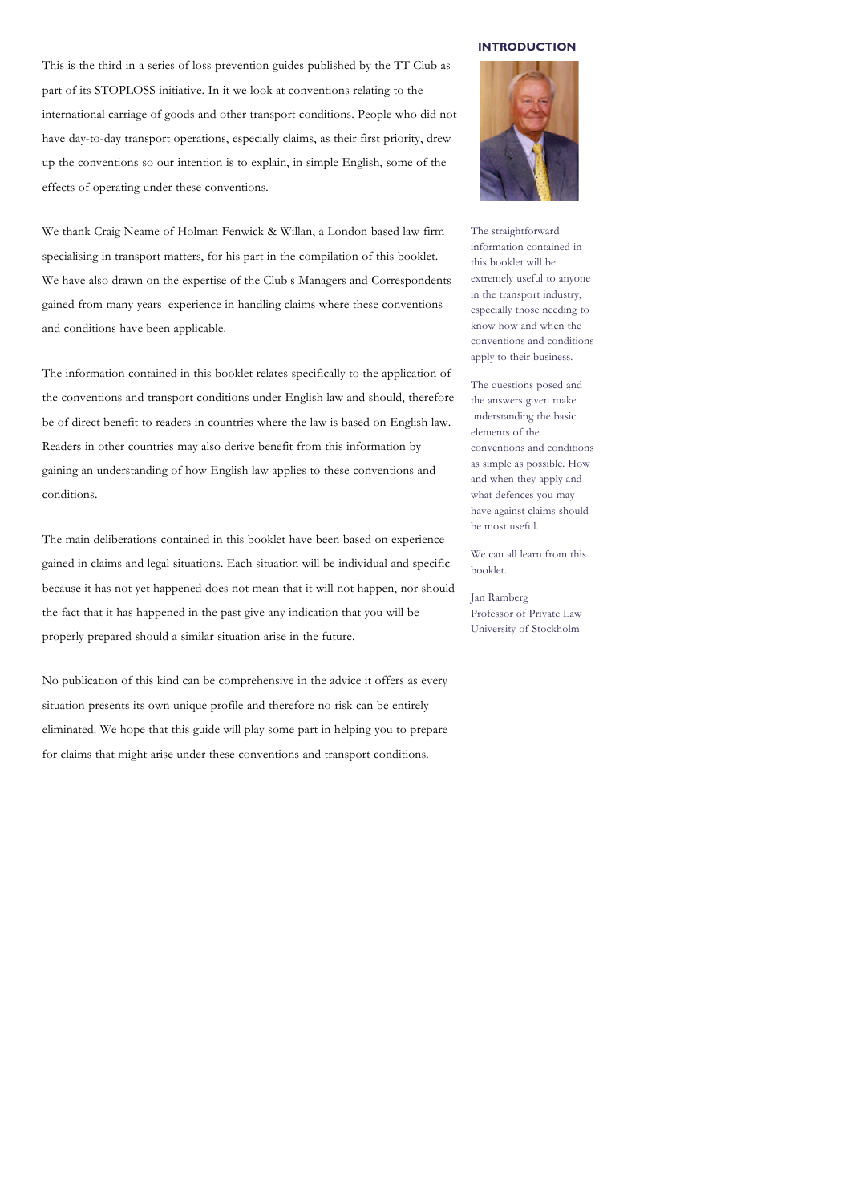## INTRODUCTION

This is the third in a series of loss prevention guides published by the TT Club as part of its STOPLOSS initiative. In it we look at conventions relating to the international carriage of goods and other transport conditions. People who did not have day-to-day transport operations, especially claims, as their first priority, drew up the conventions so our intention is to explain, in simple English, some of the effects of operating under these conventions.

We thank Craig Neame of Holman Fenwick & Willan, a London based law firm specialising in transport matters, for his part in the compilation of this booklet. We have also drawn on the expertise of the Club s Managers and Correspondents gained from many years experience in handling claims where these conventions and conditions have been applicable.

The information contained in this booklet relates specifically to the application of the conventions and transport conditions under English law and should, therefore be of direct benefit to readers in countries where the law is based on English law. Readers in other countries may also derive benefit from this information by gaining an understanding of how English law applies to these conventions and conditions.

The main deliberations contained in this booklet have been based on experience gained in claims and legal situations. Each situation will be individual and specific because it has not yet happened does not mean that it will not happen, nor should the fact that it has happened in the past give any indication that you will be properly prepared should a similar situation arise in the future.

No publication of this kind can be comprehensive in the advice it offers as every situation presents its own unique profile and therefore no risk can be entirely eliminated. We hope that this guide will play some part in helping you to prepare for claims that might arise under these conventions and transport conditions.

The straightforward information contained in this booklet will be extremely useful to anyone in the transport industry, especially those needing to know how and when the conventions and conditions apply to their business.

The questions posed and the answers given make understanding the basic elements of the conventions and conditions as simple as possible. How and when they apply and what defences you may have against claims should be most useful.

We can all learn from this booklet.

Jan Ramberg
Professor of Private Law
University of Stockholm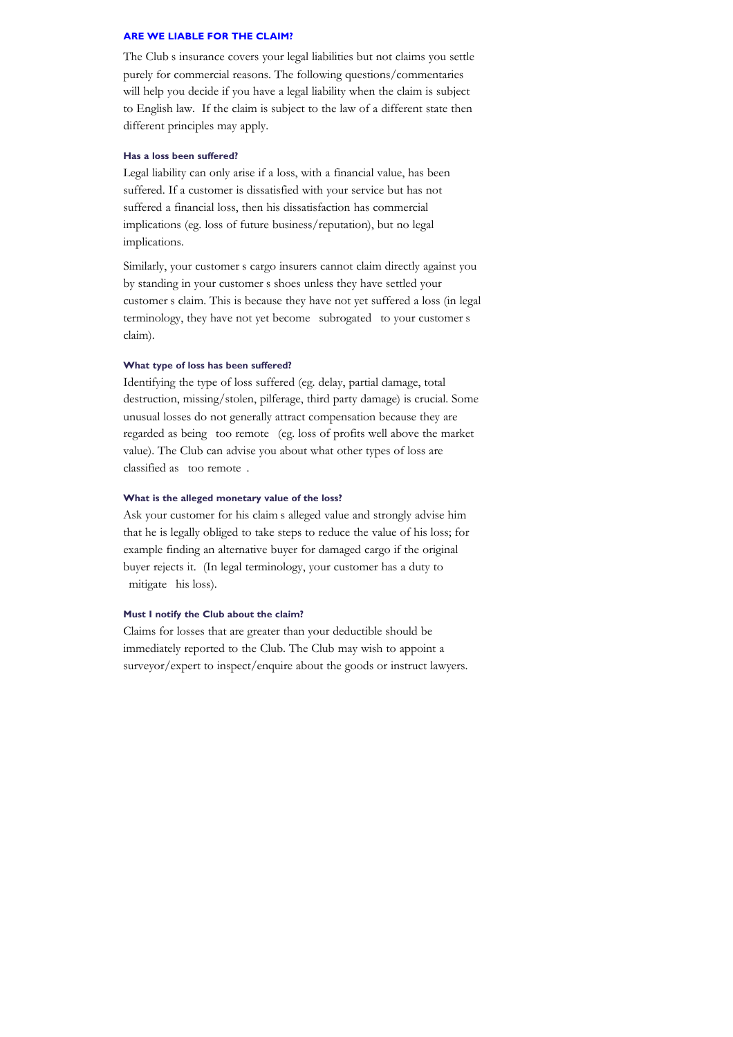## ARE WE LIABLE FOR THE CLAIM?

The Club s insurance covers your legal liabilities but not claims you settle purely for commercial reasons. The following questions/commentaries will help you decide if you have a legal liability when the claim is subject to English law. If the claim is subject to the law of a different state then different principles may apply.

#### Has a loss been suffered?

Legal liability can only arise if a loss, with a financial value, has been suffered. If a customer is dissatisfied with your service but has not suffered a financial loss, then his dissatisfaction has commercial implications (eg. loss of future business/reputation), but no legal implications.

Similarly, your customer s cargo insurers cannot claim directly against you by standing in your customer s shoes unless they have settled your customer s claim. This is because they have not yet suffered a loss (in legal terminology, they have not yet become subrogated to your customer s claim).

#### What type of loss has been suffered?

Identifying the type of loss suffered (eg. delay, partial damage, total destruction, missing/stolen, pilferage, third party damage) is crucial. Some unusual losses do not generally attract compensation because they are regarded as being too remote (eg. loss of profits well above the market value). The Club can advise you about what other types of loss are classified as too remote .

#### What is the alleged monetary value of the loss?

Ask your customer for his claim s alleged value and strongly advise him that he is legally obliged to take steps to reduce the value of his loss; for example finding an alternative buyer for damaged cargo if the original buyer rejects it. (In legal terminology, your customer has a duty to mitigate his loss).

#### Must I notify the Club about the claim?

Claims for losses that are greater than your deductible should be immediately reported to the Club. The Club may wish to appoint a surveyor/expert to inspect/enquire about the goods or instruct lawyers.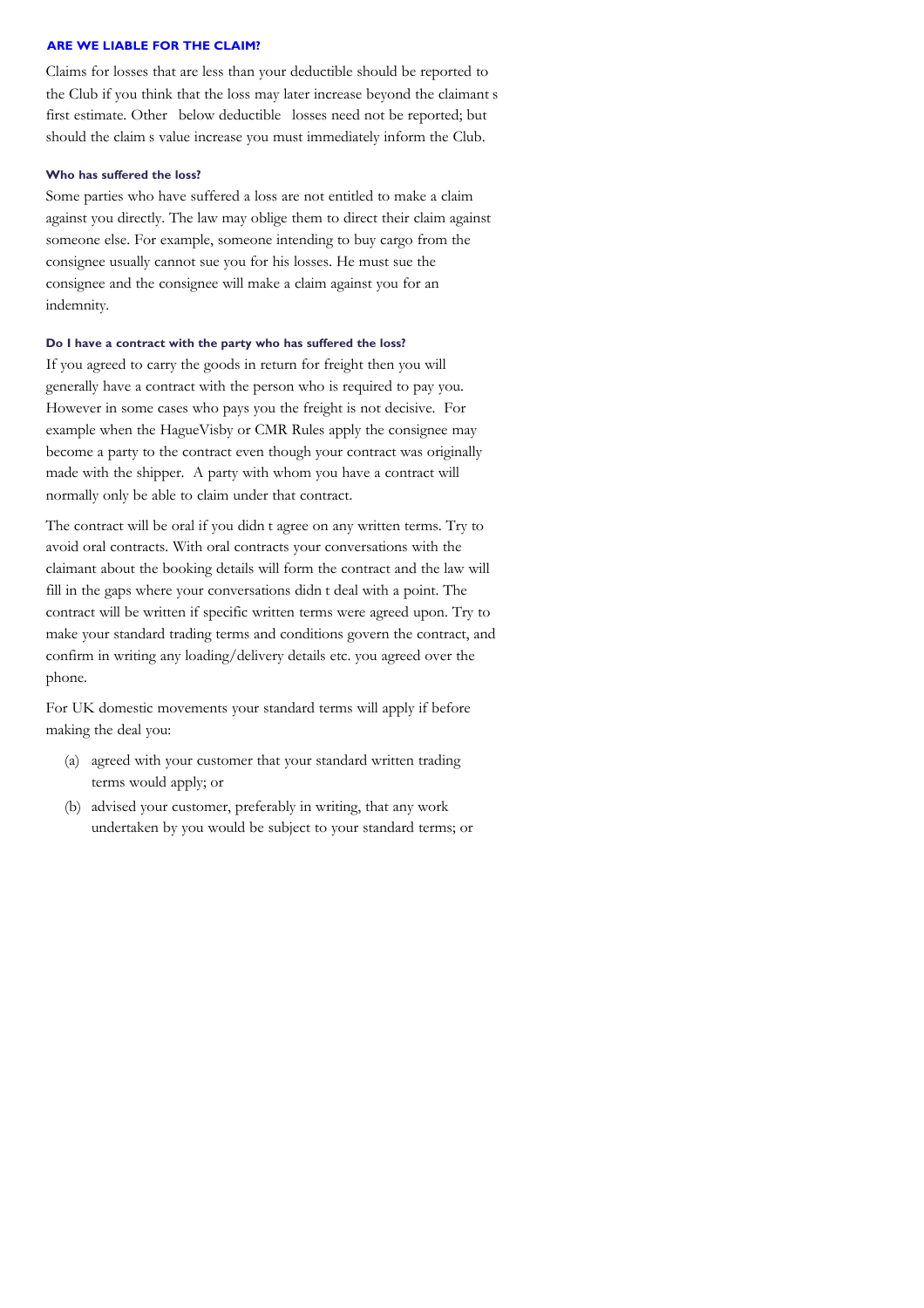## ARE WE LIABLE FOR THE CLAIM?

Claims for losses that are less than your deductible should be reported to the Club if you think that the loss may later increase beyond the claimant s first estimate. Other below deductible losses need not be reported; but should the claim s value increase you must immediately inform the Club.

### Who has suffered the loss?

Some parties who have suffered a loss are not entitled to make a claim against you directly. The law may oblige them to direct their claim against someone else. For example, someone intending to buy cargo from the consignee usually cannot sue you for his losses. He must sue the consignee and the consignee will make a claim against you for an indemnity.

### Do I have a contract with the party who has suffered the loss?

If you agreed to carry the goods in return for freight then you will generally have a contract with the person who is required to pay you. However in some cases who pays you the freight is not decisive. For example when the HagueVisby or CMR Rules apply the consignee may become a party to the contract even though your contract was originally made with the shipper. A party with whom you have a contract will normally only be able to claim under that contract.

The contract will be oral if you didn t agree on any written terms. Try to avoid oral contracts. With oral contracts your conversations with the claimant about the booking details will form the contract and the law will fill in the gaps where your conversations didn t deal with a point. The contract will be written if specific written terms were agreed upon. Try to make your standard trading terms and conditions govern the contract, and confirm in writing any loading/delivery details etc. you agreed over the phone.

For UK domestic movements your standard terms will apply if before making the deal you:

(a) agreed with your customer that your standard written trading terms would apply; or

(b) advised your customer, preferably in writing, that any work undertaken by you would be subject to your standard terms; or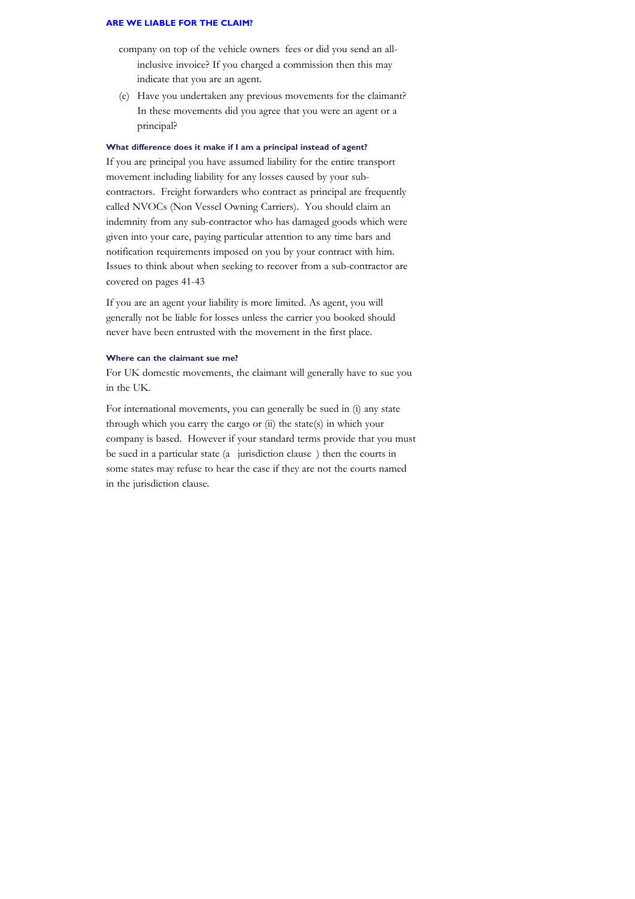company on top of the vehicle owners fees or did you send an all-inclusive invoice? If you charged a commission then this may indicate that you are an agent.

(e) Have you undertaken any previous movements for the claimant? In these movements did you agree that you were an agent or a principal?

#### What difference does it make if I am a principal instead of agent?

If you are principal you have assumed liability for the entire transport movement including liability for any losses caused by your sub-contractors. Freight forwarders who contract as principal are frequently called NVOCs (Non Vessel Owning Carriers). You should claim an indemnity from any sub-contractor who has damaged goods which were given into your care, paying particular attention to any time bars and notification requirements imposed on you by your contract with him. Issues to think about when seeking to recover from a sub-contractor are covered on pages 41-43

If you are an agent your liability is more limited. As agent, you will generally not be liable for losses unless the carrier you booked should never have been entrusted with the movement in the first place.

#### Where can the claimant sue me?

For UK domestic movements, the claimant will generally have to sue you in the UK.

For international movements, you can generally be sued in (i) any state through which you carry the cargo or (ii) the state(s) in which your company is based. However if your standard terms provide that you must be sued in a particular state (a jurisdiction clause ) then the courts in some states may refuse to hear the case if they are not the courts named in the jurisdiction clause.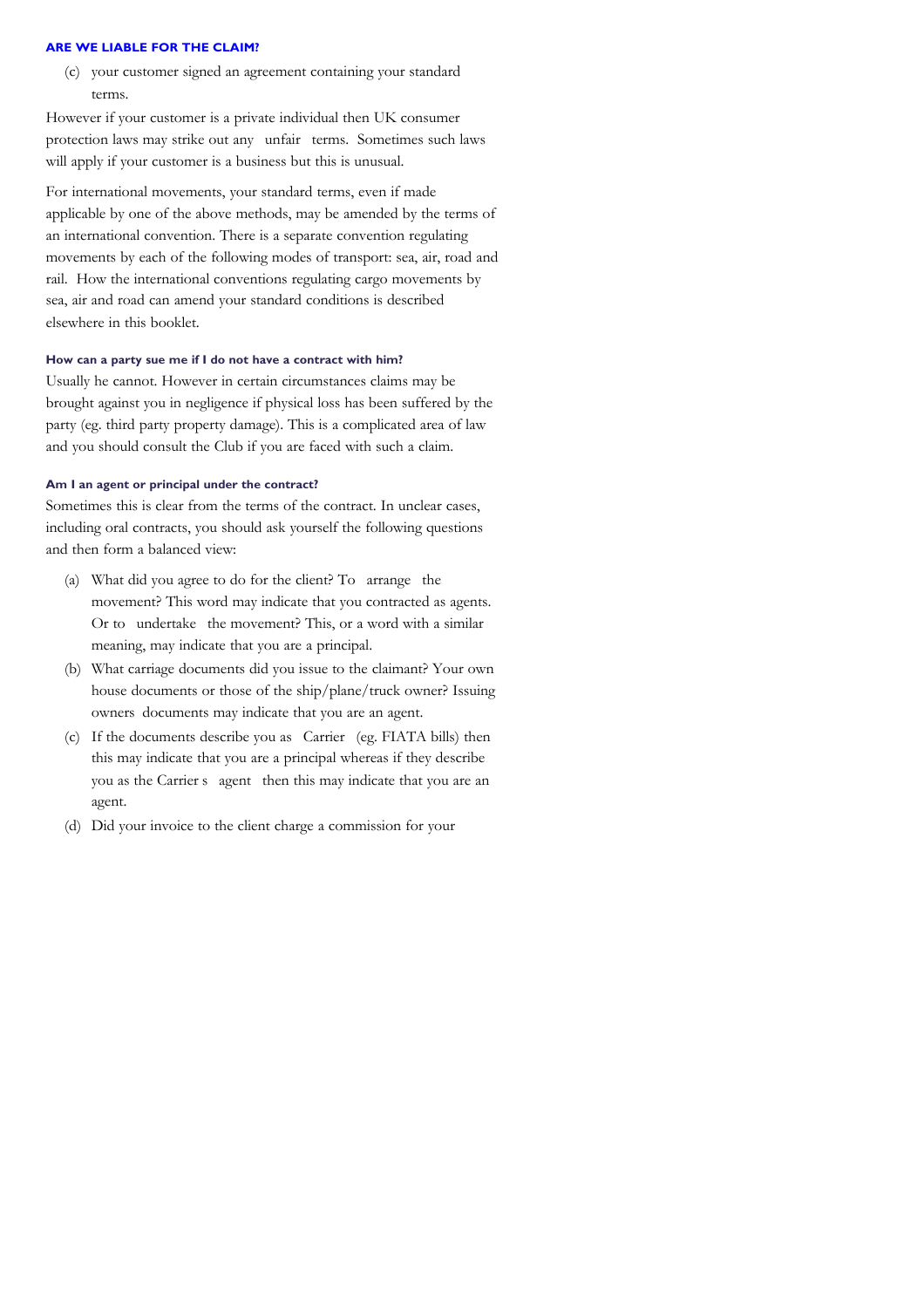## ARE WE LIABLE FOR THE CLAIM?

(c) your customer signed an agreement containing your standard terms.

However if your customer is a private individual then UK consumer protection laws may strike out any unfair terms. Sometimes such laws will apply if your customer is a business but this is unusual.

For international movements, your standard terms, even if made applicable by one of the above methods, may be amended by the terms of an international convention. There is a separate convention regulating movements by each of the following modes of transport: sea, air, road and rail. How the international conventions regulating cargo movements by sea, air and road can amend your standard conditions is described elsewhere in this booklet.

### How can a party sue me if I do not have a contract with him?

Usually he cannot. However in certain circumstances claims may be brought against you in negligence if physical loss has been suffered by the party (eg. third party property damage). This is a complicated area of law and you should consult the Club if you are faced with such a claim.

### Am I an agent or principal under the contract?

Sometimes this is clear from the terms of the contract. In unclear cases, including oral contracts, you should ask yourself the following questions and then form a balanced view:

(a) What did you agree to do for the client? To arrange the movement? This word may indicate that you contracted as agents. Or to undertake the movement? This, or a word with a similar meaning, may indicate that you are a principal.

(b) What carriage documents did you issue to the claimant? Your own house documents or those of the ship/plane/truck owner? Issuing owners documents may indicate that you are an agent.

(c) If the documents describe you as Carrier (eg. FIATA bills) then this may indicate that you are a principal whereas if they describe you as the Carrier s agent then this may indicate that you are an agent.

(d) Did your invoice to the client charge a commission for your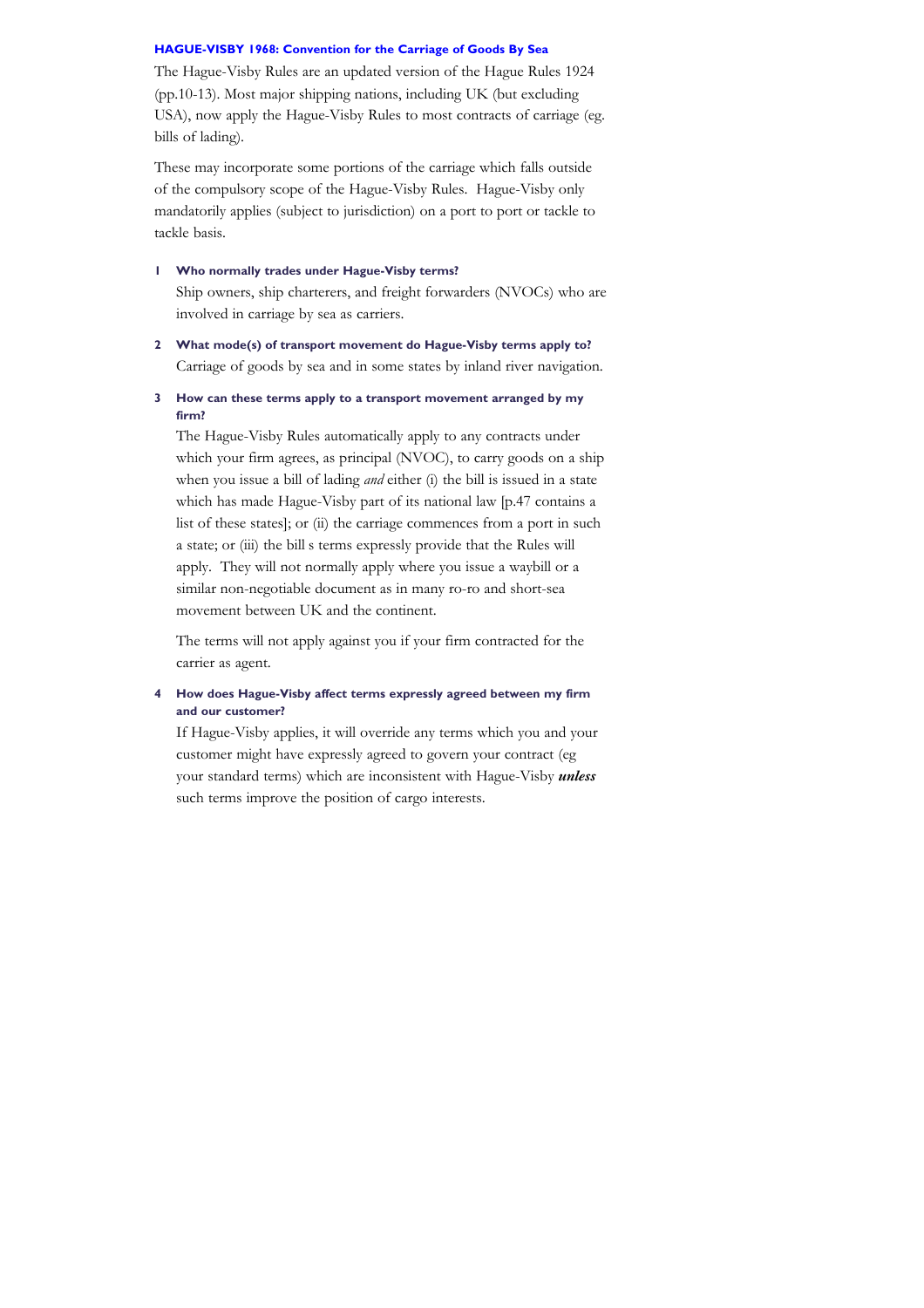## HAGUE-VISBY 1968: Convention for the Carriage of Goods By Sea

The Hague-Visby Rules are an updated version of the Hague Rules 1924 (pp.10-13). Most major shipping nations, including UK (but excluding USA), now apply the Hague-Visby Rules to most contracts of carriage (eg. bills of lading).

These may incorporate some portions of the carriage which falls outside of the compulsory scope of the Hague-Visby Rules. Hague-Visby only mandatorily applies (subject to jurisdiction) on a port to port or tackle to tackle basis.

### 1 Who normally trades under Hague-Visby terms?

Ship owners, ship charterers, and freight forwarders (NVOCs) who are involved in carriage by sea as carriers.

### 2 What mode(s) of transport movement do Hague-Visby terms apply to?

Carriage of goods by sea and in some states by inland river navigation.

### 3 How can these terms apply to a transport movement arranged by my firm?

The Hague-Visby Rules automatically apply to any contracts under which your firm agrees, as principal (NVOC), to carry goods on a ship when you issue a bill of lading *and* either (i) the bill is issued in a state which has made Hague-Visby part of its national law [p.47 contains a list of these states]; or (ii) the carriage commences from a port in such a state; or (iii) the bill s terms expressly provide that the Rules will apply. They will not normally apply where you issue a waybill or a similar non-negotiable document as in many ro-ro and short-sea movement between UK and the continent.

The terms will not apply against you if your firm contracted for the carrier as agent.

### 4 How does Hague-Visby affect terms expressly agreed between my firm and our customer?

If Hague-Visby applies, it will override any terms which you and your customer might have expressly agreed to govern your contract (eg your standard terms) which are inconsistent with Hague-Visby ***unless*** such terms improve the position of cargo interests.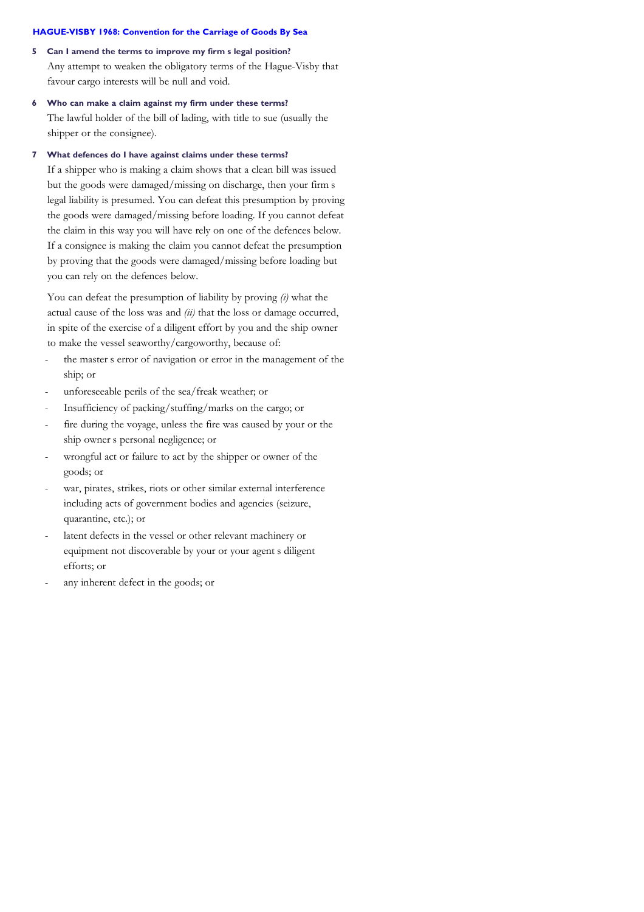**HAGUE-VISBY 1968: Convention for the Carriage of Goods By Sea**

**5 Can I amend the terms to improve my firm s legal position?**

Any attempt to weaken the obligatory terms of the Hague-Visby that favour cargo interests will be null and void.

**6 Who can make a claim against my firm under these terms?**

The lawful holder of the bill of lading, with title to sue (usually the shipper or the consignee).

**7 What defences do I have against claims under these terms?**

If a shipper who is making a claim shows that a clean bill was issued but the goods were damaged/missing on discharge, then your firm s legal liability is presumed. You can defeat this presumption by proving the goods were damaged/missing before loading. If you cannot defeat the claim in this way you will have rely on one of the defences below. If a consignee is making the claim you cannot defeat the presumption by proving that the goods were damaged/missing before loading but you can rely on the defences below.

You can defeat the presumption of liability by proving *(i)* what the actual cause of the loss was and *(ii)* that the loss or damage occurred, in spite of the exercise of a diligent effort by you and the ship owner to make the vessel seaworthy/cargoworthy, because of:

- the master s error of navigation or error in the management of the ship; or
- unforeseeable perils of the sea/freak weather; or
- Insufficiency of packing/stuffing/marks on the cargo; or
- fire during the voyage, unless the fire was caused by your or the ship owner s personal negligence; or
- wrongful act or failure to act by the shipper or owner of the goods; or
- war, pirates, strikes, riots or other similar external interference including acts of government bodies and agencies (seizure, quarantine, etc.); or
- latent defects in the vessel or other relevant machinery or equipment not discoverable by your or your agent s diligent efforts; or
- any inherent defect in the goods; or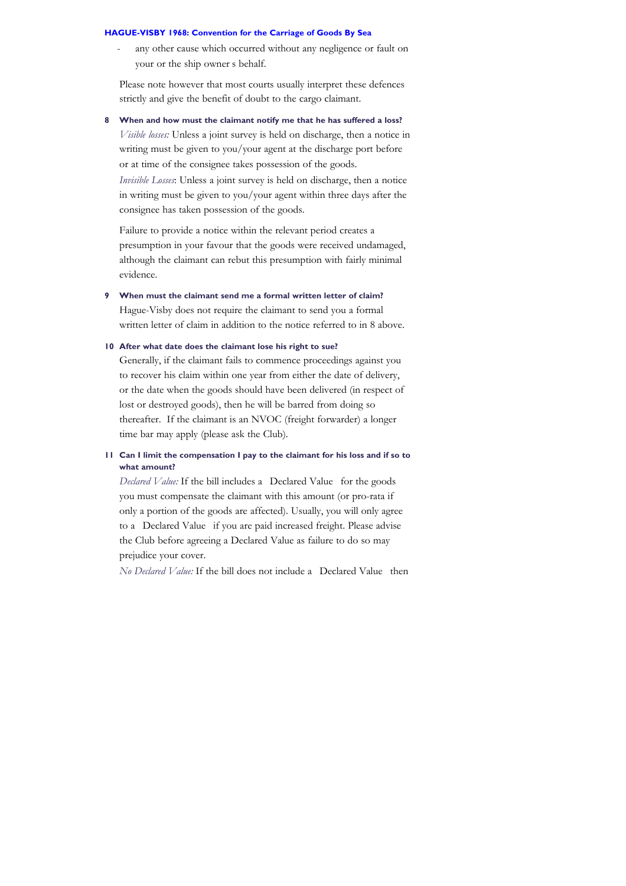- any other cause which occurred without any negligence or fault on your or the ship owner s behalf.

Please note however that most courts usually interpret these defences strictly and give the benefit of doubt to the cargo claimant.

**8 When and how must the claimant notify me that he has suffered a loss?**

*Visible losses:* Unless a joint survey is held on discharge, then a notice in writing must be given to you/your agent at the discharge port before or at time of the consignee takes possession of the goods.

*Invisible Losses*: Unless a joint survey is held on discharge, then a notice in writing must be given to you/your agent within three days after the consignee has taken possession of the goods.

Failure to provide a notice within the relevant period creates a presumption in your favour that the goods were received undamaged, although the claimant can rebut this presumption with fairly minimal evidence.

**9 When must the claimant send me a formal written letter of claim?**

Hague-Visby does not require the claimant to send you a formal written letter of claim in addition to the notice referred to in 8 above.

**10 After what date does the claimant lose his right to sue?**

Generally, if the claimant fails to commence proceedings against you to recover his claim within one year from either the date of delivery, or the date when the goods should have been delivered (in respect of lost or destroyed goods), then he will be barred from doing so thereafter. If the claimant is an NVOC (freight forwarder) a longer time bar may apply (please ask the Club).

**11 Can I limit the compensation I pay to the claimant for his loss and if so to what amount?**

*Declared Value:* If the bill includes a Declared Value for the goods you must compensate the claimant with this amount (or pro-rata if only a portion of the goods are affected). Usually, you will only agree to a Declared Value if you are paid increased freight. Please advise the Club before agreeing a Declared Value as failure to do so may prejudice your cover.

*No Declared Value:* If the bill does not include a Declared Value then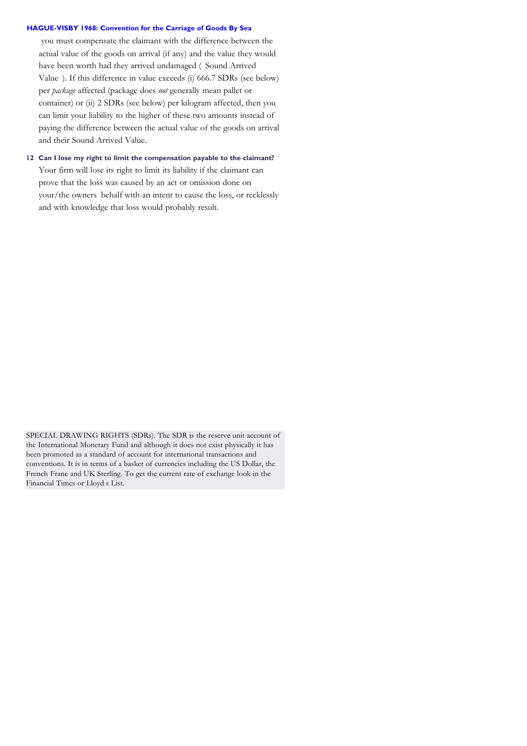you must compensate the claimant with the difference between the actual value of the goods on arrival (if any) and the value they would have been worth had they arrived undamaged ( Sound Arrived Value ). If this difference in value exceeds (i) 666.7 SDRs (see below) per *package* affected (package does *not* generally mean pallet or container) or (ii) 2 SDRs (see below) per kilogram affected, then you can limit your liability to the higher of these two amounts instead of paying the difference between the actual value of the goods on arrival and their Sound Arrived Value.

### 12 Can I lose my right to limit the compensation payable to the claimant?

Your firm will lose its right to limit its liability if the claimant can prove that the loss was caused by an act or omission done on your/the owners behalf with an intent to cause the loss, or recklessly and with knowledge that loss would probably result.

SPECIAL DRAWING RIGHTS (SDRs). The SDR is the reserve unit account of the International Monetary Fund and although it does not exist physically it has been promoted as a standard of account for international transactions and conventions. It is in terms of a basket of currencies including the US Dollar, the French Franc and UK Sterling. To get the current rate of exchange look in the Financial Times or Lloyd s List.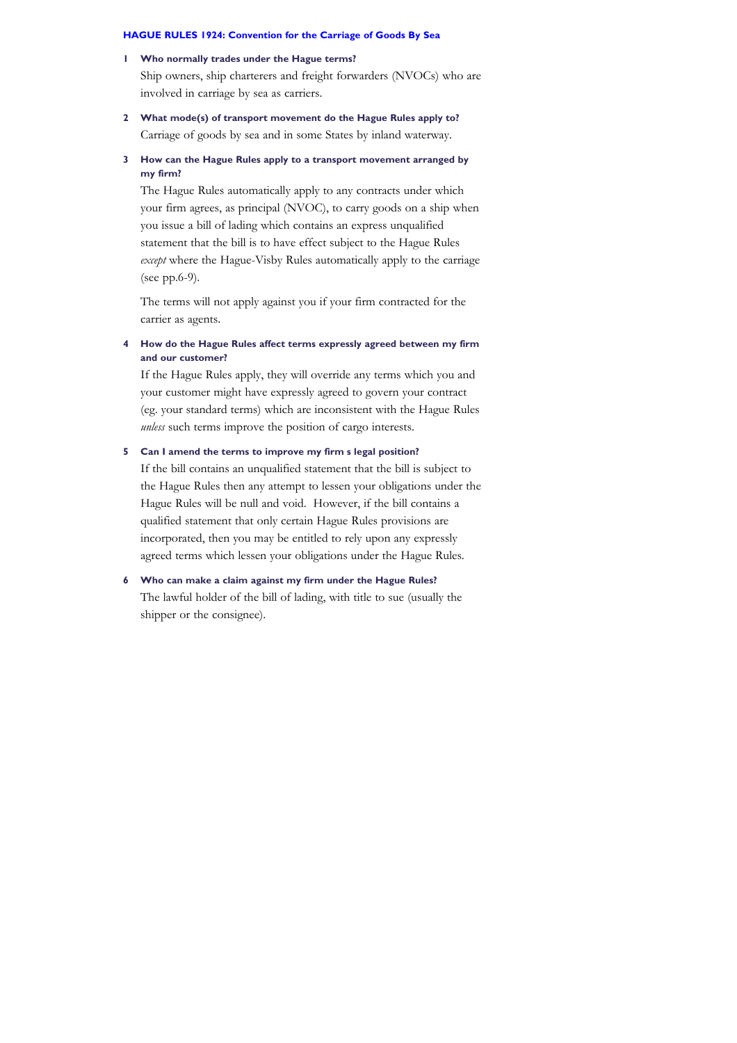## HAGUE RULES 1924: Convention for the Carriage of Goods By Sea

**1 Who normally trades under the Hague terms?**

Ship owners, ship charterers and freight forwarders (NVOCs) who are involved in carriage by sea as carriers.

**2 What mode(s) of transport movement do the Hague Rules apply to?**

Carriage of goods by sea and in some States by inland waterway.

**3 How can the Hague Rules apply to a transport movement arranged by my firm?**

The Hague Rules automatically apply to any contracts under which your firm agrees, as principal (NVOC), to carry goods on a ship when you issue a bill of lading which contains an express unqualified statement that the bill is to have effect subject to the Hague Rules *except* where the Hague-Visby Rules automatically apply to the carriage (see pp.6-9).

The terms will not apply against you if your firm contracted for the carrier as agents.

**4 How do the Hague Rules affect terms expressly agreed between my firm and our customer?**

If the Hague Rules apply, they will override any terms which you and your customer might have expressly agreed to govern your contract (eg. your standard terms) which are inconsistent with the Hague Rules *unless* such terms improve the position of cargo interests.

**5 Can I amend the terms to improve my firm s legal position?**

If the bill contains an unqualified statement that the bill is subject to the Hague Rules then any attempt to lessen your obligations under the Hague Rules will be null and void. However, if the bill contains a qualified statement that only certain Hague Rules provisions are incorporated, then you may be entitled to rely upon any expressly agreed terms which lessen your obligations under the Hague Rules.

**6 Who can make a claim against my firm under the Hague Rules?**

The lawful holder of the bill of lading, with title to sue (usually the shipper or the consignee).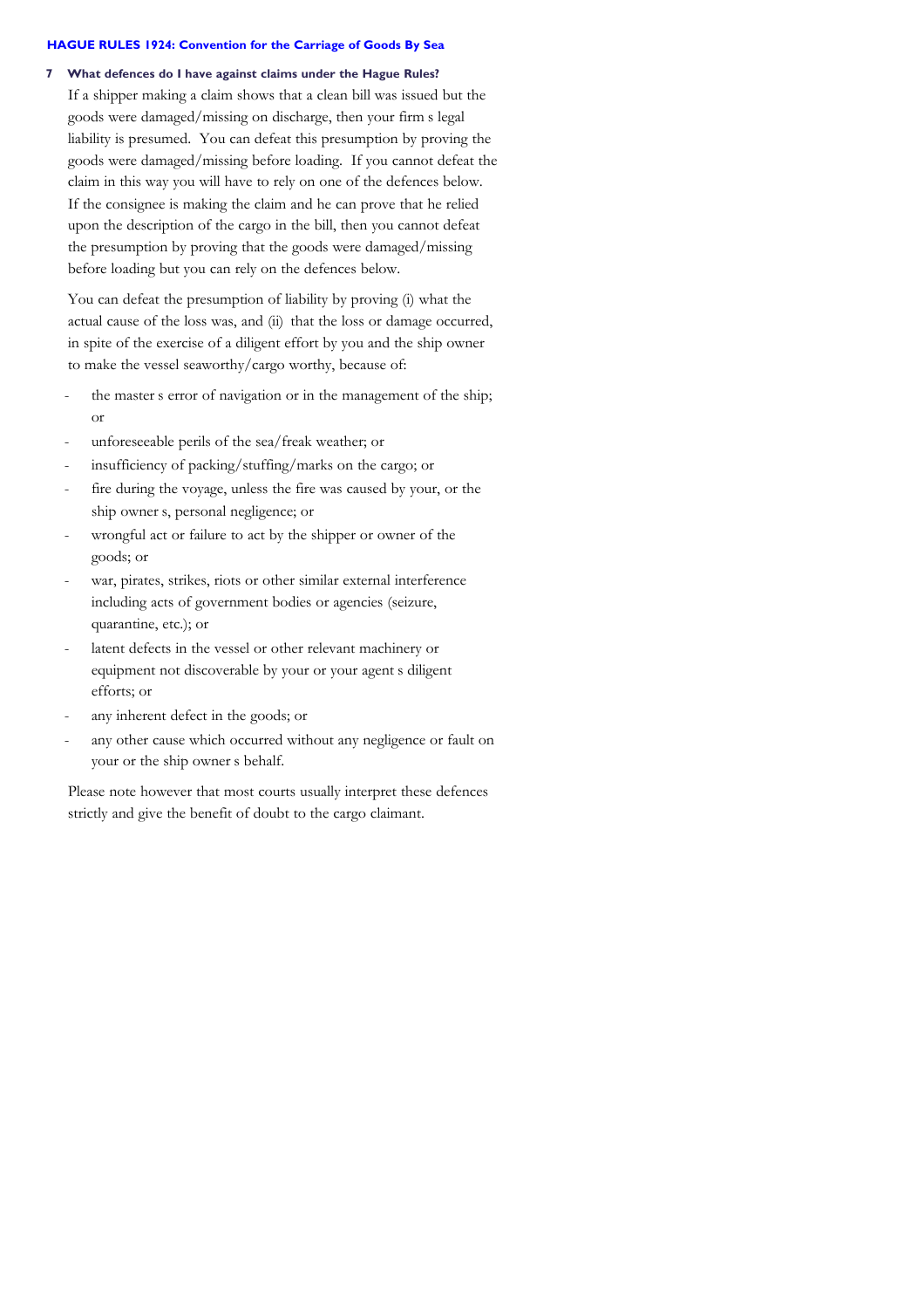## 7 What defences do I have against claims under the Hague Rules?

If a shipper making a claim shows that a clean bill was issued but the goods were damaged/missing on discharge, then your firm s legal liability is presumed. You can defeat this presumption by proving the goods were damaged/missing before loading. If you cannot defeat the claim in this way you will have to rely on one of the defences below. If the consignee is making the claim and he can prove that he relied upon the description of the cargo in the bill, then you cannot defeat the presumption by proving that the goods were damaged/missing before loading but you can rely on the defences below.

You can defeat the presumption of liability by proving (i) what the actual cause of the loss was, and (ii) that the loss or damage occurred, in spite of the exercise of a diligent effort by you and the ship owner to make the vessel seaworthy/cargo worthy, because of:

- the master s error of navigation or in the management of the ship; or
- unforeseeable perils of the sea/freak weather; or
- insufficiency of packing/stuffing/marks on the cargo; or
- fire during the voyage, unless the fire was caused by your, or the ship owner s, personal negligence; or
- wrongful act or failure to act by the shipper or owner of the goods; or
- war, pirates, strikes, riots or other similar external interference including acts of government bodies or agencies (seizure, quarantine, etc.); or
- latent defects in the vessel or other relevant machinery or equipment not discoverable by your or your agent s diligent efforts; or
- any inherent defect in the goods; or
- any other cause which occurred without any negligence or fault on your or the ship owner s behalf.

Please note however that most courts usually interpret these defences strictly and give the benefit of doubt to the cargo claimant.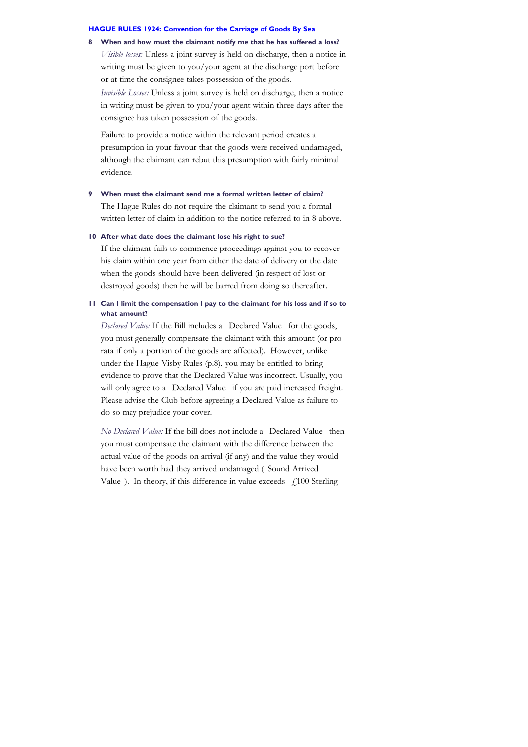## HAGUE RULES 1924: Convention for the Carriage of Goods By Sea

### 8 When and how must the claimant notify me that he has suffered a loss?

*Visible losses:* Unless a joint survey is held on discharge, then a notice in writing must be given to you/your agent at the discharge port before or at time the consignee takes possession of the goods.

*Invisible Losses:* Unless a joint survey is held on discharge, then a notice in writing must be given to you/your agent within three days after the consignee has taken possession of the goods.

Failure to provide a notice within the relevant period creates a presumption in your favour that the goods were received undamaged, although the claimant can rebut this presumption with fairly minimal evidence.

### 9 When must the claimant send me a formal written letter of claim?

The Hague Rules do not require the claimant to send you a formal written letter of claim in addition to the notice referred to in 8 above.

### 10 After what date does the claimant lose his right to sue?

If the claimant fails to commence proceedings against you to recover his claim within one year from either the date of delivery or the date when the goods should have been delivered (in respect of lost or destroyed goods) then he will be barred from doing so thereafter.

### 11 Can I limit the compensation I pay to the claimant for his loss and if so to what amount?

*Declared Value:* If the Bill includes a Declared Value for the goods, you must generally compensate the claimant with this amount (or pro-rata if only a portion of the goods are affected). However, unlike under the Hague-Visby Rules (p.8), you may be entitled to bring evidence to prove that the Declared Value was incorrect. Usually, you will only agree to a Declared Value if you are paid increased freight. Please advise the Club before agreeing a Declared Value as failure to do so may prejudice your cover.

*No Declared Value:* If the bill does not include a Declared Value then you must compensate the claimant with the difference between the actual value of the goods on arrival (if any) and the value they would have been worth had they arrived undamaged ( Sound Arrived Value ). In theory, if this difference in value exceeds £100 Sterling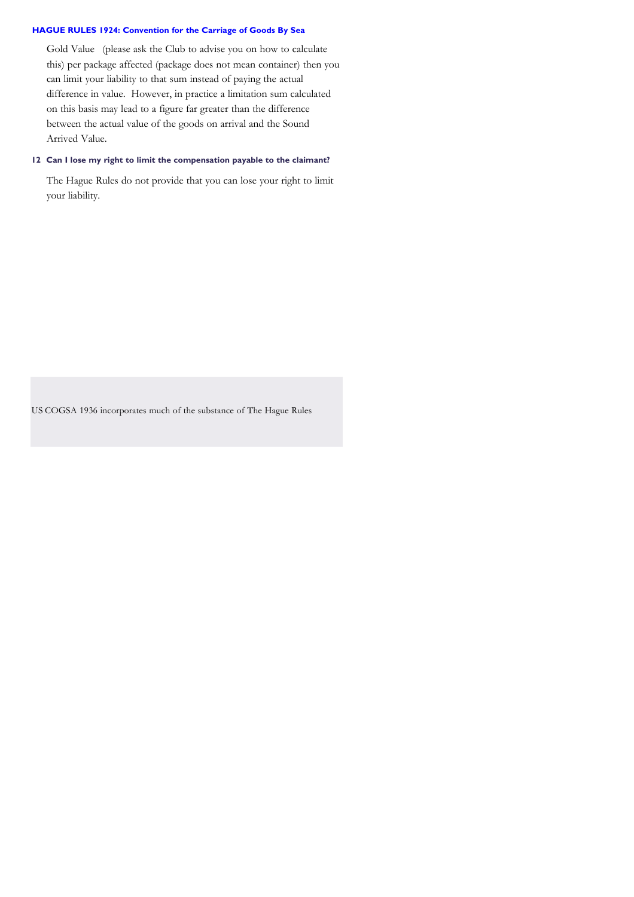Gold Value (please ask the Club to advise you on how to calculate this) per package affected (package does not mean container) then you can limit your liability to that sum instead of paying the actual difference in value. However, in practice a limitation sum calculated on this basis may lead to a figure far greater than the difference between the actual value of the goods on arrival and the Sound Arrived Value.

### 12 Can I lose my right to limit the compensation payable to the claimant?

The Hague Rules do not provide that you can lose your right to limit your liability.

US COGSA 1936 incorporates much of the substance of The Hague Rules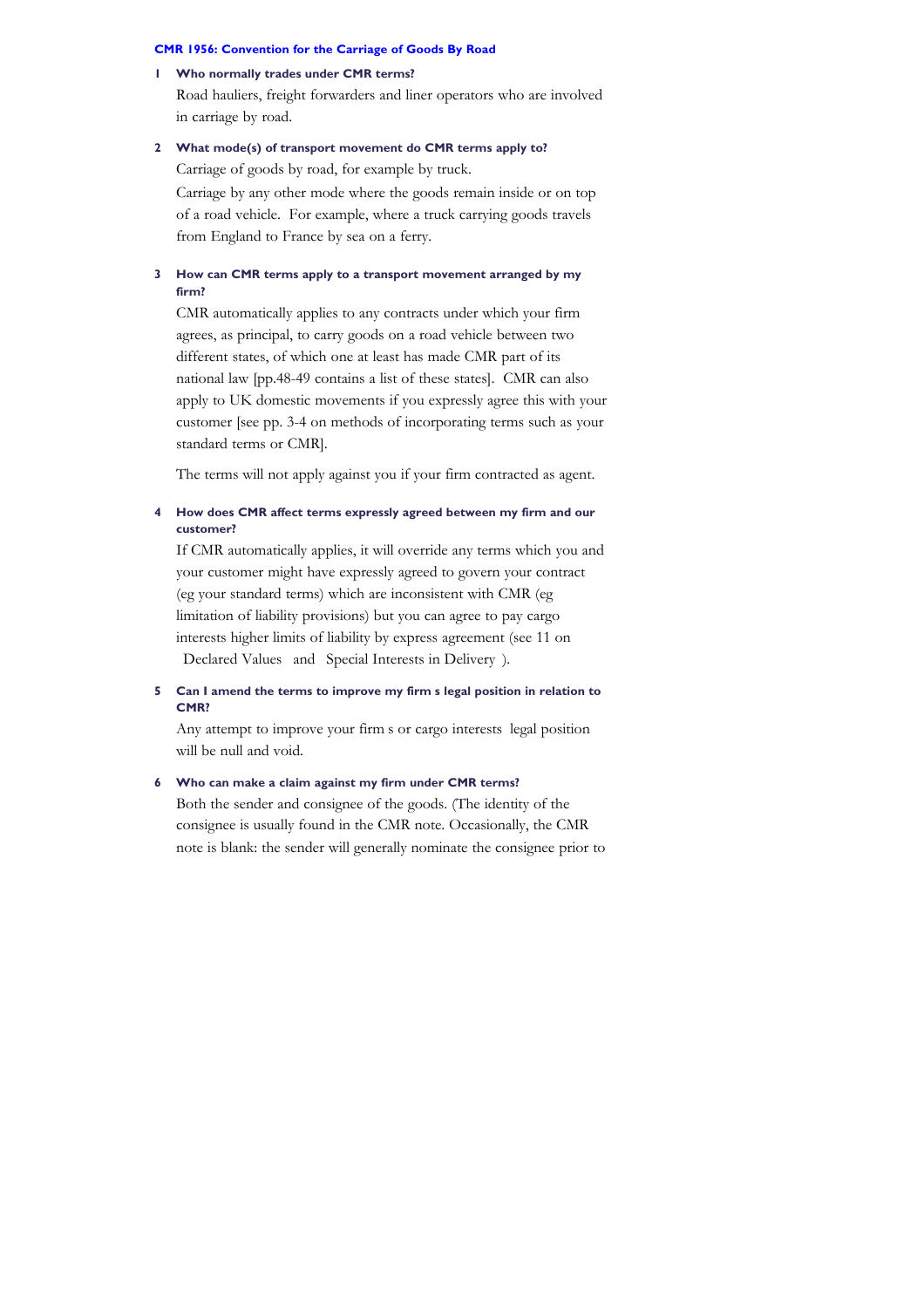### CMR 1956: Convention for the Carriage of Goods By Road

**1 Who normally trades under CMR terms?**

Road hauliers, freight forwarders and liner operators who are involved in carriage by road.

**2 What mode(s) of transport movement do CMR terms apply to?**

Carriage of goods by road, for example by truck.

Carriage by any other mode where the goods remain inside or on top of a road vehicle. For example, where a truck carrying goods travels from England to France by sea on a ferry.

**3 How can CMR terms apply to a transport movement arranged by my firm?**

CMR automatically applies to any contracts under which your firm agrees, as principal, to carry goods on a road vehicle between two different states, of which one at least has made CMR part of its national law [pp.48-49 contains a list of these states]. CMR can also apply to UK domestic movements if you expressly agree this with your customer [see pp. 3-4 on methods of incorporating terms such as your standard terms or CMR].

The terms will not apply against you if your firm contracted as agent.

**4 How does CMR affect terms expressly agreed between my firm and our customer?**

If CMR automatically applies, it will override any terms which you and your customer might have expressly agreed to govern your contract (eg your standard terms) which are inconsistent with CMR (eg limitation of liability provisions) but you can agree to pay cargo interests higher limits of liability by express agreement (see 11 on Declared Values and Special Interests in Delivery ).

**5 Can I amend the terms to improve my firm s legal position in relation to CMR?**

Any attempt to improve your firm s or cargo interests legal position will be null and void.

**6 Who can make a claim against my firm under CMR terms?**

Both the sender and consignee of the goods. (The identity of the consignee is usually found in the CMR note. Occasionally, the CMR note is blank: the sender will generally nominate the consignee prior to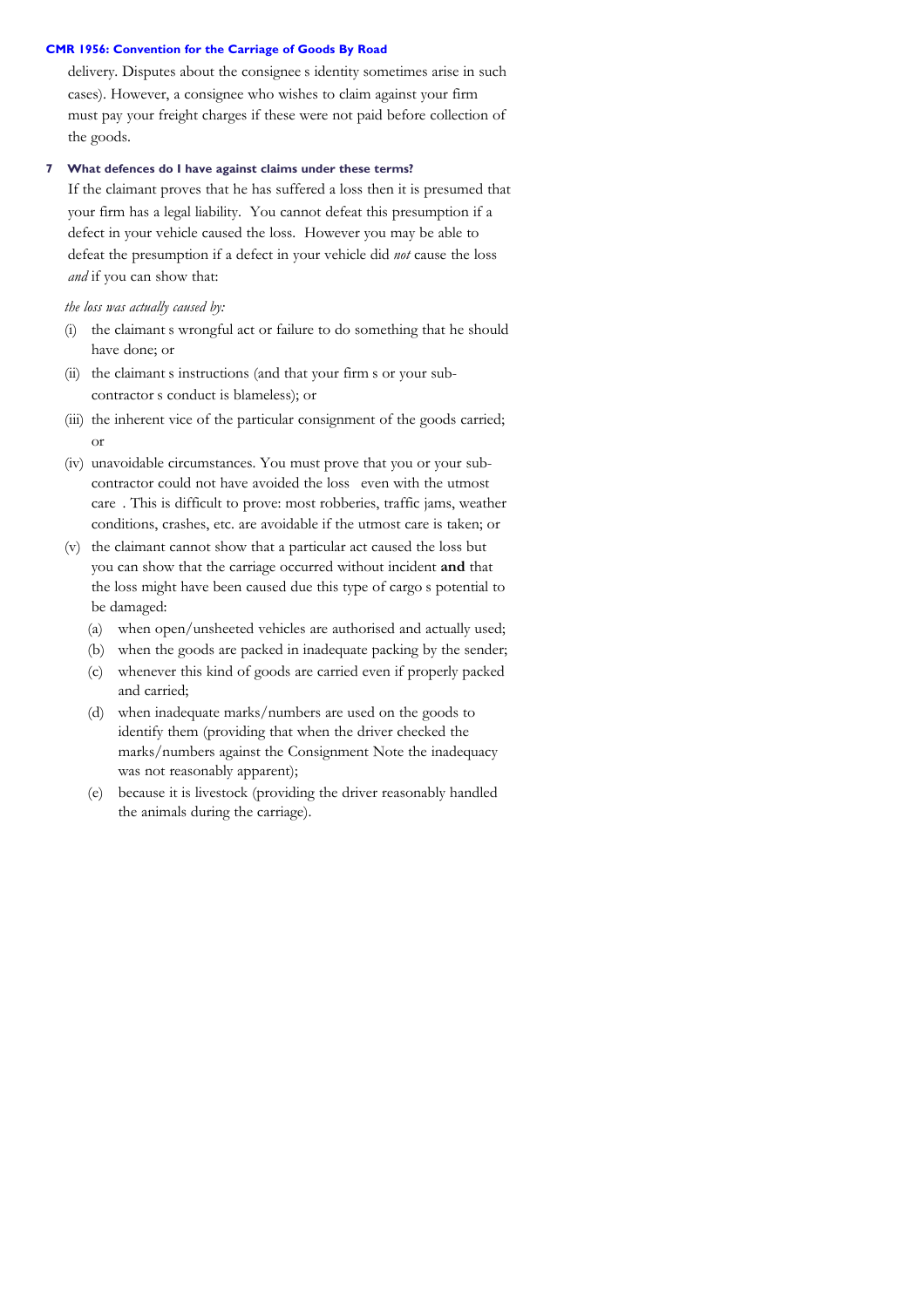delivery. Disputes about the consignee s identity sometimes arise in such cases). However, a consignee who wishes to claim against your firm must pay your freight charges if these were not paid before collection of the goods.

### 7 What defences do I have against claims under these terms?

If the claimant proves that he has suffered a loss then it is presumed that your firm has a legal liability. You cannot defeat this presumption if a defect in your vehicle caused the loss. However you may be able to defeat the presumption if a defect in your vehicle did *not* cause the loss *and* if you can show that:

*the loss was actually caused by:*

(i) the claimant s wrongful act or failure to do something that he should have done; or

(ii) the claimant s instructions (and that your firm s or your sub-contractor s conduct is blameless); or

(iii) the inherent vice of the particular consignment of the goods carried; or

(iv) unavoidable circumstances. You must prove that you or your sub-contractor could not have avoided the loss even with the utmost care . This is difficult to prove: most robberies, traffic jams, weather conditions, crashes, etc. are avoidable if the utmost care is taken; or

(v) the claimant cannot show that a particular act caused the loss but you can show that the carriage occurred without incident **and** that the loss might have been caused due this type of cargo s potential to be damaged:

   (a) when open/unsheeted vehicles are authorised and actually used;

   (b) when the goods are packed in inadequate packing by the sender;

   (c) whenever this kind of goods are carried even if properly packed and carried;

   (d) when inadequate marks/numbers are used on the goods to identify them (providing that when the driver checked the marks/numbers against the Consignment Note the inadequacy was not reasonably apparent);

   (e) because it is livestock (providing the driver reasonably handled the animals during the carriage).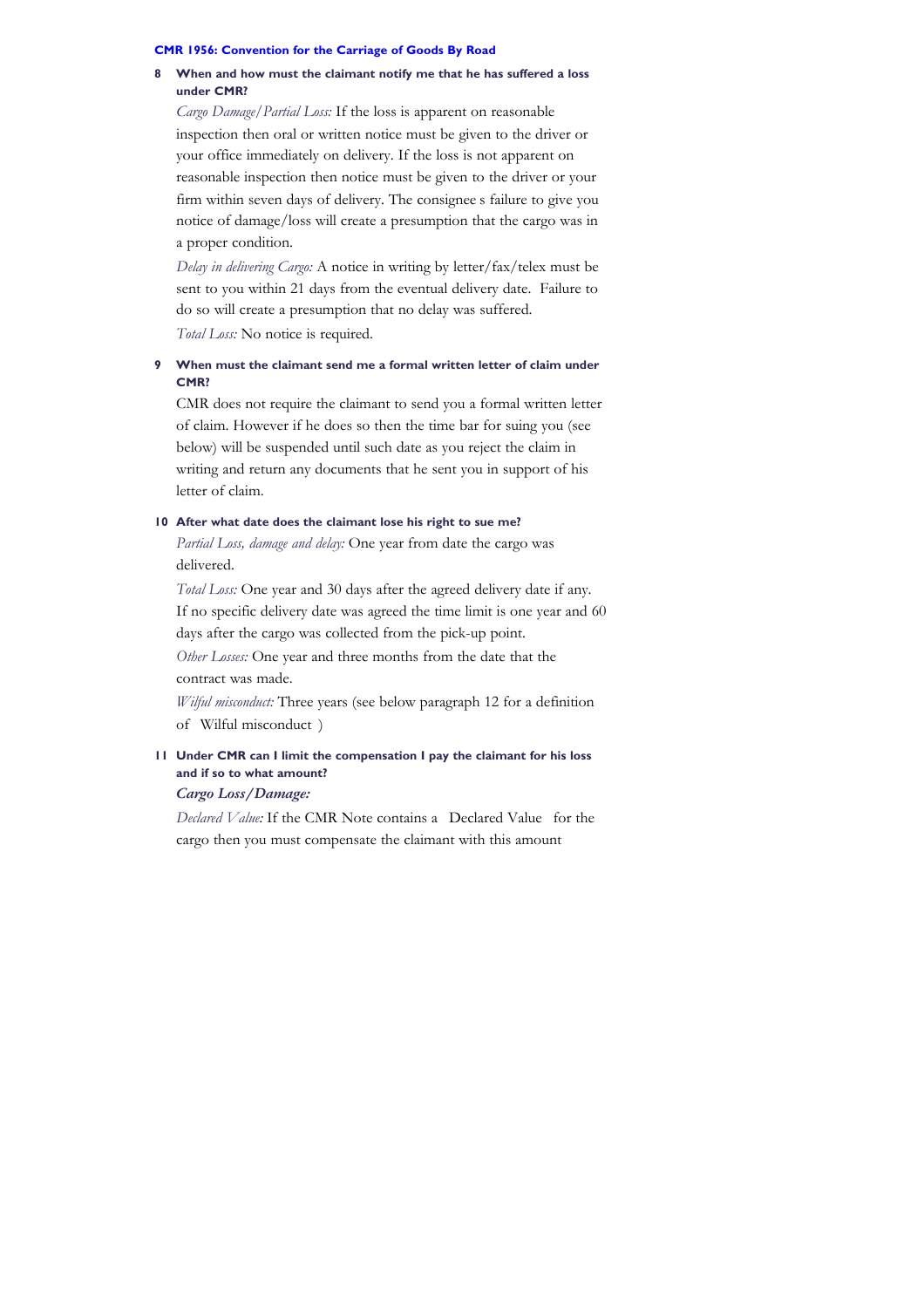**CMR 1956: Convention for the Carriage of Goods By Road**

### 8 When and how must the claimant notify me that he has suffered a loss under CMR?

*Cargo Damage/Partial Loss:* If the loss is apparent on reasonable inspection then oral or written notice must be given to the driver or your office immediately on delivery. If the loss is not apparent on reasonable inspection then notice must be given to the driver or your firm within seven days of delivery. The consignee s failure to give you notice of damage/loss will create a presumption that the cargo was in a proper condition.

*Delay in delivering Cargo:* A notice in writing by letter/fax/telex must be sent to you within 21 days from the eventual delivery date. Failure to do so will create a presumption that no delay was suffered.

*Total Loss:* No notice is required.

### 9 When must the claimant send me a formal written letter of claim under CMR?

CMR does not require the claimant to send you a formal written letter of claim. However if he does so then the time bar for suing you (see below) will be suspended until such date as you reject the claim in writing and return any documents that he sent you in support of his letter of claim.

### 10 After what date does the claimant lose his right to sue me?

*Partial Loss, damage and delay:* One year from date the cargo was delivered.

*Total Loss:* One year and 30 days after the agreed delivery date if any. If no specific delivery date was agreed the time limit is one year and 60 days after the cargo was collected from the pick-up point.

*Other Losses:* One year and three months from the date that the contract was made.

*Wilful misconduct:* Three years (see below paragraph 12 for a definition of Wilful misconduct )

### 11 Under CMR can I limit the compensation I pay the claimant for his loss and if so to what amount?

***Cargo Loss/Damage:***

*Declared Value:* If the CMR Note contains a Declared Value for the cargo then you must compensate the claimant with this amount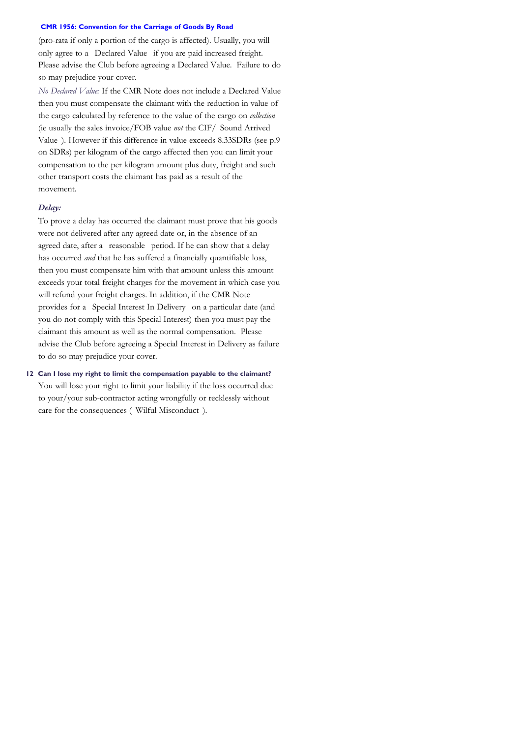(pro-rata if only a portion of the cargo is affected). Usually, you will only agree to a "Declared Value" if you are paid increased freight. Please advise the Club before agreeing a Declared Value. Failure to do so may prejudice your cover.

*No Declared Value:* If the CMR Note does not include a Declared Value then you must compensate the claimant with the reduction in value of the cargo calculated by reference to the value of the cargo on *collection* (ie usually the sales invoice/FOB value *not* the CIF/"Sound Arrived Value"). However if this difference in value exceeds 8.33SDRs (see p.9 on SDRs) per kilogram of the cargo affected then you can limit your compensation to the per kilogram amount plus duty, freight and such other transport costs the claimant has paid as a result of the movement.

### *Delay:*

To prove a delay has occurred the claimant must prove that his goods were not delivered after any agreed date or, in the absence of an agreed date, after a "reasonable" period. If he can show that a delay has occurred *and* that he has suffered a financially quantifiable loss, then you must compensate him with that amount unless this amount exceeds your total freight charges for the movement in which case you will refund your freight charges. In addition, if the CMR Note provides for a "Special Interest In Delivery" on a particular date (and you do not comply with this Special Interest) then you must pay the claimant this amount as well as the normal compensation. Please advise the Club before agreeing a Special Interest in Delivery as failure to do so may prejudice your cover.

## 12 Can I lose my right to limit the compensation payable to the claimant?

You will lose your right to limit your liability if the loss occurred due to your/your sub-contractor acting wrongfully or recklessly without care for the consequences ("Wilful Misconduct").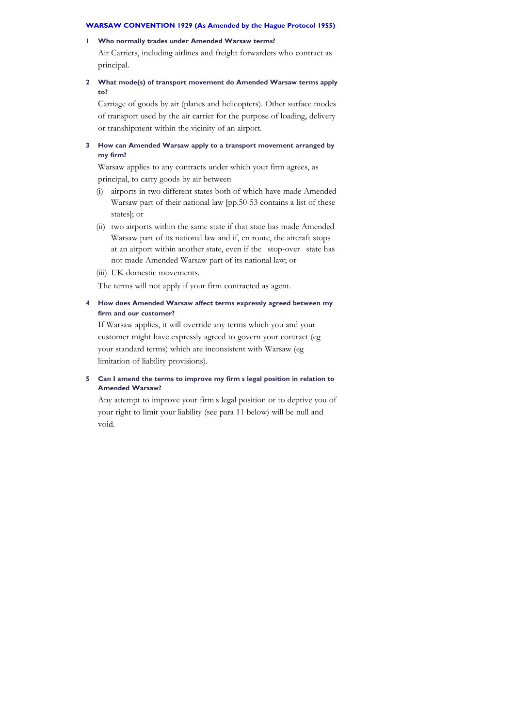## WARSAW CONVENTION 1929 (As Amended by the Hague Protocol 1955)

**1 Who normally trades under Amended Warsaw terms?**

Air Carriers, including airlines and freight forwarders who contract as principal.

**2 What mode(s) of transport movement do Amended Warsaw terms apply to?**

Carriage of goods by air (planes and helicopters). Other surface modes of transport used by the air carrier for the purpose of loading, delivery or transhipment within the vicinity of an airport.

**3 How can Amended Warsaw apply to a transport movement arranged by my firm?**

Warsaw applies to any contracts under which your firm agrees, as principal, to carry goods by air between

(i) airports in two different states both of which have made Amended Warsaw part of their national law [pp.50-53 contains a list of these states]; or

(ii) two airports within the same state if that state has made Amended Warsaw part of its national law and if, en route, the aircraft stops at an airport within another state, even if the stop-over state has not made Amended Warsaw part of its national law; or

(iii) UK domestic movements.

The terms will not apply if your firm contracted as agent.

**4 How does Amended Warsaw affect terms expressly agreed between my firm and our customer?**

If Warsaw applies, it will override any terms which you and your customer might have expressly agreed to govern your contract (eg your standard terms) which are inconsistent with Warsaw (eg limitation of liability provisions).

**5 Can I amend the terms to improve my firm s legal position in relation to Amended Warsaw?**

Any attempt to improve your firm s legal position or to deprive you of your right to limit your liability (see para 11 below) will be null and void.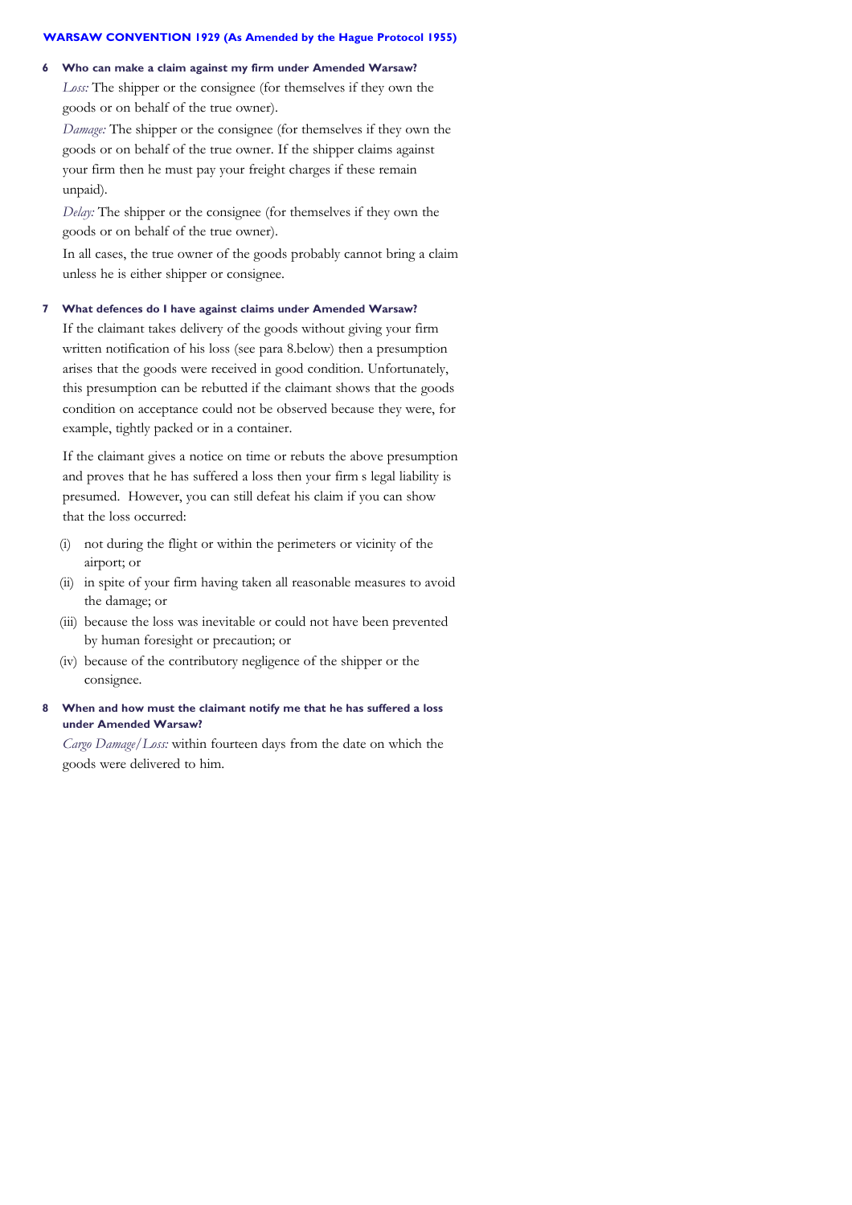**WARSAW CONVENTION 1929 (As Amended by the Hague Protocol 1955)**

**6 Who can make a claim against my firm under Amended Warsaw?**

*Loss:* The shipper or the consignee (for themselves if they own the goods or on behalf of the true owner).

*Damage:* The shipper or the consignee (for themselves if they own the goods or on behalf of the true owner. If the shipper claims against your firm then he must pay your freight charges if these remain unpaid).

*Delay:* The shipper or the consignee (for themselves if they own the goods or on behalf of the true owner).

In all cases, the true owner of the goods probably cannot bring a claim unless he is either shipper or consignee.

**7 What defences do I have against claims under Amended Warsaw?**

If the claimant takes delivery of the goods without giving your firm written notification of his loss (see para 8.below) then a presumption arises that the goods were received in good condition. Unfortunately, this presumption can be rebutted if the claimant shows that the goods condition on acceptance could not be observed because they were, for example, tightly packed or in a container.

If the claimant gives a notice on time or rebuts the above presumption and proves that he has suffered a loss then your firm s legal liability is presumed. However, you can still defeat his claim if you can show that the loss occurred:

(i) not during the flight or within the perimeters or vicinity of the airport; or

(ii) in spite of your firm having taken all reasonable measures to avoid the damage; or

(iii) because the loss was inevitable or could not have been prevented by human foresight or precaution; or

(iv) because of the contributory negligence of the shipper or the consignee.

**8 When and how must the claimant notify me that he has suffered a loss under Amended Warsaw?**

*Cargo Damage/Loss:* within fourteen days from the date on which the goods were delivered to him.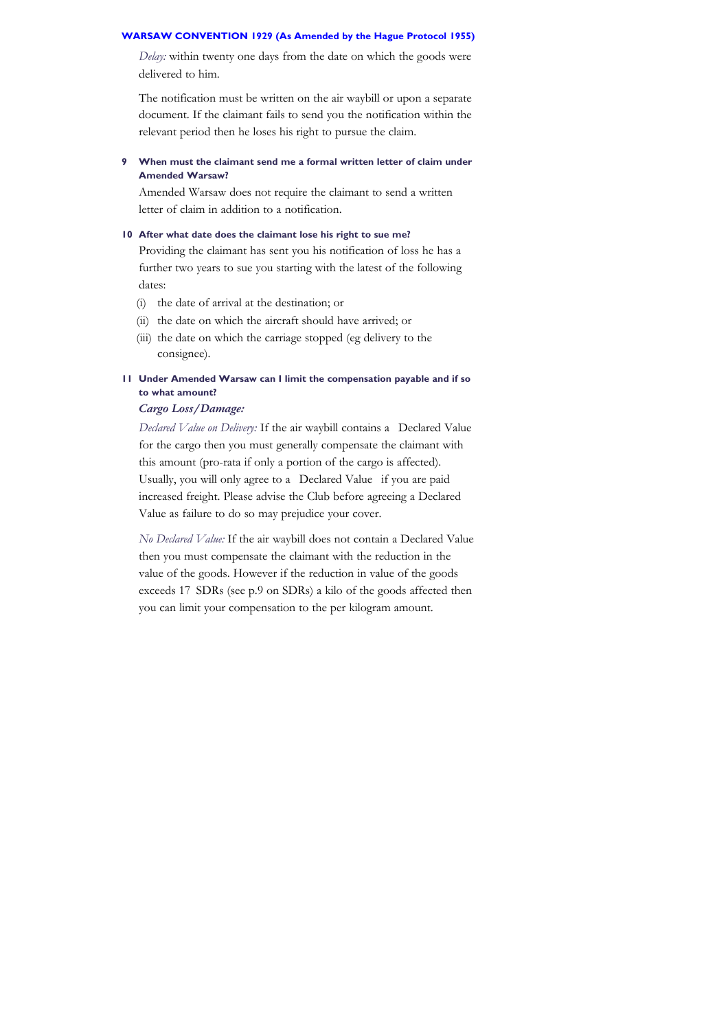*Delay:* within twenty one days from the date on which the goods were delivered to him.

The notification must be written on the air waybill or upon a separate document. If the claimant fails to send you the notification within the relevant period then he loses his right to pursue the claim.

### 9 When must the claimant send me a formal written letter of claim under Amended Warsaw?

Amended Warsaw does not require the claimant to send a written letter of claim in addition to a notification.

### 10 After what date does the claimant lose his right to sue me?

Providing the claimant has sent you his notification of loss he has a further two years to sue you starting with the latest of the following dates:

(i) the date of arrival at the destination; or

(ii) the date on which the aircraft should have arrived; or

(iii) the date on which the carriage stopped (eg delivery to the consignee).

### 11 Under Amended Warsaw can I limit the compensation payable and if so to what amount?

***Cargo Loss/Damage:***

*Declared Value on Delivery:* If the air waybill contains a Declared Value for the cargo then you must generally compensate the claimant with this amount (pro-rata if only a portion of the cargo is affected). Usually, you will only agree to a Declared Value if you are paid increased freight. Please advise the Club before agreeing a Declared Value as failure to do so may prejudice your cover.

*No Declared Value:* If the air waybill does not contain a Declared Value then you must compensate the claimant with the reduction in the value of the goods. However if the reduction in value of the goods exceeds 17 SDRs (see p.9 on SDRs) a kilo of the goods affected then you can limit your compensation to the per kilogram amount.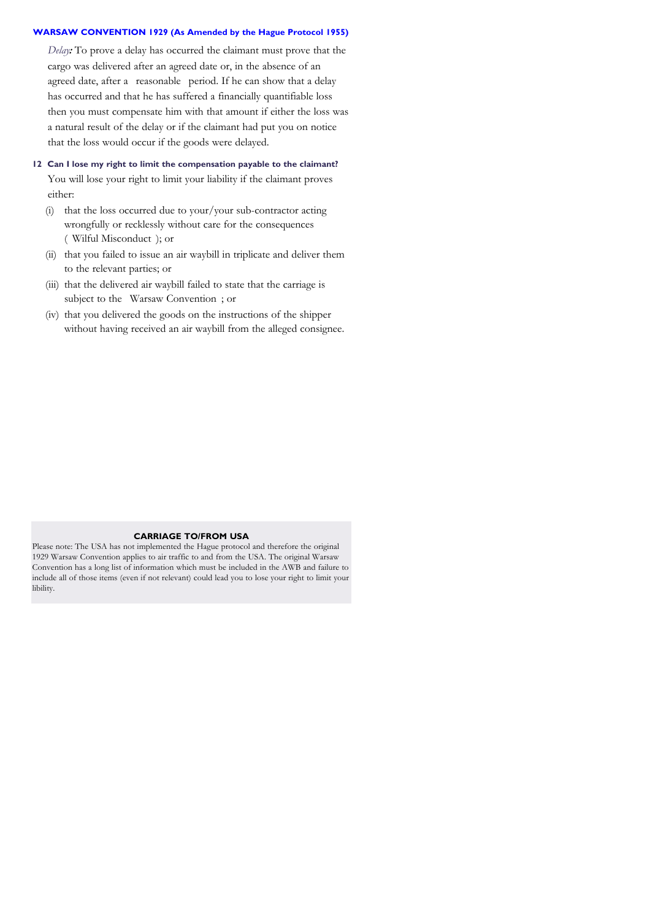*Delay:* To prove a delay has occurred the claimant must prove that the cargo was delivered after an agreed date or, in the absence of an agreed date, after a reasonable period. If he can show that a delay has occurred and that he has suffered a financially quantifiable loss then you must compensate him with that amount if either the loss was a natural result of the delay or if the claimant had put you on notice that the loss would occur if the goods were delayed.

### 12 Can I lose my right to limit the compensation payable to the claimant?

You will lose your right to limit your liability if the claimant proves either:

(i) that the loss occurred due to your/your sub-contractor acting wrongfully or recklessly without care for the consequences ( Wilful Misconduct ); or

(ii) that you failed to issue an air waybill in triplicate and deliver them to the relevant parties; or

(iii) that the delivered air waybill failed to state that the carriage is subject to the Warsaw Convention ; or

(iv) that you delivered the goods on the instructions of the shipper without having received an air waybill from the alleged consignee.

**CARRIAGE TO/FROM USA**

Please note: The USA has not implemented the Hague protocol and therefore the original 1929 Warsaw Convention applies to air traffic to and from the USA. The original Warsaw Convention has a long list of information which must be included in the AWB and failure to include all of those items (even if not relevant) could lead you to lose your right to limit your libility.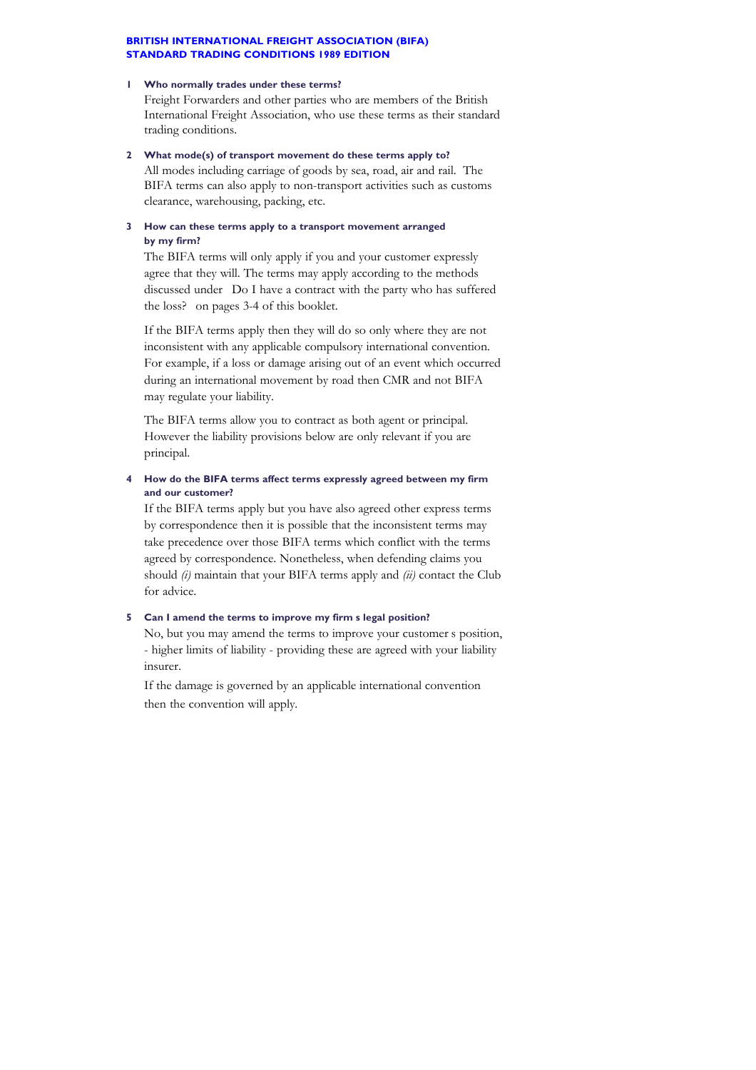# BRITISH INTERNATIONAL FREIGHT ASSOCIATION (BIFA) STANDARD TRADING CONDITIONS 1989 EDITION

**1 Who normally trades under these terms?**

Freight Forwarders and other parties who are members of the British International Freight Association, who use these terms as their standard trading conditions.

**2 What mode(s) of transport movement do these terms apply to?**

All modes including carriage of goods by sea, road, air and rail. The BIFA terms can also apply to non-transport activities such as customs clearance, warehousing, packing, etc.

**3 How can these terms apply to a transport movement arranged by my firm?**

The BIFA terms will only apply if you and your customer expressly agree that they will. The terms may apply according to the methods discussed under Do I have a contract with the party who has suffered the loss? on pages 3-4 of this booklet.

If the BIFA terms apply then they will do so only where they are not inconsistent with any applicable compulsory international convention. For example, if a loss or damage arising out of an event which occurred during an international movement by road then CMR and not BIFA may regulate your liability.

The BIFA terms allow you to contract as both agent or principal. However the liability provisions below are only relevant if you are principal.

**4 How do the BIFA terms affect terms expressly agreed between my firm and our customer?**

If the BIFA terms apply but you have also agreed other express terms by correspondence then it is possible that the inconsistent terms may take precedence over those BIFA terms which conflict with the terms agreed by correspondence. Nonetheless, when defending claims you should *(i)* maintain that your BIFA terms apply and *(ii)* contact the Club for advice.

**5 Can I amend the terms to improve my firm s legal position?**

No, but you may amend the terms to improve your customer s position, - higher limits of liability - providing these are agreed with your liability insurer.

If the damage is governed by an applicable international convention then the convention will apply.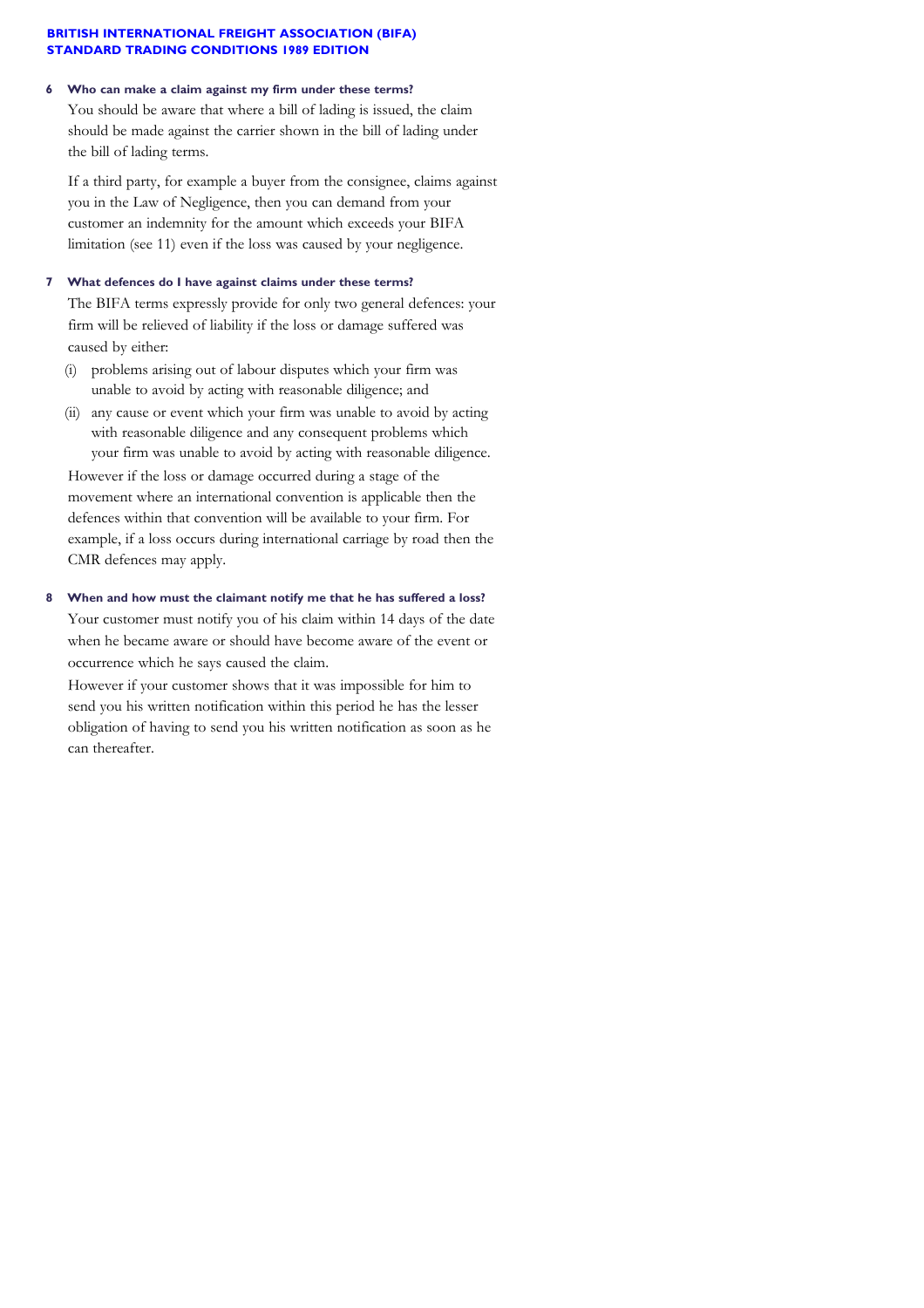### 6 Who can make a claim against my firm under these terms?

You should be aware that where a bill of lading is issued, the claim should be made against the carrier shown in the bill of lading under the bill of lading terms.

If a third party, for example a buyer from the consignee, claims against you in the Law of Negligence, then you can demand from your customer an indemnity for the amount which exceeds your BIFA limitation (see 11) even if the loss was caused by your negligence.

### 7 What defences do I have against claims under these terms?

The BIFA terms expressly provide for only two general defences: your firm will be relieved of liability if the loss or damage suffered was caused by either:

(i) problems arising out of labour disputes which your firm was unable to avoid by acting with reasonable diligence; and

(ii) any cause or event which your firm was unable to avoid by acting with reasonable diligence and any consequent problems which your firm was unable to avoid by acting with reasonable diligence.

However if the loss or damage occurred during a stage of the movement where an international convention is applicable then the defences within that convention will be available to your firm. For example, if a loss occurs during international carriage by road then the CMR defences may apply.

### 8 When and how must the claimant notify me that he has suffered a loss?

Your customer must notify you of his claim within 14 days of the date when he became aware or should have become aware of the event or occurrence which he says caused the claim.

However if your customer shows that it was impossible for him to send you his written notification within this period he has the lesser obligation of having to send you his written notification as soon as he can thereafter.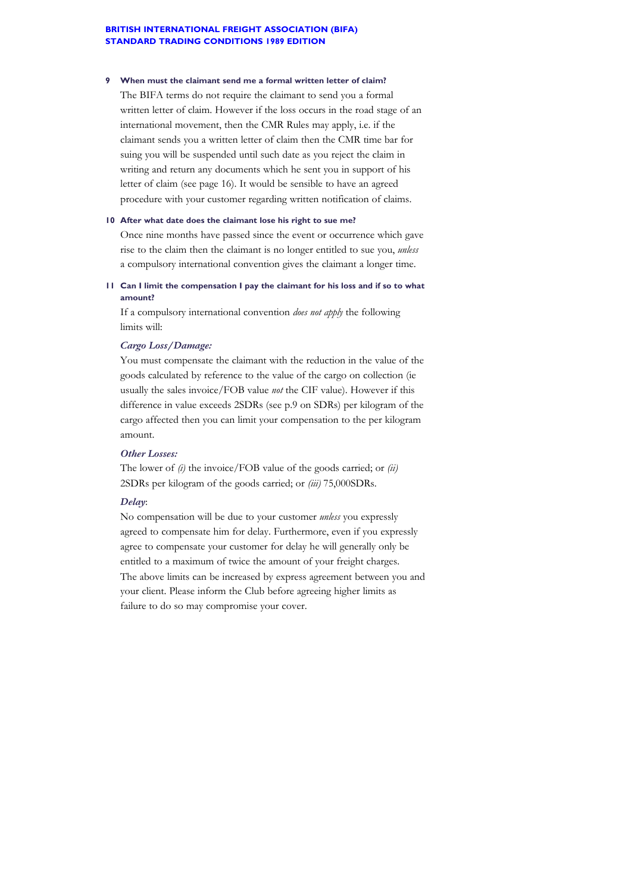### 9 When must the claimant send me a formal written letter of claim?

The BIFA terms do not require the claimant to send you a formal written letter of claim. However if the loss occurs in the road stage of an international movement, then the CMR Rules may apply, i.e. if the claimant sends you a written letter of claim then the CMR time bar for suing you will be suspended until such date as you reject the claim in writing and return any documents which he sent you in support of his letter of claim (see page 16). It would be sensible to have an agreed procedure with your customer regarding written notification of claims.

### 10 After what date does the claimant lose his right to sue me?

Once nine months have passed since the event or occurrence which gave rise to the claim then the claimant is no longer entitled to sue you, *unless* a compulsory international convention gives the claimant a longer time.

### 11 Can I limit the compensation I pay the claimant for his loss and if so to what amount?

If a compulsory international convention *does not apply* the following limits will:

***Cargo Loss/Damage:***

You must compensate the claimant with the reduction in the value of the goods calculated by reference to the value of the cargo on collection (ie usually the sales invoice/FOB value *not* the CIF value). However if this difference in value exceeds 2SDRs (see p.9 on SDRs) per kilogram of the cargo affected then you can limit your compensation to the per kilogram amount.

***Other Losses:***

The lower of *(i)* the invoice/FOB value of the goods carried; or *(ii)* 2SDRs per kilogram of the goods carried; or *(iii)* 75,000SDRs.

***Delay***:

No compensation will be due to your customer *unless* you expressly agreed to compensate him for delay. Furthermore, even if you expressly agree to compensate your customer for delay he will generally only be entitled to a maximum of twice the amount of your freight charges.

The above limits can be increased by express agreement between you and your client. Please inform the Club before agreeing higher limits as failure to do so may compromise your cover.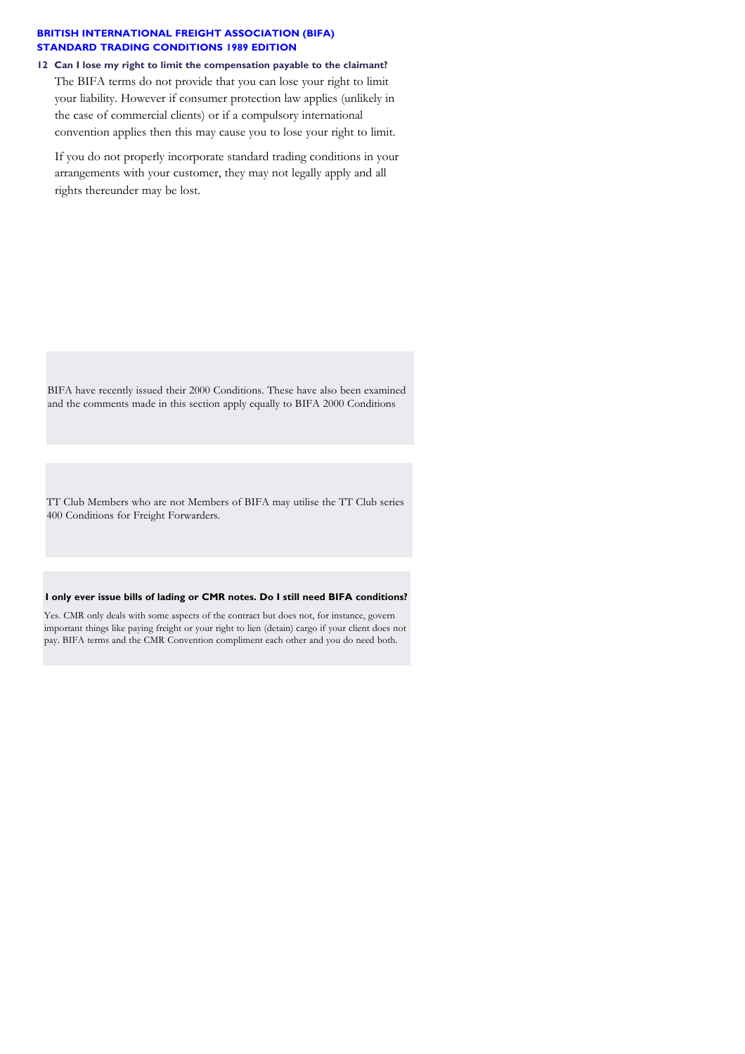**BRITISH INTERNATIONAL FREIGHT ASSOCIATION (BIFA)**
**STANDARD TRADING CONDITIONS 1989 EDITION**

**12 Can I lose my right to limit the compensation payable to the claimant?**

The BIFA terms do not provide that you can lose your right to limit your liability. However if consumer protection law applies (unlikely in the case of commercial clients) or if a compulsory international convention applies then this may cause you to lose your right to limit.

If you do not properly incorporate standard trading conditions in your arrangements with your customer, they may not legally apply and all rights thereunder may be lost.

BIFA have recently issued their 2000 Conditions. These have also been examined and the comments made in this section apply equally to BIFA 2000 Conditions

TT Club Members who are not Members of BIFA may utilise the TT Club series 400 Conditions for Freight Forwarders.

**I only ever issue bills of lading or CMR notes. Do I still need BIFA conditions?**

Yes. CMR only deals with some aspects of the contract but does not, for instance, govern important things like paying freight or your right to lien (detain) cargo if your client does not pay. BIFA terms and the CMR Convention compliment each other and you do need both.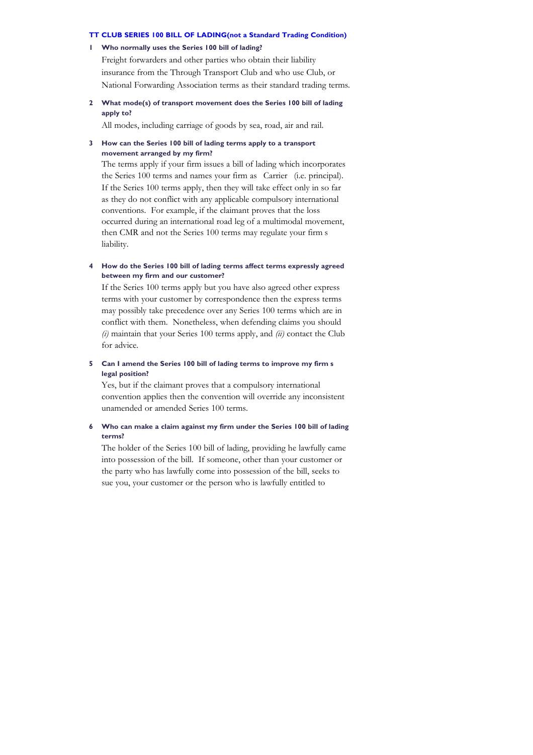### TT CLUB SERIES 100 BILL OF LADING(not a Standard Trading Condition)

**1 Who normally uses the Series 100 bill of lading?**

Freight forwarders and other parties who obtain their liability insurance from the Through Transport Club and who use Club, or National Forwarding Association terms as their standard trading terms.

**2 What mode(s) of transport movement does the Series 100 bill of lading apply to?**

All modes, including carriage of goods by sea, road, air and rail.

**3 How can the Series 100 bill of lading terms apply to a transport movement arranged by my firm?**

The terms apply if your firm issues a bill of lading which incorporates the Series 100 terms and names your firm as Carrier (i.e. principal). If the Series 100 terms apply, then they will take effect only in so far as they do not conflict with any applicable compulsory international conventions. For example, if the claimant proves that the loss occurred during an international road leg of a multimodal movement, then CMR and not the Series 100 terms may regulate your firm s liability.

**4 How do the Series 100 bill of lading terms affect terms expressly agreed between my firm and our customer?**

If the Series 100 terms apply but you have also agreed other express terms with your customer by correspondence then the express terms may possibly take precedence over any Series 100 terms which are in conflict with them. Nonetheless, when defending claims you should *(i)* maintain that your Series 100 terms apply, and *(ii)* contact the Club for advice.

**5 Can I amend the Series 100 bill of lading terms to improve my firm s legal position?**

Yes, but if the claimant proves that a compulsory international convention applies then the convention will override any inconsistent unamended or amended Series 100 terms.

**6 Who can make a claim against my firm under the Series 100 bill of lading terms?**

The holder of the Series 100 bill of lading, providing he lawfully came into possession of the bill. If someone, other than your customer or the party who has lawfully come into possession of the bill, seeks to sue you, your customer or the person who is lawfully entitled to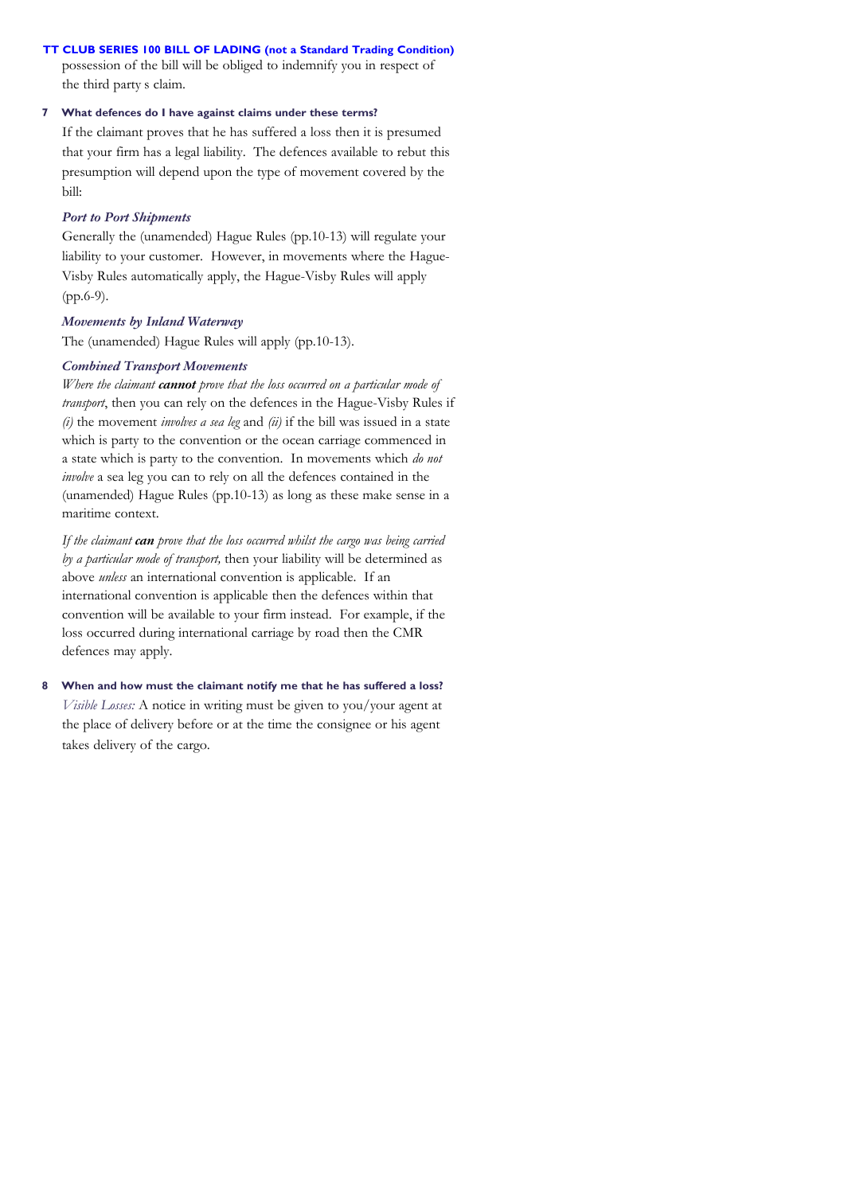possession of the bill will be obliged to indemnify you in respect of the third party s claim.

## 7 What defences do I have against claims under these terms?

If the claimant proves that he has suffered a loss then it is presumed that your firm has a legal liability. The defences available to rebut this presumption will depend upon the type of movement covered by the bill:

### *Port to Port Shipments*

Generally the (unamended) Hague Rules (pp.10-13) will regulate your liability to your customer. However, in movements where the Hague-Visby Rules automatically apply, the Hague-Visby Rules will apply (pp.6-9).

### *Movements by Inland Waterway*

The (unamended) Hague Rules will apply (pp.10-13).

### *Combined Transport Movements*

*Where the claimant* ***cannot*** *prove that the loss occurred on a particular mode of transport*, then you can rely on the defences in the Hague-Visby Rules if *(i)* the movement *involves a sea leg* and *(ii)* if the bill was issued in a state which is party to the convention or the ocean carriage commenced in a state which is party to the convention. In movements which *do not involve* a sea leg you can to rely on all the defences contained in the (unamended) Hague Rules (pp.10-13) as long as these make sense in a maritime context.

*If the claimant* ***can*** *prove that the loss occurred whilst the cargo was being carried by a particular mode of transport,* then your liability will be determined as above *unless* an international convention is applicable. If an international convention is applicable then the defences within that convention will be available to your firm instead. For example, if the loss occurred during international carriage by road then the CMR defences may apply.

## 8 When and how must the claimant notify me that he has suffered a loss?

*Visible Losses:* A notice in writing must be given to you/your agent at the place of delivery before or at the time the consignee or his agent takes delivery of the cargo.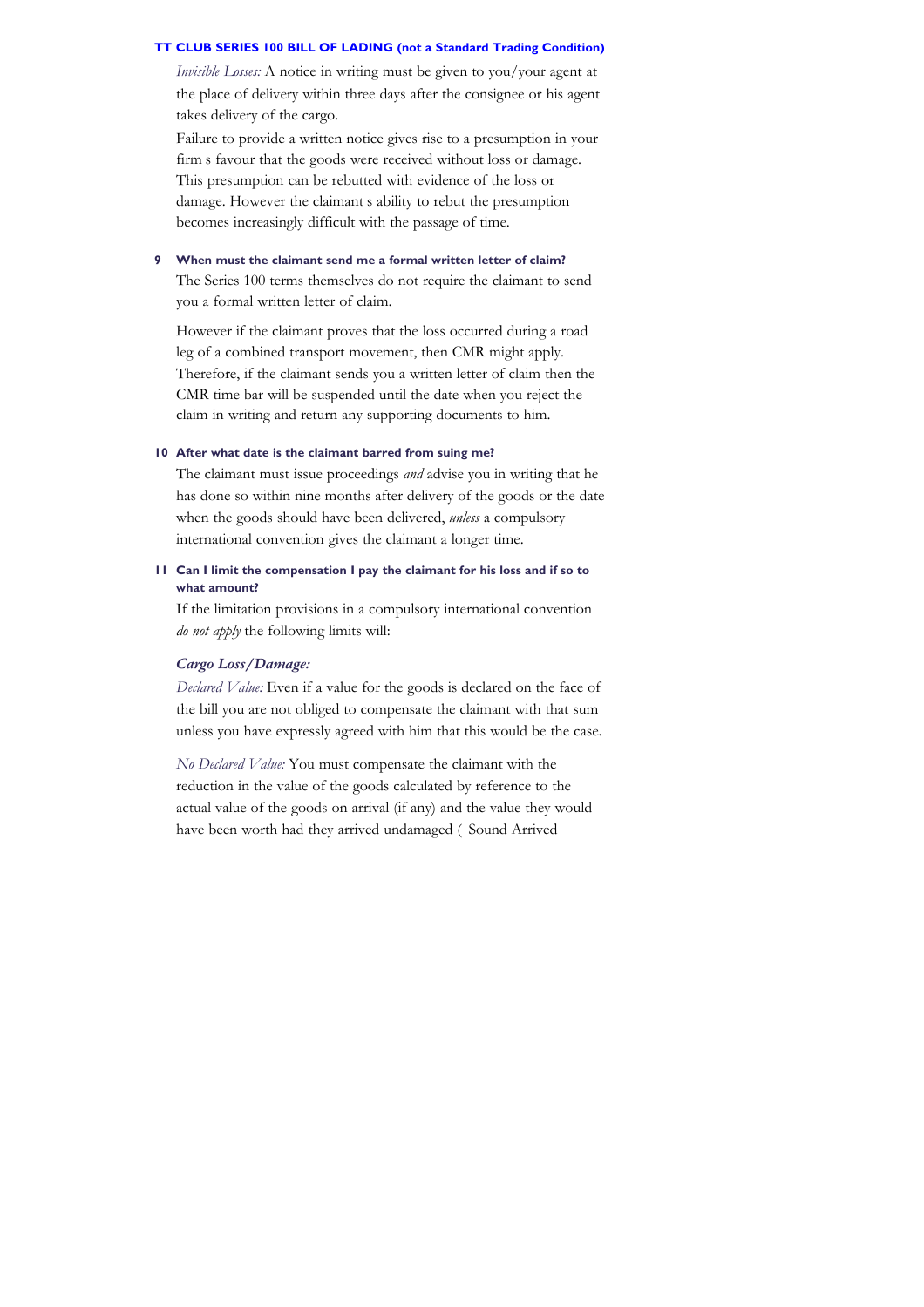*Invisible Losses:* A notice in writing must be given to you/your agent at the place of delivery within three days after the consignee or his agent takes delivery of the cargo.

Failure to provide a written notice gives rise to a presumption in your firm s favour that the goods were received without loss or damage. This presumption can be rebutted with evidence of the loss or damage. However the claimant s ability to rebut the presumption becomes increasingly difficult with the passage of time.

### 9 When must the claimant send me a formal written letter of claim?

The Series 100 terms themselves do not require the claimant to send you a formal written letter of claim.

However if the claimant proves that the loss occurred during a road leg of a combined transport movement, then CMR might apply. Therefore, if the claimant sends you a written letter of claim then the CMR time bar will be suspended until the date when you reject the claim in writing and return any supporting documents to him.

### 10 After what date is the claimant barred from suing me?

The claimant must issue proceedings *and* advise you in writing that he has done so within nine months after delivery of the goods or the date when the goods should have been delivered, *unless* a compulsory international convention gives the claimant a longer time.

### 11 Can I limit the compensation I pay the claimant for his loss and if so to what amount?

If the limitation provisions in a compulsory international convention *do not apply* the following limits will:

***Cargo Loss/Damage:***

*Declared Value:* Even if a value for the goods is declared on the face of the bill you are not obliged to compensate the claimant with that sum unless you have expressly agreed with him that this would be the case.

*No Declared Value:* You must compensate the claimant with the reduction in the value of the goods calculated by reference to the actual value of the goods on arrival (if any) and the value they would have been worth had they arrived undamaged ( Sound Arrived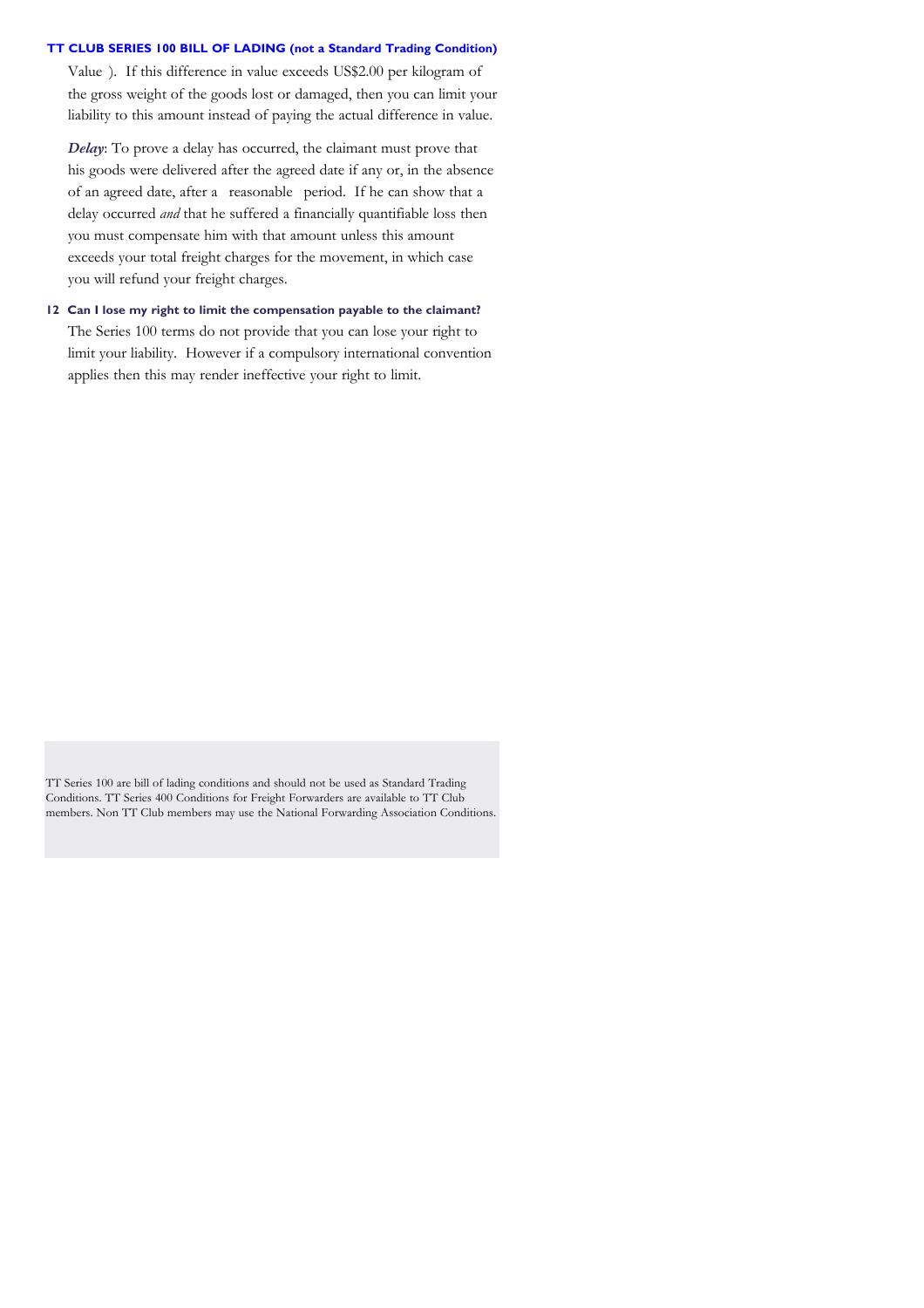Value ). If this difference in value exceeds US$2.00 per kilogram of the gross weight of the goods lost or damaged, then you can limit your liability to this amount instead of paying the actual difference in value.

***Delay***: To prove a delay has occurred, the claimant must prove that his goods were delivered after the agreed date if any or, in the absence of an agreed date, after a reasonable period. If he can show that a delay occurred *and* that he suffered a financially quantifiable loss then you must compensate him with that amount unless this amount exceeds your total freight charges for the movement, in which case you will refund your freight charges.

### 12 Can I lose my right to limit the compensation payable to the claimant?

The Series 100 terms do not provide that you can lose your right to limit your liability. However if a compulsory international convention applies then this may render ineffective your right to limit.

TT Series 100 are bill of lading conditions and should not be used as Standard Trading Conditions. TT Series 400 Conditions for Freight Forwarders are available to TT Club members. Non TT Club members may use the National Forwarding Association Conditions.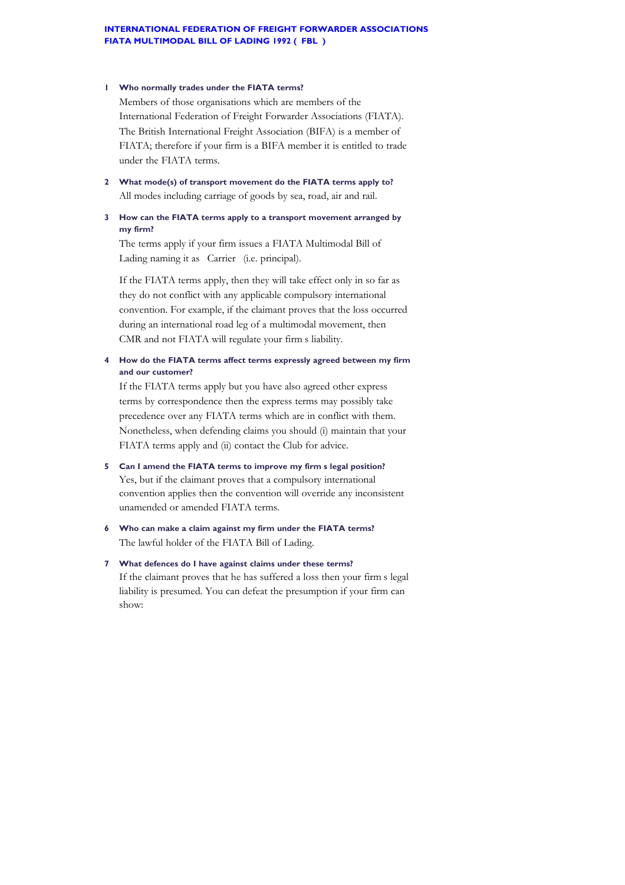**INTERNATIONAL FEDERATION OF FREIGHT FORWARDER ASSOCIATIONS**
**FIATA MULTIMODAL BILL OF LADING 1992 ( FBL )**

**1 Who normally trades under the FIATA terms?**

Members of those organisations which are members of the International Federation of Freight Forwarder Associations (FIATA). The British International Freight Association (BIFA) is a member of FIATA; therefore if your firm is a BIFA member it is entitled to trade under the FIATA terms.

**2 What mode(s) of transport movement do the FIATA terms apply to?**

All modes including carriage of goods by sea, road, air and rail.

**3 How can the FIATA terms apply to a transport movement arranged by my firm?**

The terms apply if your firm issues a FIATA Multimodal Bill of Lading naming it as Carrier (i.e. principal).

If the FIATA terms apply, then they will take effect only in so far as they do not conflict with any applicable compulsory international convention. For example, if the claimant proves that the loss occurred during an international road leg of a multimodal movement, then CMR and not FIATA will regulate your firm s liability.

**4 How do the FIATA terms affect terms expressly agreed between my firm and our customer?**

If the FIATA terms apply but you have also agreed other express terms by correspondence then the express terms may possibly take precedence over any FIATA terms which are in conflict with them. Nonetheless, when defending claims you should (i) maintain that your FIATA terms apply and (ii) contact the Club for advice.

**5 Can I amend the FIATA terms to improve my firm s legal position?**

Yes, but if the claimant proves that a compulsory international convention applies then the convention will override any inconsistent unamended or amended FIATA terms.

**6 Who can make a claim against my firm under the FIATA terms?**

The lawful holder of the FIATA Bill of Lading.

**7 What defences do I have against claims under these terms?**

If the claimant proves that he has suffered a loss then your firm s legal liability is presumed. You can defeat the presumption if your firm can show: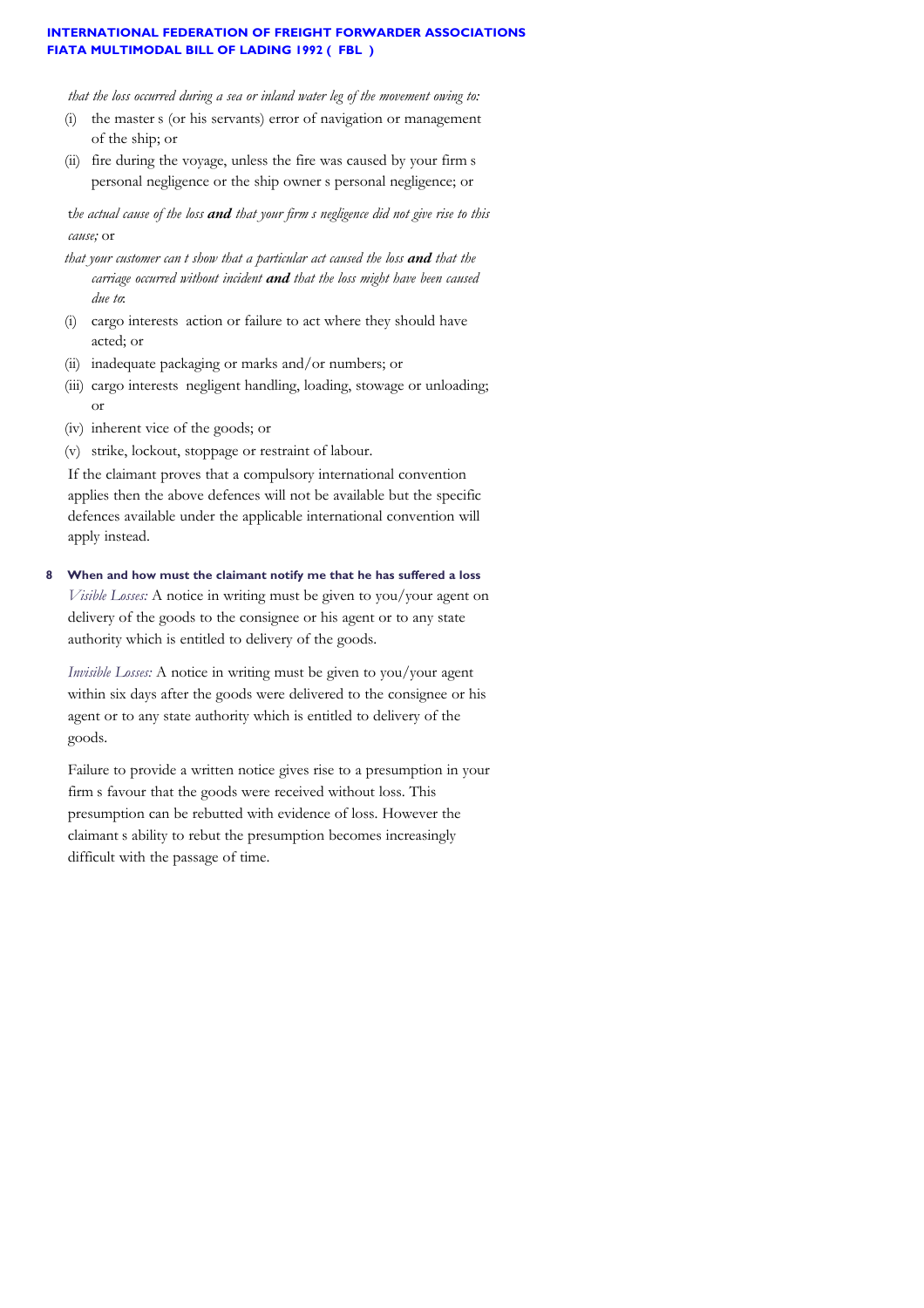*that the loss occurred during a sea or inland water leg of the movement owing to:*

(i) the master s (or his servants) error of navigation or management of the ship; or

(ii) fire during the voyage, unless the fire was caused by your firm s personal negligence or the ship owner s personal negligence; or

*the actual cause of the loss **and** that your firm s negligence did not give rise to this cause;* or

*that your customer can t show that a particular act caused the loss **and** that the carriage occurred without incident **and** that the loss might have been caused due to:*

(i) cargo interests action or failure to act where they should have acted; or

(ii) inadequate packaging or marks and/or numbers; or

(iii) cargo interests negligent handling, loading, stowage or unloading; or

(iv) inherent vice of the goods; or

(v) strike, lockout, stoppage or restraint of labour.

If the claimant proves that a compulsory international convention applies then the above defences will not be available but the specific defences available under the applicable international convention will apply instead.

## 8 When and how must the claimant notify me that he has suffered a loss

*Visible Losses:* A notice in writing must be given to you/your agent on delivery of the goods to the consignee or his agent or to any state authority which is entitled to delivery of the goods.

*Invisible Losses:* A notice in writing must be given to you/your agent within six days after the goods were delivered to the consignee or his agent or to any state authority which is entitled to delivery of the goods.

Failure to provide a written notice gives rise to a presumption in your firm s favour that the goods were received without loss. This presumption can be rebutted with evidence of loss. However the claimant s ability to rebut the presumption becomes increasingly difficult with the passage of time.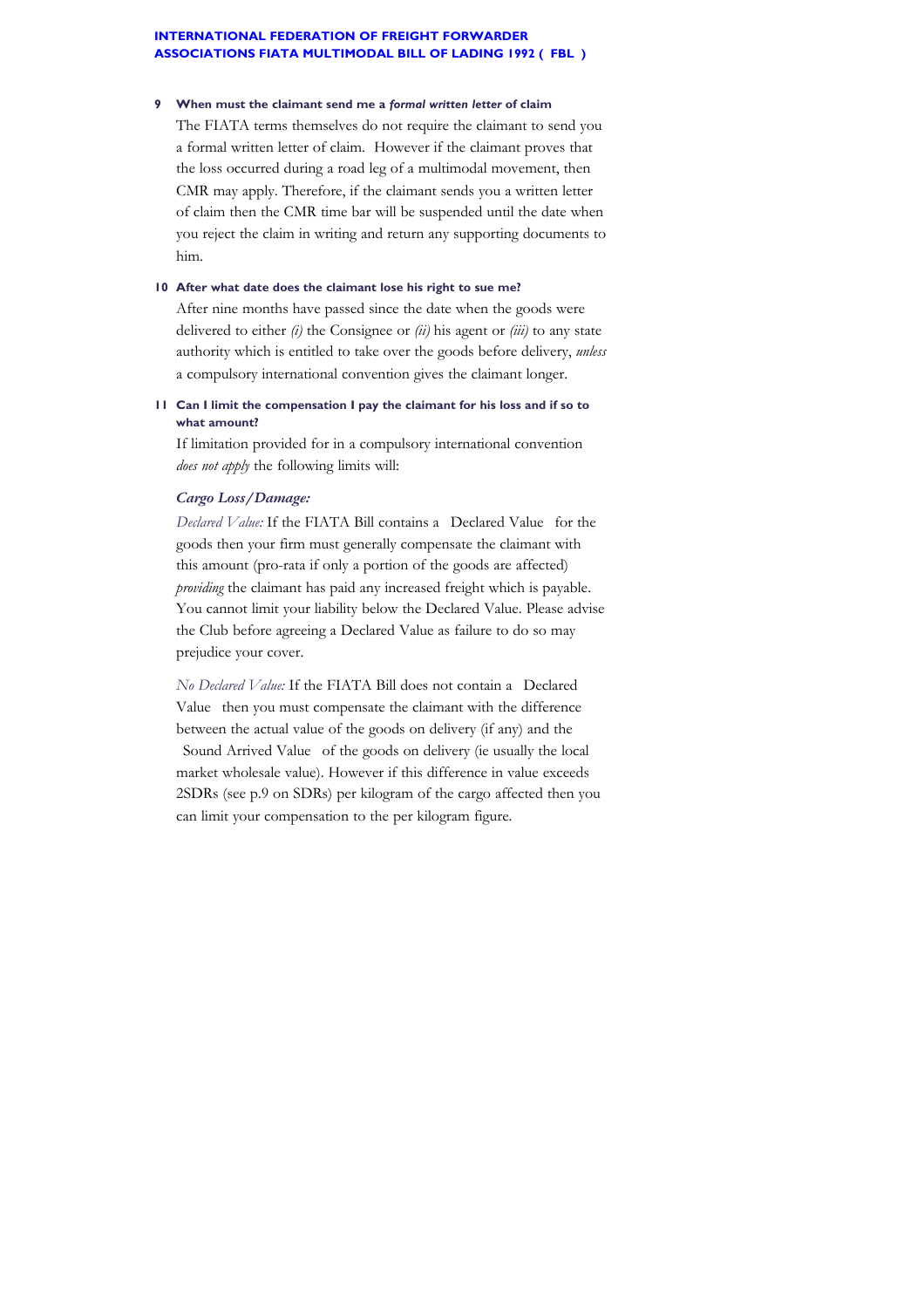**9 When must the claimant send me a *formal written letter* of claim**

The FIATA terms themselves do not require the claimant to send you a formal written letter of claim. However if the claimant proves that the loss occurred during a road leg of a multimodal movement, then CMR may apply. Therefore, if the claimant sends you a written letter of claim then the CMR time bar will be suspended until the date when you reject the claim in writing and return any supporting documents to him.

**10 After what date does the claimant lose his right to sue me?**

After nine months have passed since the date when the goods were delivered to either *(i)* the Consignee or *(ii)* his agent or *(iii)* to any state authority which is entitled to take over the goods before delivery, *unless* a compulsory international convention gives the claimant longer.

**11 Can I limit the compensation I pay the claimant for his loss and if so to what amount?**

If limitation provided for in a compulsory international convention *does not apply* the following limits will:

***Cargo Loss/Damage:***

*Declared Value:* If the FIATA Bill contains a Declared Value for the goods then your firm must generally compensate the claimant with this amount (pro-rata if only a portion of the goods are affected) *providing* the claimant has paid any increased freight which is payable. You cannot limit your liability below the Declared Value. Please advise the Club before agreeing a Declared Value as failure to do so may prejudice your cover.

*No Declared Value:* If the FIATA Bill does not contain a Declared Value then you must compensate the claimant with the difference between the actual value of the goods on delivery (if any) and the Sound Arrived Value of the goods on delivery (ie usually the local market wholesale value). However if this difference in value exceeds 2SDRs (see p.9 on SDRs) per kilogram of the cargo affected then you can limit your compensation to the per kilogram figure.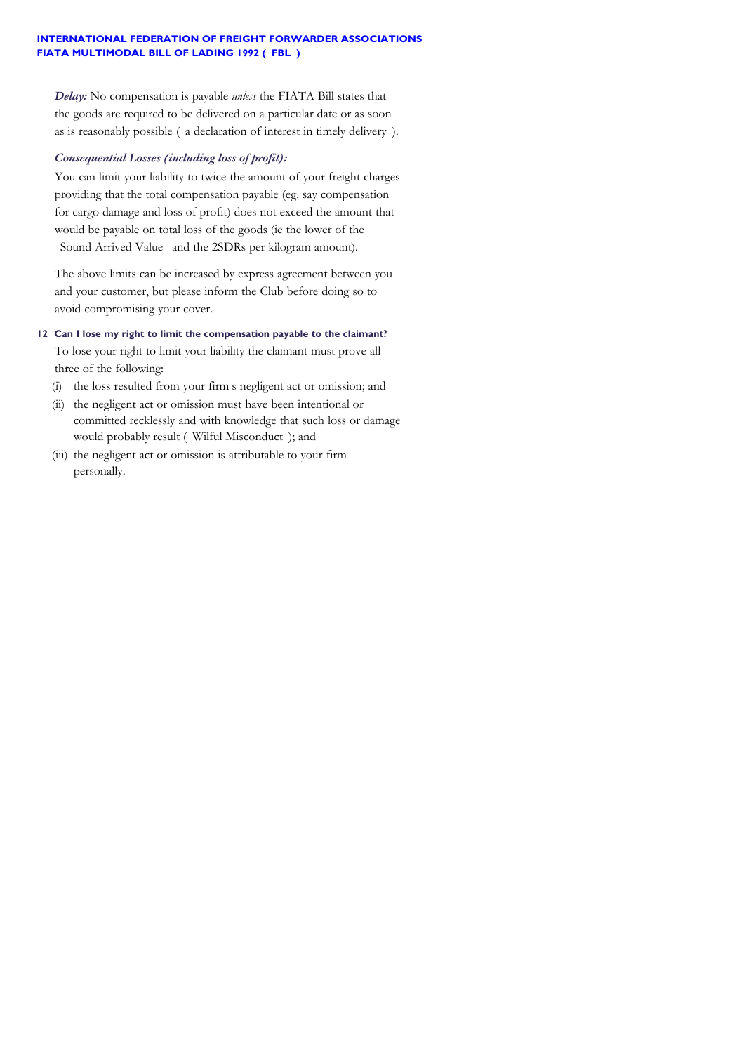*Delay:* No compensation is payable *unless* the FIATA Bill states that the goods are required to be delivered on a particular date or as soon as is reasonably possible ( a declaration of interest in timely delivery ).

*Consequential Losses (including loss of profit):*

You can limit your liability to twice the amount of your freight charges providing that the total compensation payable (eg. say compensation for cargo damage and loss of profit) does not exceed the amount that would be payable on total loss of the goods (ie the lower of the Sound Arrived Value and the 2SDRs per kilogram amount).

The above limits can be increased by express agreement between you and your customer, but please inform the Club before doing so to avoid compromising your cover.

### 12 Can I lose my right to limit the compensation payable to the claimant?

To lose your right to limit your liability the claimant must prove all three of the following:

(i) the loss resulted from your firm s negligent act or omission; and

(ii) the negligent act or omission must have been intentional or committed recklessly and with knowledge that such loss or damage would probably result ( Wilful Misconduct ); and

(iii) the negligent act or omission is attributable to your firm personally.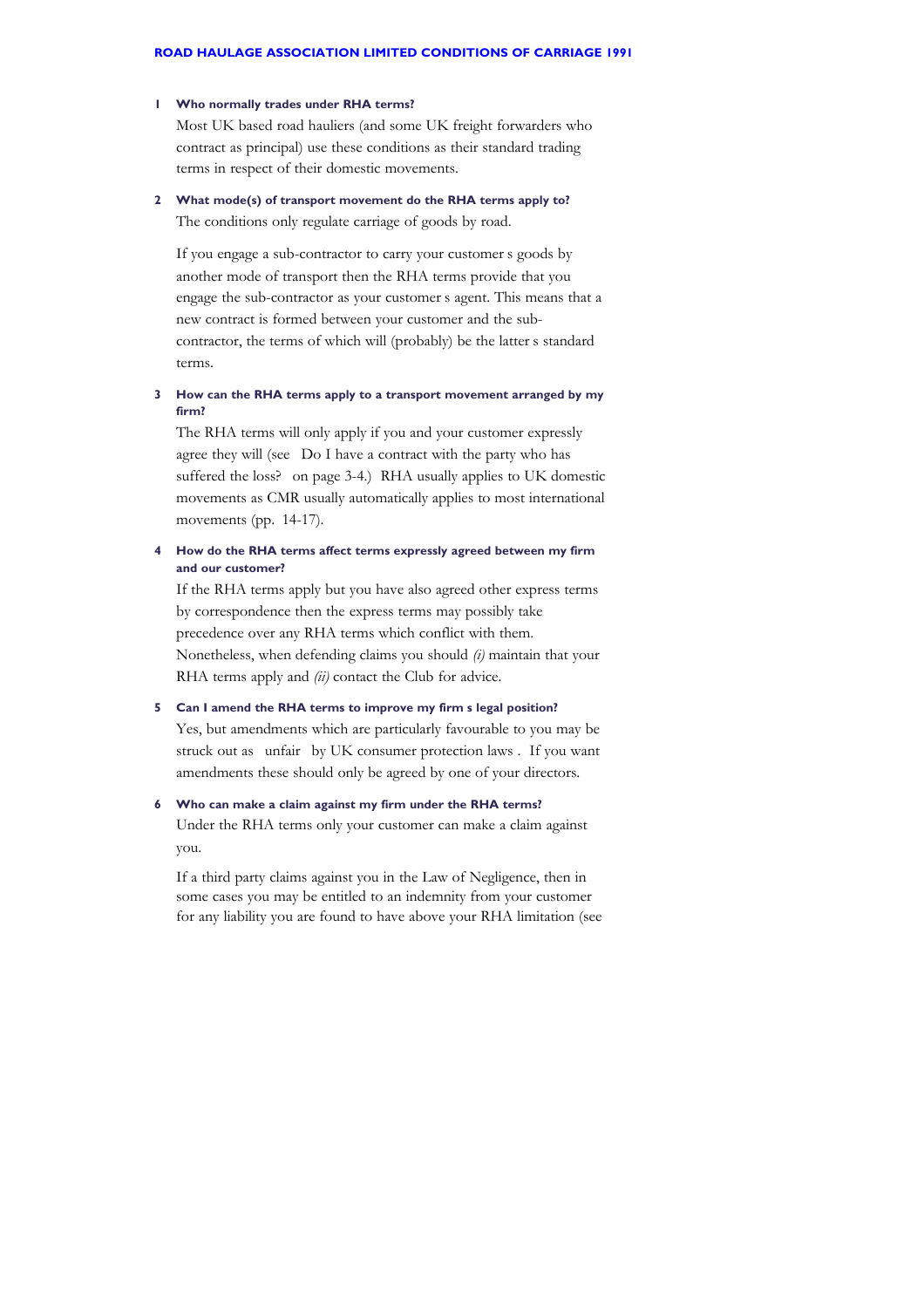## ROAD HAULAGE ASSOCIATION LIMITED CONDITIONS OF CARRIAGE 1991

### 1 Who normally trades under RHA terms?

Most UK based road hauliers (and some UK freight forwarders who contract as principal) use these conditions as their standard trading terms in respect of their domestic movements.

### 2 What mode(s) of transport movement do the RHA terms apply to?

The conditions only regulate carriage of goods by road.

If you engage a sub-contractor to carry your customer s goods by another mode of transport then the RHA terms provide that you engage the sub-contractor as your customer s agent. This means that a new contract is formed between your customer and the sub-contractor, the terms of which will (probably) be the latter s standard terms.

### 3 How can the RHA terms apply to a transport movement arranged by my firm?

The RHA terms will only apply if you and your customer expressly agree they will (see  Do I have a contract with the party who has suffered the loss?  on page 3-4.) RHA usually applies to UK domestic movements as CMR usually automatically applies to most international movements (pp. 14-17).

### 4 How do the RHA terms affect terms expressly agreed between my firm and our customer?

If the RHA terms apply but you have also agreed other express terms by correspondence then the express terms may possibly take precedence over any RHA terms which conflict with them. Nonetheless, when defending claims you should *(i)* maintain that your RHA terms apply and *(ii)* contact the Club for advice.

### 5 Can I amend the RHA terms to improve my firm s legal position?

Yes, but amendments which are particularly favourable to you may be struck out as  unfair  by UK consumer protection laws . If you want amendments these should only be agreed by one of your directors.

### 6 Who can make a claim against my firm under the RHA terms?

Under the RHA terms only your customer can make a claim against you.

If a third party claims against you in the Law of Negligence, then in some cases you may be entitled to an indemnity from your customer for any liability you are found to have above your RHA limitation (see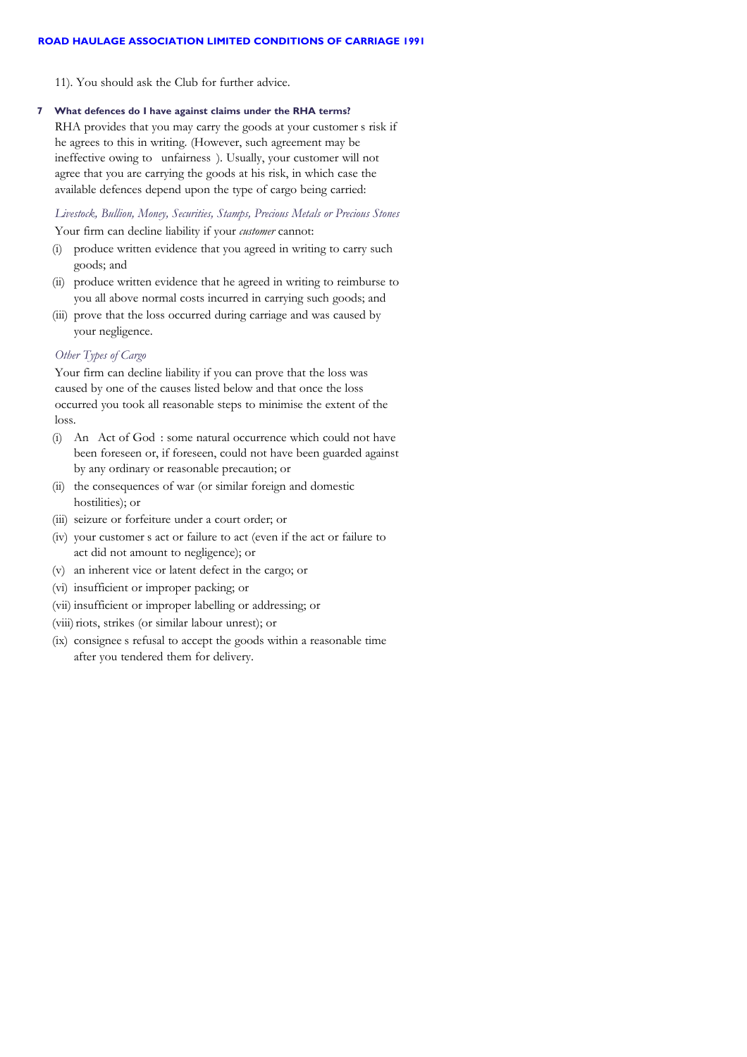11). You should ask the Club for further advice.

**7 What defences do I have against claims under the RHA terms?**

RHA provides that you may carry the goods at your customer s risk if he agrees to this in writing. (However, such agreement may be ineffective owing to  unfairness ). Usually, your customer will not agree that you are carrying the goods at his risk, in which case the available defences depend upon the type of cargo being carried:

*Livestock, Bullion, Money, Securities, Stamps, Precious Metals or Precious Stones*

Your firm can decline liability if your *customer* cannot:

(i) produce written evidence that you agreed in writing to carry such goods; and

(ii) produce written evidence that he agreed in writing to reimburse to you all above normal costs incurred in carrying such goods; and

(iii) prove that the loss occurred during carriage and was caused by your negligence.

*Other Types of Cargo*

Your firm can decline liability if you can prove that the loss was caused by one of the causes listed below and that once the loss occurred you took all reasonable steps to minimise the extent of the loss.

(i) An  Act of God : some natural occurrence which could not have been foreseen or, if foreseen, could not have been guarded against by any ordinary or reasonable precaution; or

(ii) the consequences of war (or similar foreign and domestic hostilities); or

(iii) seizure or forfeiture under a court order; or

(iv) your customer s act or failure to act (even if the act or failure to act did not amount to negligence); or

(v) an inherent vice or latent defect in the cargo; or

(vi) insufficient or improper packing; or

(vii) insufficient or improper labelling or addressing; or

(viii) riots, strikes (or similar labour unrest); or

(ix) consignee s refusal to accept the goods within a reasonable time after you tendered them for delivery.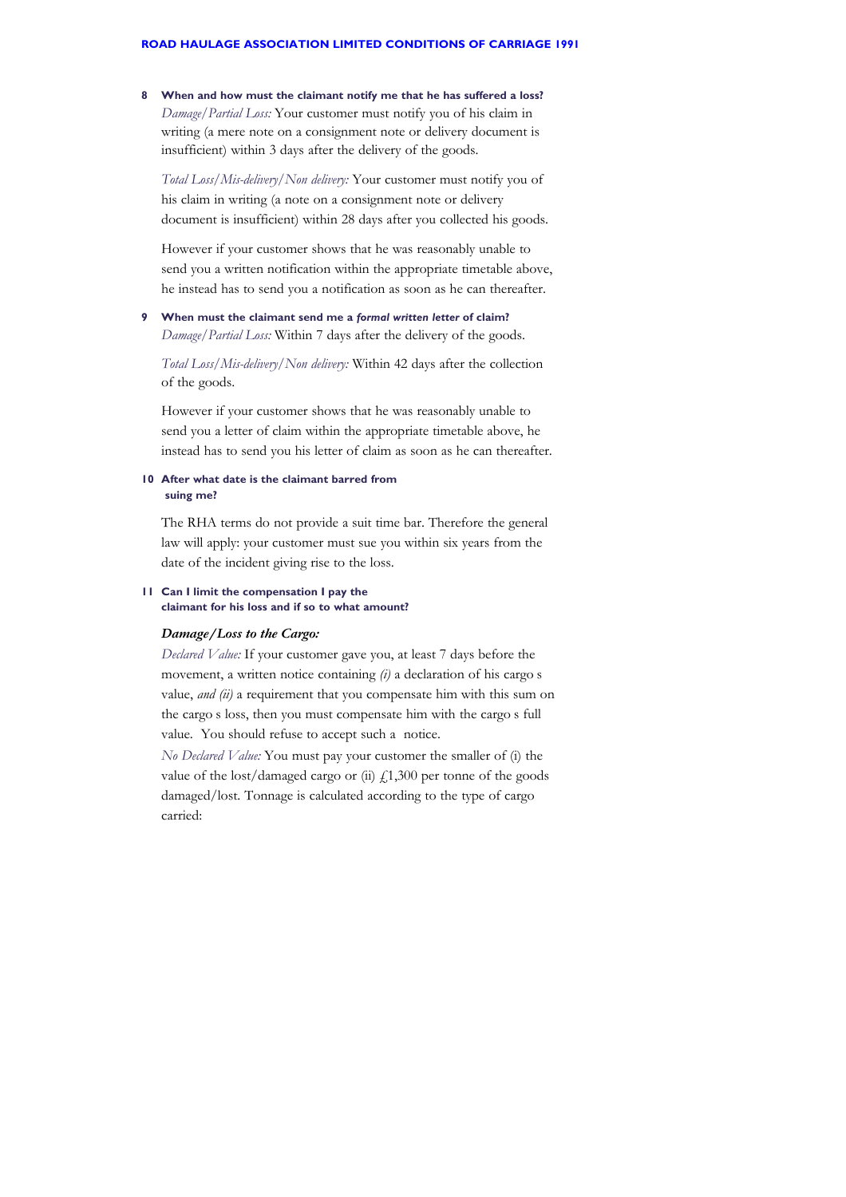**8 When and how must the claimant notify me that he has suffered a loss?**

*Damage/Partial Loss:* Your customer must notify you of his claim in writing (a mere note on a consignment note or delivery document is insufficient) within 3 days after the delivery of the goods.

*Total Loss/Mis-delivery/Non delivery:* Your customer must notify you of his claim in writing (a note on a consignment note or delivery document is insufficient) within 28 days after you collected his goods.

However if your customer shows that he was reasonably unable to send you a written notification within the appropriate timetable above, he instead has to send you a notification as soon as he can thereafter.

**9 When must the claimant send me a *formal written letter* of claim?**

*Damage/Partial Loss:* Within 7 days after the delivery of the goods.

*Total Loss/Mis-delivery/Non delivery:* Within 42 days after the collection of the goods.

However if your customer shows that he was reasonably unable to send you a letter of claim within the appropriate timetable above, he instead has to send you his letter of claim as soon as he can thereafter.

**10 After what date is the claimant barred from suing me?**

The RHA terms do not provide a suit time bar. Therefore the general law will apply: your customer must sue you within six years from the date of the incident giving rise to the loss.

**11 Can I limit the compensation I pay the claimant for his loss and if so to what amount?**

***Damage/Loss to the Cargo:***

*Declared Value:* If your customer gave you, at least 7 days before the movement, a written notice containing *(i)* a declaration of his cargo s value, *and (ii)* a requirement that you compensate him with this sum on the cargo s loss, then you must compensate him with the cargo s full value. You should refuse to accept such a notice.

*No Declared Value:* You must pay your customer the smaller of (i) the value of the lost/damaged cargo or (ii) £1,300 per tonne of the goods damaged/lost. Tonnage is calculated according to the type of cargo carried: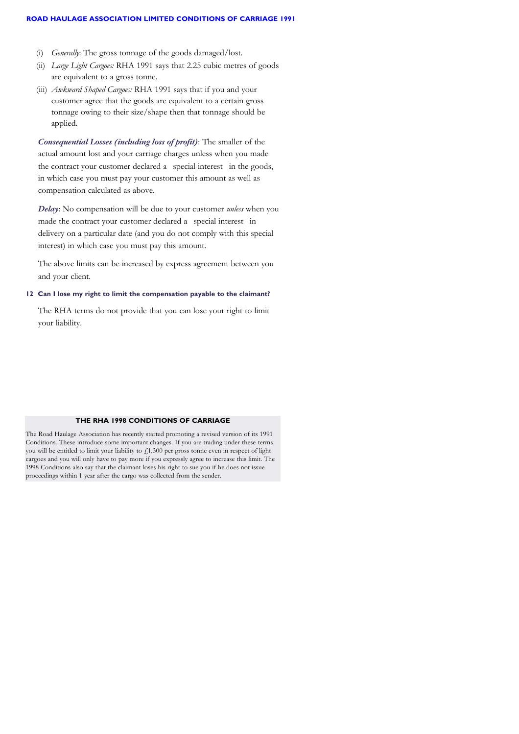(i) *Generally*: The gross tonnage of the goods damaged/lost.

(ii) *Large Light Cargoes:* RHA 1991 says that 2.25 cubic metres of goods are equivalent to a gross tonne.

(iii) *Awkward Shaped Cargoes:* RHA 1991 says that if you and your customer agree that the goods are equivalent to a certain gross tonnage owing to their size/shape then that tonnage should be applied.

***Consequential Losses (including loss of profit)***: The smaller of the actual amount lost and your carriage charges unless when you made the contract your customer declared a special interest in the goods, in which case you must pay your customer this amount as well as compensation calculated as above.

***Delay***: No compensation will be due to your customer *unless* when you made the contract your customer declared a special interest in delivery on a particular date (and you do not comply with this special interest) in which case you must pay this amount.

The above limits can be increased by express agreement between you and your client.

**12 Can I lose my right to limit the compensation payable to the claimant?**

The RHA terms do not provide that you can lose your right to limit your liability.

**THE RHA 1998 CONDITIONS OF CARRIAGE**

The Road Haulage Association has recently started promoting a revised version of its 1991 Conditions. These introduce some important changes. If you are trading under these terms you will be entitled to limit your liability to £1,300 per gross tonne even in respect of light cargoes and you will only have to pay more if you expressly agree to increase this limit. The 1998 Conditions also say that the claimant loses his right to sue you if he does not issue proceedings within 1 year after the cargo was collected from the sender.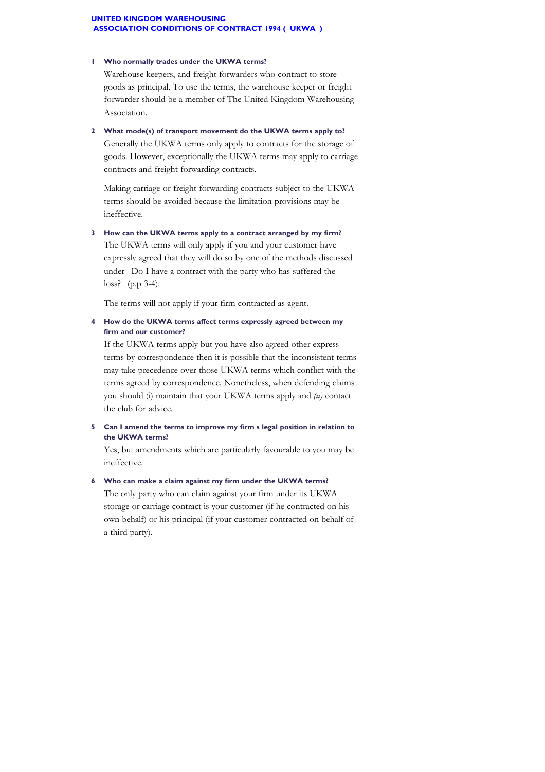# UNITED KINGDOM WAREHOUSING ASSOCIATION CONDITIONS OF CONTRACT 1994 ( UKWA )

**1 Who normally trades under the UKWA terms?**

Warehouse keepers, and freight forwarders who contract to store goods as principal. To use the terms, the warehouse keeper or freight forwarder should be a member of The United Kingdom Warehousing Association.

**2 What mode(s) of transport movement do the UKWA terms apply to?**

Generally the UKWA terms only apply to contracts for the storage of goods. However, exceptionally the UKWA terms may apply to carriage contracts and freight forwarding contracts.

Making carriage or freight forwarding contracts subject to the UKWA terms should be avoided because the limitation provisions may be ineffective.

**3 How can the UKWA terms apply to a contract arranged by my firm?**

The UKWA terms will only apply if you and your customer have expressly agreed that they will do so by one of the methods discussed under Do I have a contract with the party who has suffered the loss? (p.p 3-4).

The terms will not apply if your firm contracted as agent.

**4 How do the UKWA terms affect terms expressly agreed between my firm and our customer?**

If the UKWA terms apply but you have also agreed other express terms by correspondence then it is possible that the inconsistent terms may take precedence over those UKWA terms which conflict with the terms agreed by correspondence. Nonetheless, when defending claims you should (i) maintain that your UKWA terms apply and *(ii)* contact the club for advice.

**5 Can I amend the terms to improve my firm s legal position in relation to the UKWA terms?**

Yes, but amendments which are particularly favourable to you may be ineffective.

**6 Who can make a claim against my firm under the UKWA terms?**

The only party who can claim against your firm under its UKWA storage or carriage contract is your customer (if he contracted on his own behalf) or his principal (if your customer contracted on behalf of a third party).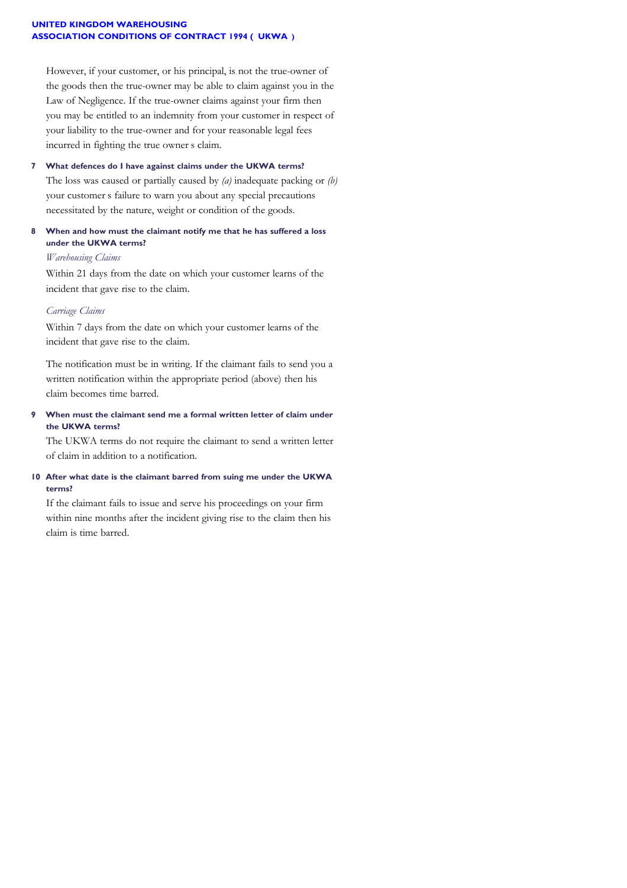However, if your customer, or his principal, is not the true-owner of the goods then the true-owner may be able to claim against you in the Law of Negligence. If the true-owner claims against your firm then you may be entitled to an indemnity from your customer in respect of your liability to the true-owner and for your reasonable legal fees incurred in fighting the true owner s claim.

**7 What defences do I have against claims under the UKWA terms?**

The loss was caused or partially caused by *(a)* inadequate packing or *(b)* your customer s failure to warn you about any special precautions necessitated by the nature, weight or condition of the goods.

**8 When and how must the claimant notify me that he has suffered a loss under the UKWA terms?**

*Warehousing Claims*

Within 21 days from the date on which your customer learns of the incident that gave rise to the claim.

*Carriage Claims*

Within 7 days from the date on which your customer learns of the incident that gave rise to the claim.

The notification must be in writing. If the claimant fails to send you a written notification within the appropriate period (above) then his claim becomes time barred.

**9 When must the claimant send me a formal written letter of claim under the UKWA terms?**

The UKWA terms do not require the claimant to send a written letter of claim in addition to a notification.

**10 After what date is the claimant barred from suing me under the UKWA terms?**

If the claimant fails to issue and serve his proceedings on your firm within nine months after the incident giving rise to the claim then his claim is time barred.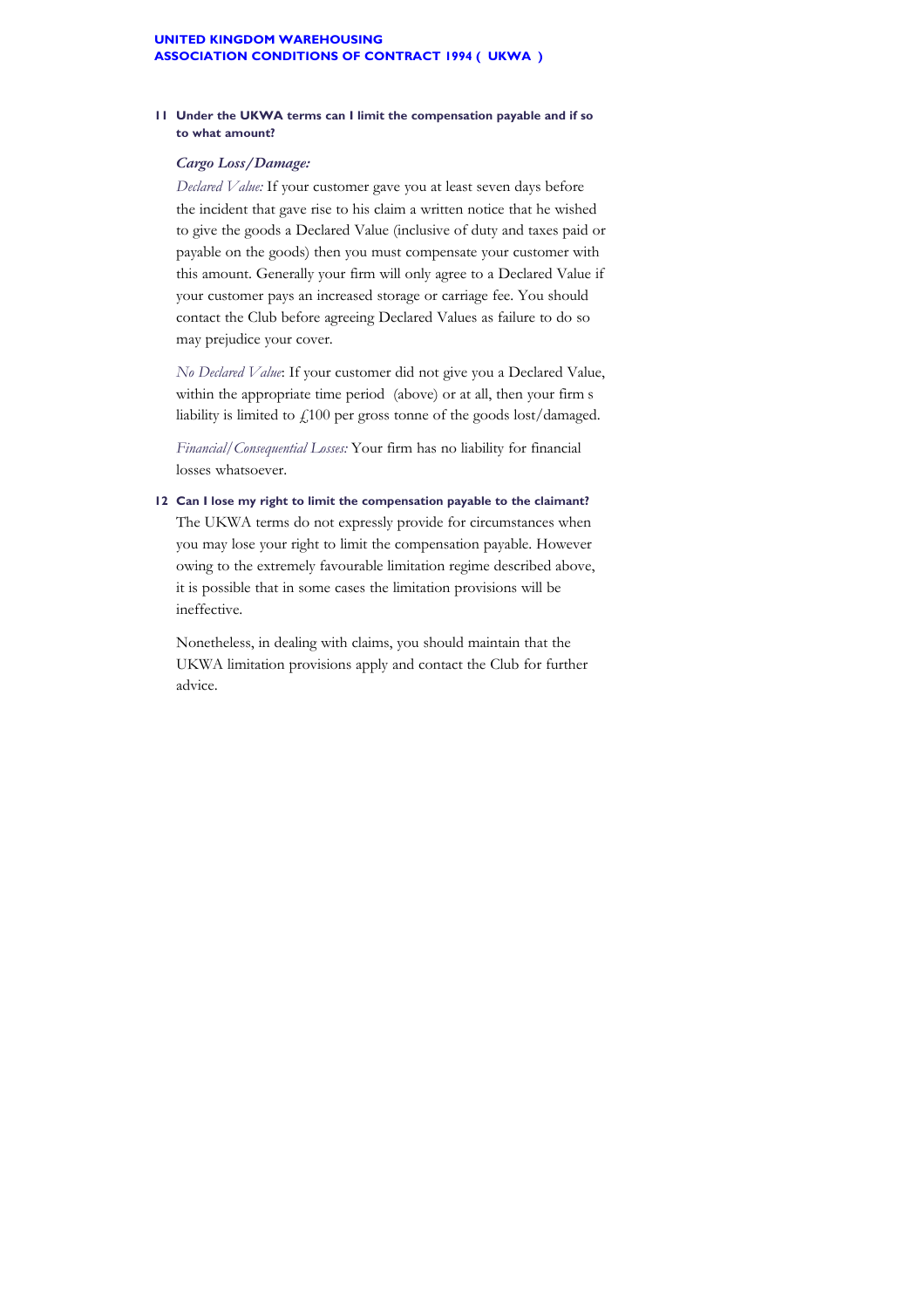**UNITED KINGDOM WAREHOUSING ASSOCIATION CONDITIONS OF CONTRACT 1994 ( UKWA )**

**11 Under the UKWA terms can I limit the compensation payable and if so to what amount?**

***Cargo Loss/Damage:***

*Declared Value:* If your customer gave you at least seven days before the incident that gave rise to his claim a written notice that he wished to give the goods a Declared Value (inclusive of duty and taxes paid or payable on the goods) then you must compensate your customer with this amount. Generally your firm will only agree to a Declared Value if your customer pays an increased storage or carriage fee. You should contact the Club before agreeing Declared Values as failure to do so may prejudice your cover.

*No Declared Value*: If your customer did not give you a Declared Value, within the appropriate time period (above) or at all, then your firm s liability is limited to £100 per gross tonne of the goods lost/damaged.

*Financial/Consequential Losses:* Your firm has no liability for financial losses whatsoever.

**12 Can I lose my right to limit the compensation payable to the claimant?**

The UKWA terms do not expressly provide for circumstances when you may lose your right to limit the compensation payable. However owing to the extremely favourable limitation regime described above, it is possible that in some cases the limitation provisions will be ineffective.

Nonetheless, in dealing with claims, you should maintain that the UKWA limitation provisions apply and contact the Club for further advice.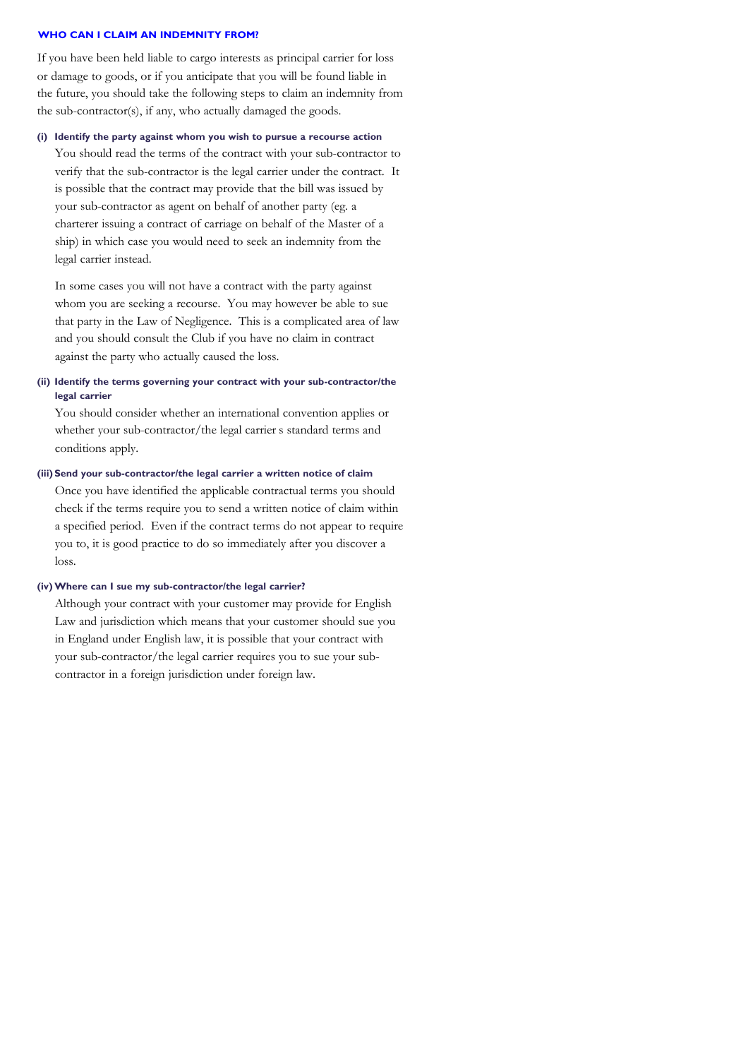## WHO CAN I CLAIM AN INDEMNITY FROM?

If you have been held liable to cargo interests as principal carrier for loss or damage to goods, or if you anticipate that you will be found liable in the future, you should take the following steps to claim an indemnity from the sub-contractor(s), if any, who actually damaged the goods.

**(i) Identify the party against whom you wish to pursue a recourse action**

You should read the terms of the contract with your sub-contractor to verify that the sub-contractor is the legal carrier under the contract. It is possible that the contract may provide that the bill was issued by your sub-contractor as agent on behalf of another party (eg. a charterer issuing a contract of carriage on behalf of the Master of a ship) in which case you would need to seek an indemnity from the legal carrier instead.

In some cases you will not have a contract with the party against whom you are seeking a recourse. You may however be able to sue that party in the Law of Negligence. This is a complicated area of law and you should consult the Club if you have no claim in contract against the party who actually caused the loss.

**(ii) Identify the terms governing your contract with your sub-contractor/the legal carrier**

You should consider whether an international convention applies or whether your sub-contractor/the legal carrier s standard terms and conditions apply.

**(iii) Send your sub-contractor/the legal carrier a written notice of claim**

Once you have identified the applicable contractual terms you should check if the terms require you to send a written notice of claim within a specified period. Even if the contract terms do not appear to require you to, it is good practice to do so immediately after you discover a loss.

**(iv) Where can I sue my sub-contractor/the legal carrier?**

Although your contract with your customer may provide for English Law and jurisdiction which means that your customer should sue you in England under English law, it is possible that your contract with your sub-contractor/the legal carrier requires you to sue your sub-contractor in a foreign jurisdiction under foreign law.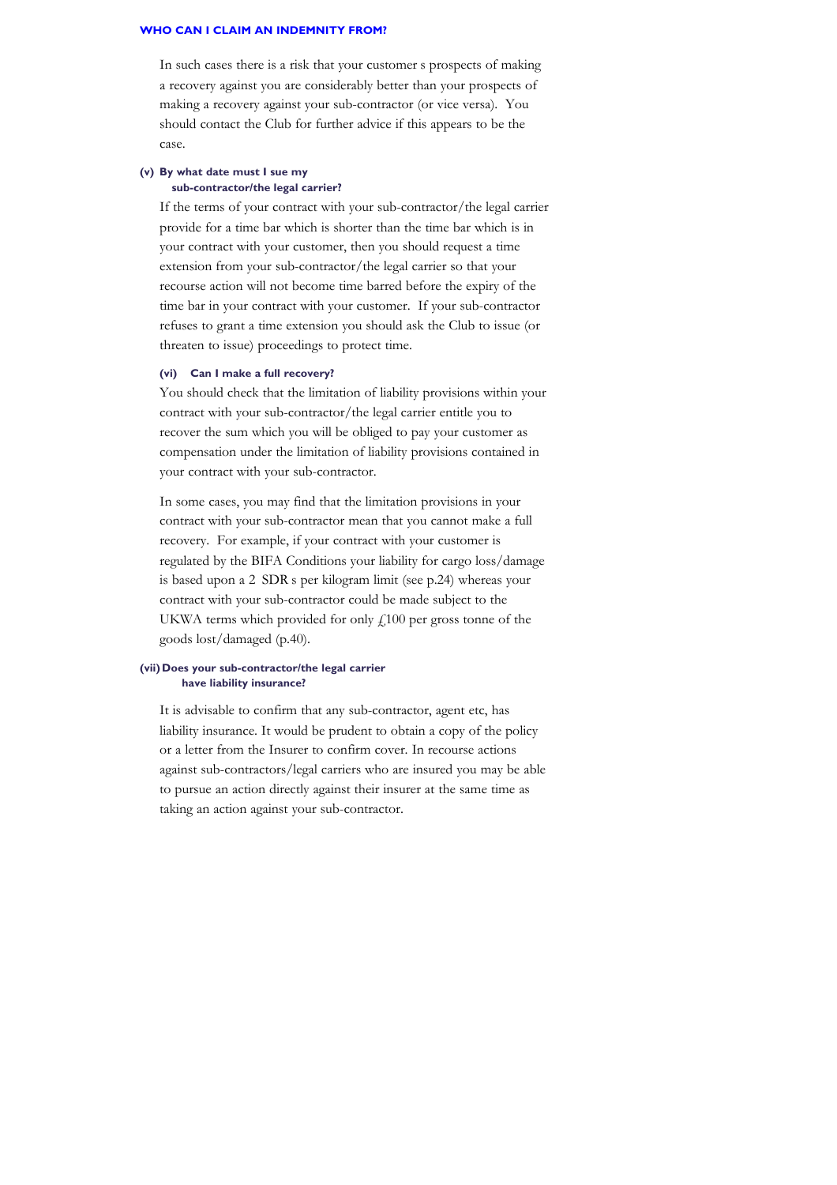In such cases there is a risk that your customer s prospects of making a recovery against you are considerably better than your prospects of making a recovery against your sub-contractor (or vice versa). You should contact the Club for further advice if this appears to be the case.

### (v) By what date must I sue my sub-contractor/the legal carrier?

If the terms of your contract with your sub-contractor/the legal carrier provide for a time bar which is shorter than the time bar which is in your contract with your customer, then you should request a time extension from your sub-contractor/the legal carrier so that your recourse action will not become time barred before the expiry of the time bar in your contract with your customer. If your sub-contractor refuses to grant a time extension you should ask the Club to issue (or threaten to issue) proceedings to protect time.

### (vi) Can I make a full recovery?

You should check that the limitation of liability provisions within your contract with your sub-contractor/the legal carrier entitle you to recover the sum which you will be obliged to pay your customer as compensation under the limitation of liability provisions contained in your contract with your sub-contractor.

In some cases, you may find that the limitation provisions in your contract with your sub-contractor mean that you cannot make a full recovery. For example, if your contract with your customer is regulated by the BIFA Conditions your liability for cargo loss/damage is based upon a 2 SDR s per kilogram limit (see p.24) whereas your contract with your sub-contractor could be made subject to the UKWA terms which provided for only £100 per gross tonne of the goods lost/damaged (p.40).

### (vii) Does your sub-contractor/the legal carrier have liability insurance?

It is advisable to confirm that any sub-contractor, agent etc, has liability insurance. It would be prudent to obtain a copy of the policy or a letter from the Insurer to confirm cover. In recourse actions against sub-contractors/legal carriers who are insured you may be able to pursue an action directly against their insurer at the same time as taking an action against your sub-contractor.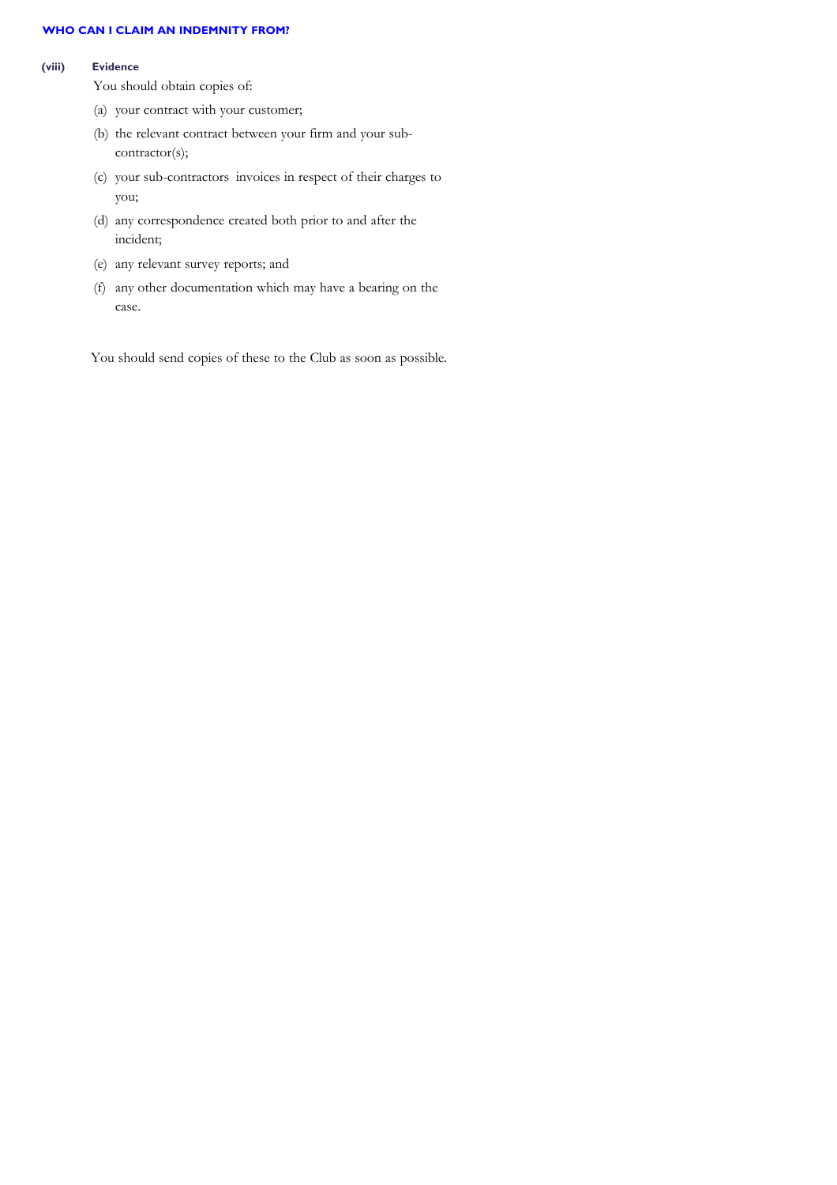### (viii) Evidence

You should obtain copies of:

(a) your contract with your customer;

(b) the relevant contract between your firm and your sub-contractor(s);

(c) your sub-contractors invoices in respect of their charges to you;

(d) any correspondence created both prior to and after the incident;

(e) any relevant survey reports; and

(f) any other documentation which may have a bearing on the case.

You should send copies of these to the Club as soon as possible.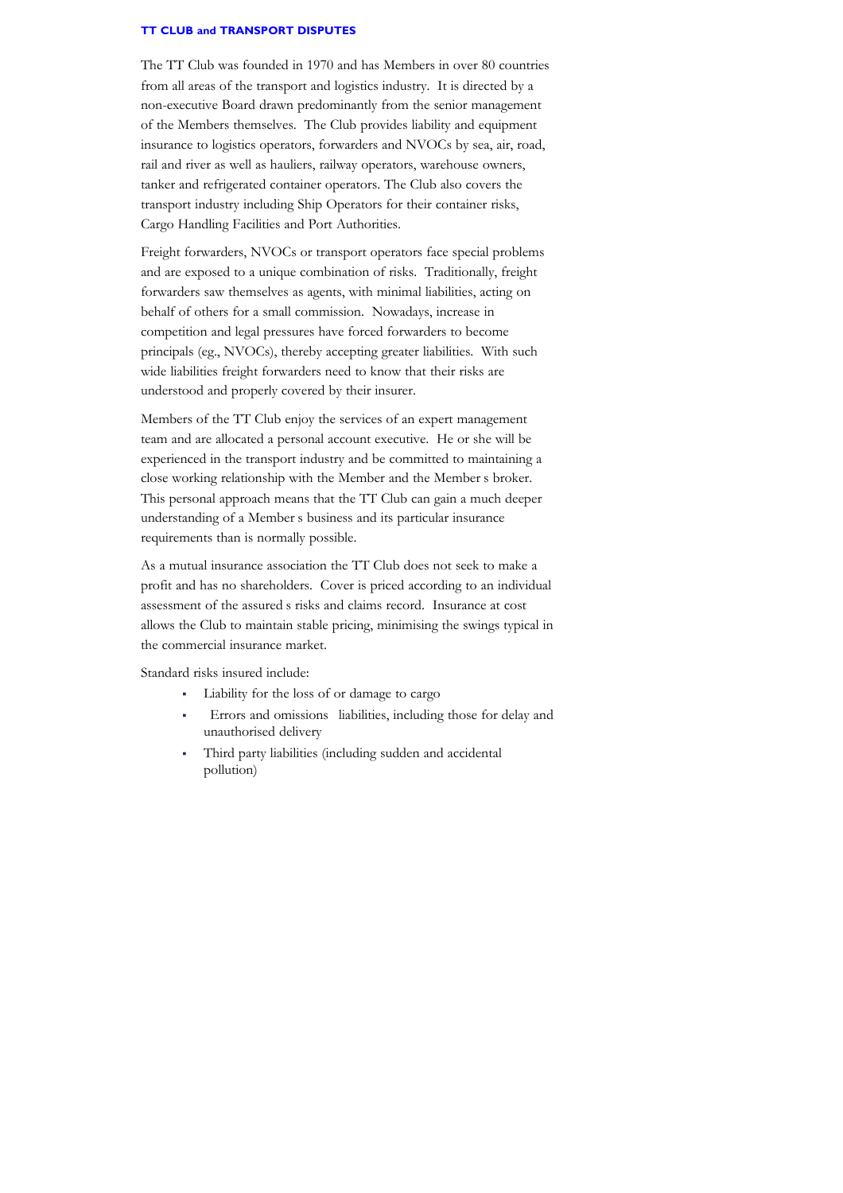**TT CLUB and TRANSPORT DISPUTES**

The TT Club was founded in 1970 and has Members in over 80 countries from all areas of the transport and logistics industry. It is directed by a non-executive Board drawn predominantly from the senior management of the Members themselves. The Club provides liability and equipment insurance to logistics operators, forwarders and NVOCs by sea, air, road, rail and river as well as hauliers, railway operators, warehouse owners, tanker and refrigerated container operators. The Club also covers the transport industry including Ship Operators for their container risks, Cargo Handling Facilities and Port Authorities.

Freight forwarders, NVOCs or transport operators face special problems and are exposed to a unique combination of risks. Traditionally, freight forwarders saw themselves as agents, with minimal liabilities, acting on behalf of others for a small commission. Nowadays, increase in competition and legal pressures have forced forwarders to become principals (eg., NVOCs), thereby accepting greater liabilities. With such wide liabilities freight forwarders need to know that their risks are understood and properly covered by their insurer.

Members of the TT Club enjoy the services of an expert management team and are allocated a personal account executive. He or she will be experienced in the transport industry and be committed to maintaining a close working relationship with the Member and the Member s broker. This personal approach means that the TT Club can gain a much deeper understanding of a Member s business and its particular insurance requirements than is normally possible.

As a mutual insurance association the TT Club does not seek to make a profit and has no shareholders. Cover is priced according to an individual assessment of the assured s risks and claims record. Insurance at cost allows the Club to maintain stable pricing, minimising the swings typical in the commercial insurance market.

Standard risks insured include:

- Liability for the loss of or damage to cargo
- Errors and omissions liabilities, including those for delay and unauthorised delivery
- Third party liabilities (including sudden and accidental pollution)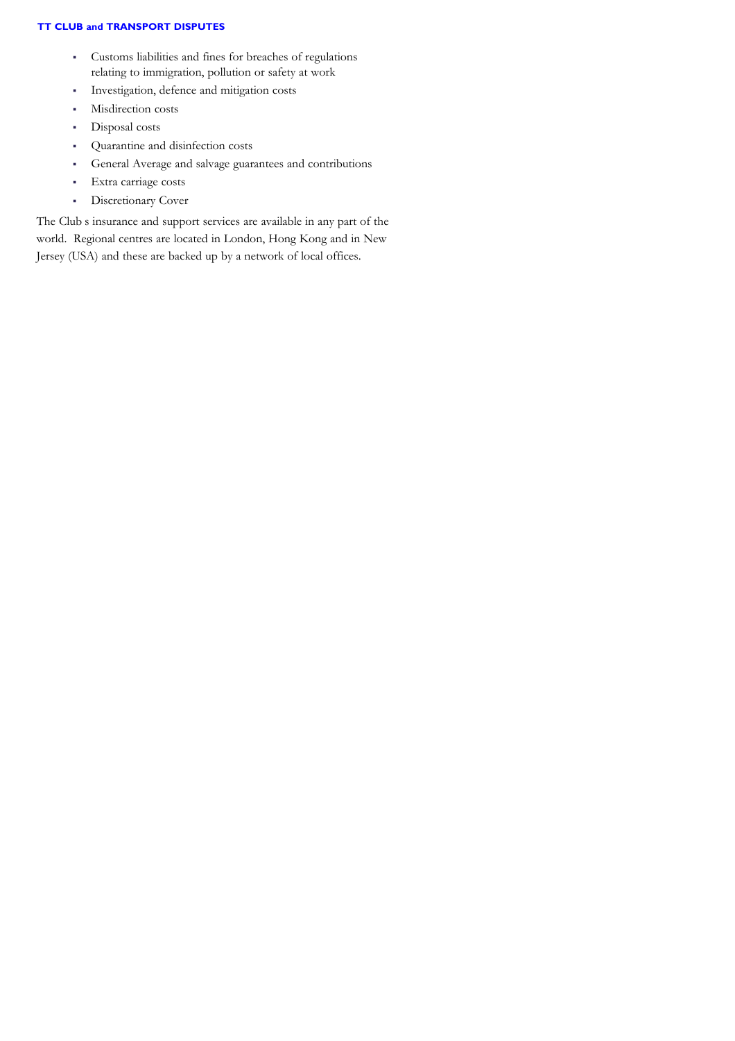- Customs liabilities and fines for breaches of regulations relating to immigration, pollution or safety at work
- Investigation, defence and mitigation costs
- Misdirection costs
- Disposal costs
- Quarantine and disinfection costs
- General Average and salvage guarantees and contributions
- Extra carriage costs
- Discretionary Cover

The Club s insurance and support services are available in any part of the world. Regional centres are located in London, Hong Kong and in New Jersey (USA) and these are backed up by a network of local offices.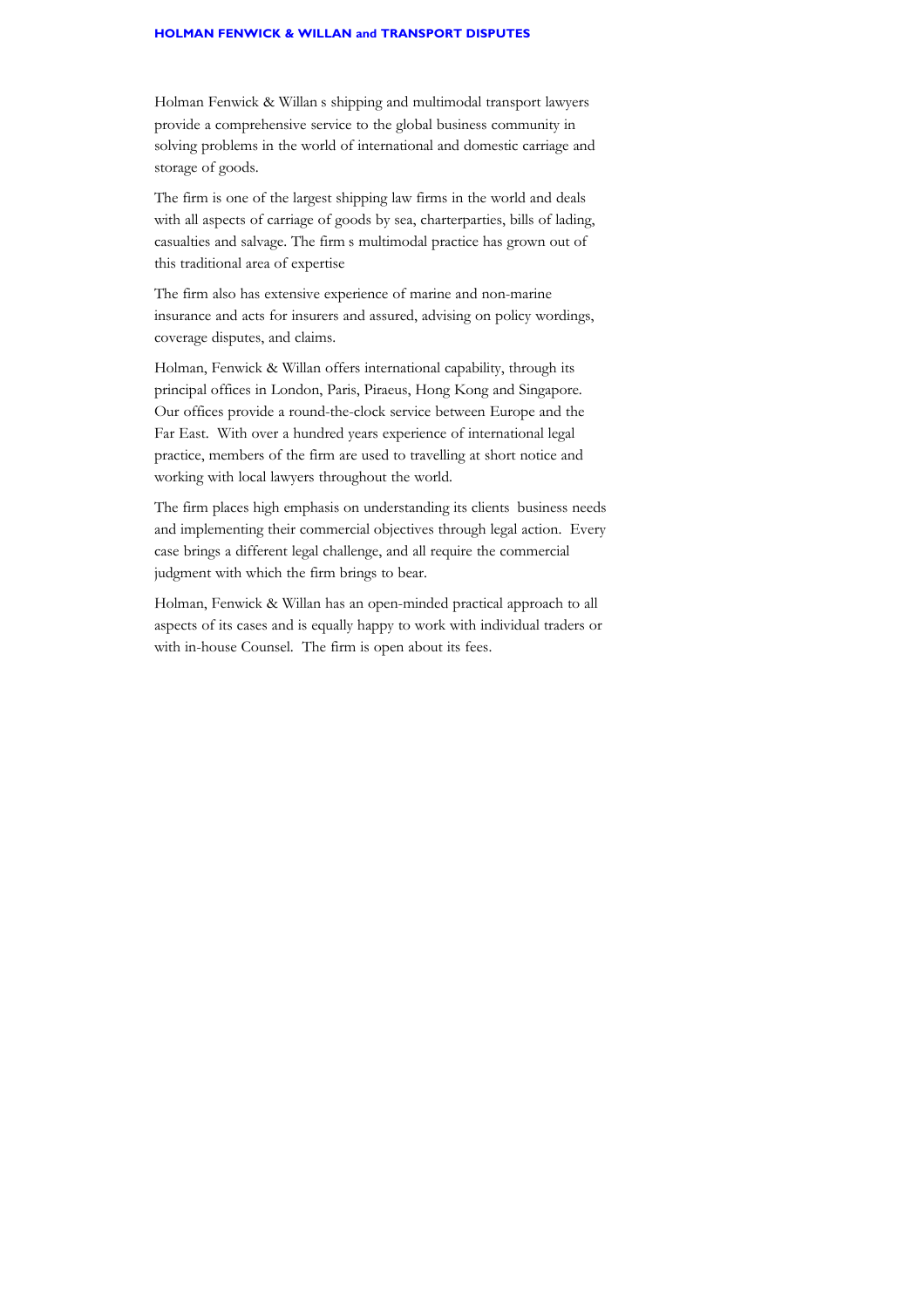## HOLMAN FENWICK & WILLAN and TRANSPORT DISPUTES

Holman Fenwick & Willan s shipping and multimodal transport lawyers provide a comprehensive service to the global business community in solving problems in the world of international and domestic carriage and storage of goods.

The firm is one of the largest shipping law firms in the world and deals with all aspects of carriage of goods by sea, charterparties, bills of lading, casualties and salvage. The firm s multimodal practice has grown out of this traditional area of expertise

The firm also has extensive experience of marine and non-marine insurance and acts for insurers and assured, advising on policy wordings, coverage disputes, and claims.

Holman, Fenwick & Willan offers international capability, through its principal offices in London, Paris, Piraeus, Hong Kong and Singapore. Our offices provide a round-the-clock service between Europe and the Far East. With over a hundred years experience of international legal practice, members of the firm are used to travelling at short notice and working with local lawyers throughout the world.

The firm places high emphasis on understanding its clients business needs and implementing their commercial objectives through legal action. Every case brings a different legal challenge, and all require the commercial judgment with which the firm brings to bear.

Holman, Fenwick & Willan has an open-minded practical approach to all aspects of its cases and is equally happy to work with individual traders or with in-house Counsel. The firm is open about its fees.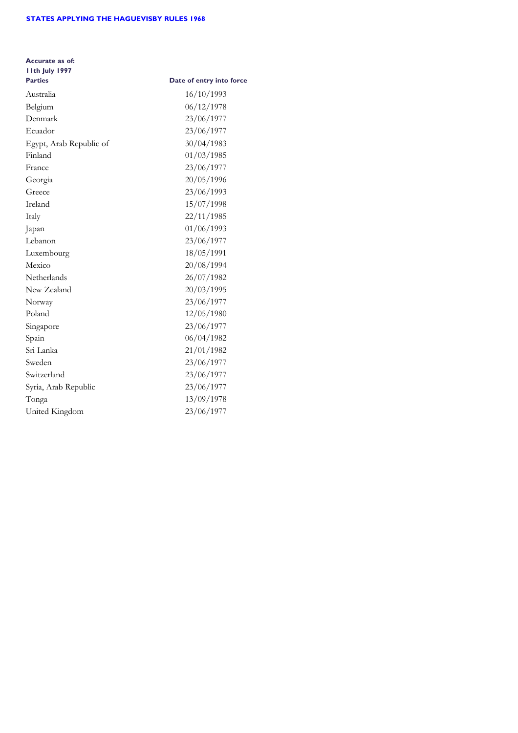**STATES APPLYING THE HAGUEVISBY RULES 1968**

**Accurate as of:**
**11th July 1997**

| **Parties** | **Date of entry into force** |
|---|---|
| Australia | 16/10/1993 |
| Belgium | 06/12/1978 |
| Denmark | 23/06/1977 |
| Ecuador | 23/06/1977 |
| Egypt, Arab Republic of | 30/04/1983 |
| Finland | 01/03/1985 |
| France | 23/06/1977 |
| Georgia | 20/05/1996 |
| Greece | 23/06/1993 |
| Ireland | 15/07/1998 |
| Italy | 22/11/1985 |
| Japan | 01/06/1993 |
| Lebanon | 23/06/1977 |
| Luxembourg | 18/05/1991 |
| Mexico | 20/08/1994 |
| Netherlands | 26/07/1982 |
| New Zealand | 20/03/1995 |
| Norway | 23/06/1977 |
| Poland | 12/05/1980 |
| Singapore | 23/06/1977 |
| Spain | 06/04/1982 |
| Sri Lanka | 21/01/1982 |
| Sweden | 23/06/1977 |
| Switzerland | 23/06/1977 |
| Syria, Arab Republic | 23/06/1977 |
| Tonga | 13/09/1978 |
| United Kingdom | 23/06/1977 |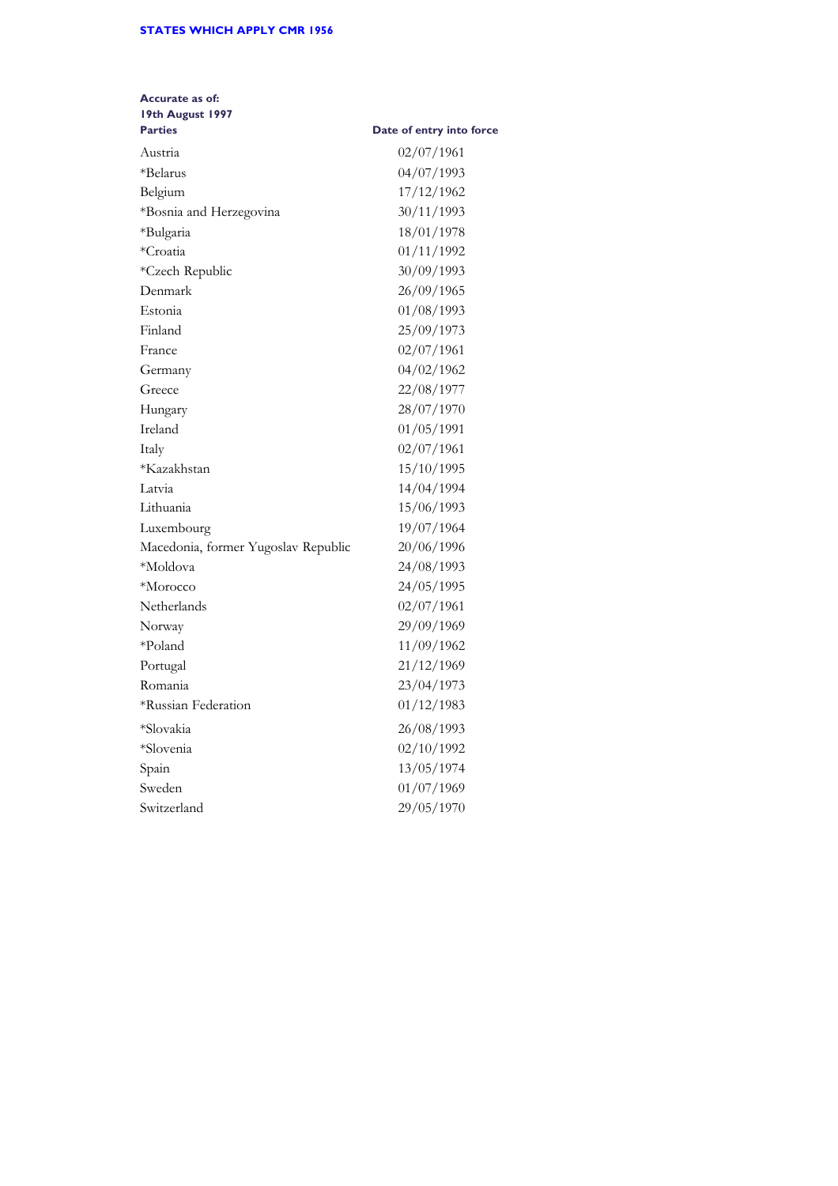## STATES WHICH APPLY CMR 1956

**Accurate as of:**
**19th August 1997**

| Parties | Date of entry into force |
|---|---|
| Austria | 02/07/1961 |
| *Belarus | 04/07/1993 |
| Belgium | 17/12/1962 |
| *Bosnia and Herzegovina | 30/11/1993 |
| *Bulgaria | 18/01/1978 |
| *Croatia | 01/11/1992 |
| *Czech Republic | 30/09/1993 |
| Denmark | 26/09/1965 |
| Estonia | 01/08/1993 |
| Finland | 25/09/1973 |
| France | 02/07/1961 |
| Germany | 04/02/1962 |
| Greece | 22/08/1977 |
| Hungary | 28/07/1970 |
| Ireland | 01/05/1991 |
| Italy | 02/07/1961 |
| *Kazakhstan | 15/10/1995 |
| Latvia | 14/04/1994 |
| Lithuania | 15/06/1993 |
| Luxembourg | 19/07/1964 |
| Macedonia, former Yugoslav Republic | 20/06/1996 |
| *Moldova | 24/08/1993 |
| *Morocco | 24/05/1995 |
| Netherlands | 02/07/1961 |
| Norway | 29/09/1969 |
| *Poland | 11/09/1962 |
| Portugal | 21/12/1969 |
| Romania | 23/04/1973 |
| *Russian Federation | 01/12/1983 |
| *Slovakia | 26/08/1993 |
| *Slovenia | 02/10/1992 |
| Spain | 13/05/1974 |
| Sweden | 01/07/1969 |
| Switzerland | 29/05/1970 |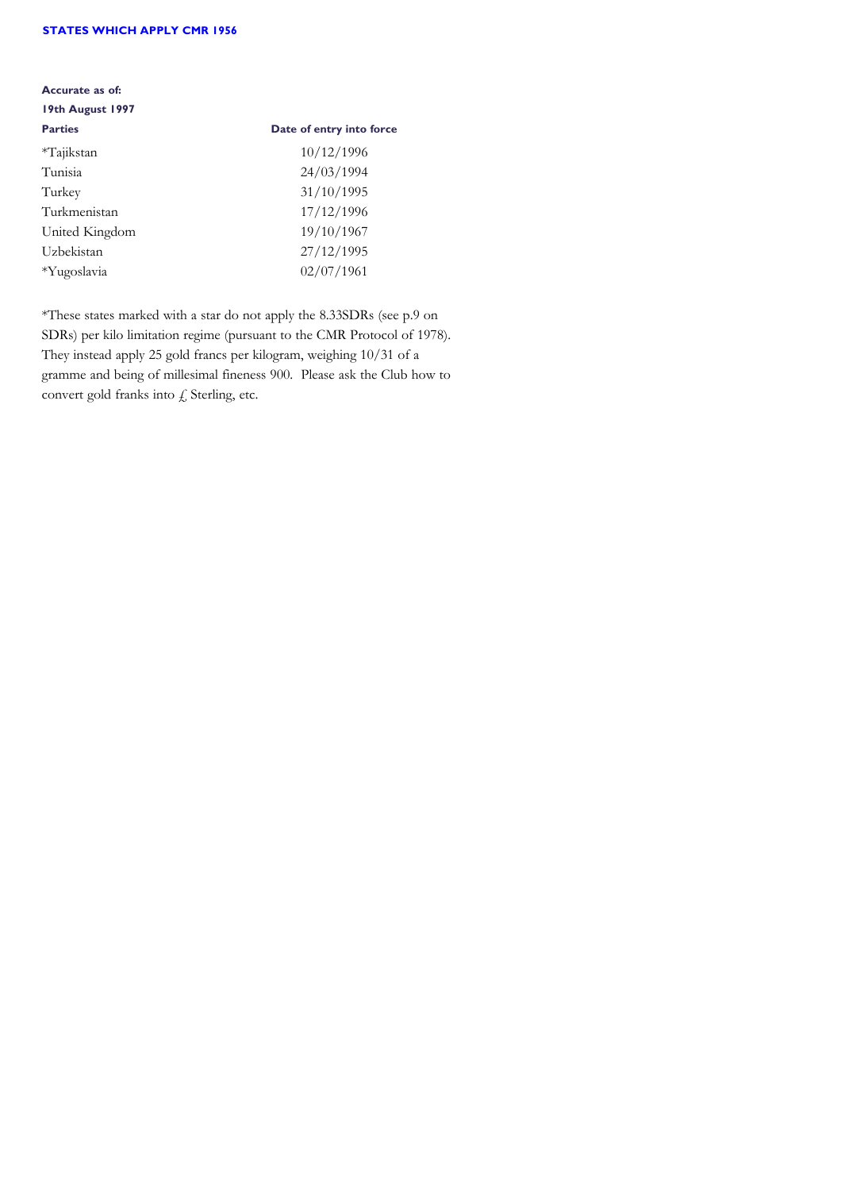**STATES WHICH APPLY CMR 1956**

**Accurate as of:**

**19th August 1997**

| Parties | Date of entry into force |
|---|---|
| *Tajikstan | 10/12/1996 |
| Tunisia | 24/03/1994 |
| Turkey | 31/10/1995 |
| Turkmenistan | 17/12/1996 |
| United Kingdom | 19/10/1967 |
| Uzbekistan | 27/12/1995 |
| *Yugoslavia | 02/07/1961 |

*These states marked with a star do not apply the 8.33SDRs (see p.9 on SDRs) per kilo limitation regime (pursuant to the CMR Protocol of 1978). They instead apply 25 gold francs per kilogram, weighing 10/31 of a gramme and being of millesimal fineness 900. Please ask the Club how to convert gold franks into £ Sterling, etc.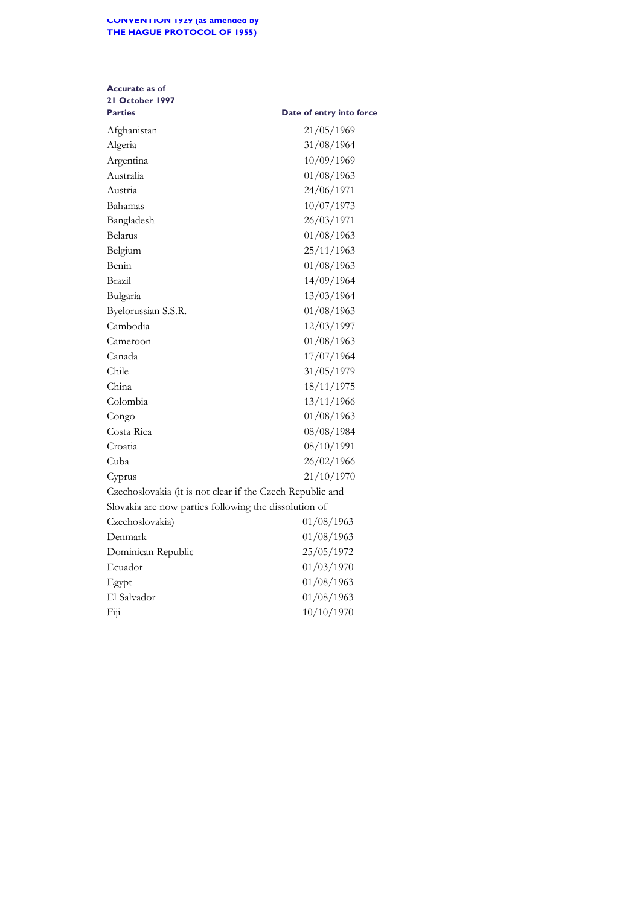**CONVENTION 1929 (as amended by THE HAGUE PROTOCOL OF 1955)**

**Accurate as of 21 October 1997**

| Parties | Date of entry into force |
|---|---|
| Afghanistan | 21/05/1969 |
| Algeria | 31/08/1964 |
| Argentina | 10/09/1969 |
| Australia | 01/08/1963 |
| Austria | 24/06/1971 |
| Bahamas | 10/07/1973 |
| Bangladesh | 26/03/1971 |
| Belarus | 01/08/1963 |
| Belgium | 25/11/1963 |
| Benin | 01/08/1963 |
| Brazil | 14/09/1964 |
| Bulgaria | 13/03/1964 |
| Byelorussian S.S.R. | 01/08/1963 |
| Cambodia | 12/03/1997 |
| Cameroon | 01/08/1963 |
| Canada | 17/07/1964 |
| Chile | 31/05/1979 |
| China | 18/11/1975 |
| Colombia | 13/11/1966 |
| Congo | 01/08/1963 |
| Costa Rica | 08/08/1984 |
| Croatia | 08/10/1991 |
| Cuba | 26/02/1966 |
| Cyprus | 21/10/1970 |
| Czechoslovakia (it is not clear if the Czech Republic and Slovakia are now parties following the dissolution of Czechoslovakia) | 01/08/1963 |
| Denmark | 01/08/1963 |
| Dominican Republic | 25/05/1972 |
| Ecuador | 01/03/1970 |
| Egypt | 01/08/1963 |
| El Salvador | 01/08/1963 |
| Fiji | 10/10/1970 |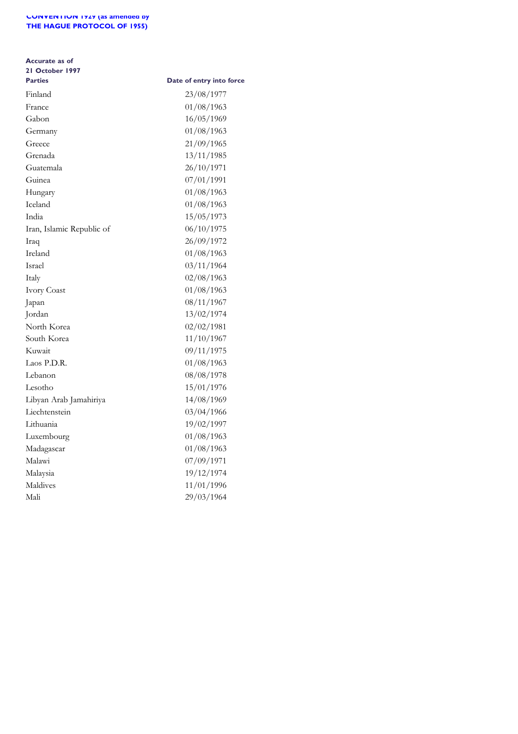**CONVENTION 1929 (as amended by THE HAGUE PROTOCOL OF 1955)**

**Accurate as of 21 October 1997**

| **Parties** | **Date of entry into force** |
|---|---|
| Finland | 23/08/1977 |
| France | 01/08/1963 |
| Gabon | 16/05/1969 |
| Germany | 01/08/1963 |
| Greece | 21/09/1965 |
| Grenada | 13/11/1985 |
| Guatemala | 26/10/1971 |
| Guinea | 07/01/1991 |
| Hungary | 01/08/1963 |
| Iceland | 01/08/1963 |
| India | 15/05/1973 |
| Iran, Islamic Republic of | 06/10/1975 |
| Iraq | 26/09/1972 |
| Ireland | 01/08/1963 |
| Israel | 03/11/1964 |
| Italy | 02/08/1963 |
| Ivory Coast | 01/08/1963 |
| Japan | 08/11/1967 |
| Jordan | 13/02/1974 |
| North Korea | 02/02/1981 |
| South Korea | 11/10/1967 |
| Kuwait | 09/11/1975 |
| Laos P.D.R. | 01/08/1963 |
| Lebanon | 08/08/1978 |
| Lesotho | 15/01/1976 |
| Libyan Arab Jamahiriya | 14/08/1969 |
| Liechtenstein | 03/04/1966 |
| Lithuania | 19/02/1997 |
| Luxembourg | 01/08/1963 |
| Madagascar | 01/08/1963 |
| Malawi | 07/09/1971 |
| Malaysia | 19/12/1974 |
| Maldives | 11/01/1996 |
| Mali | 29/03/1964 |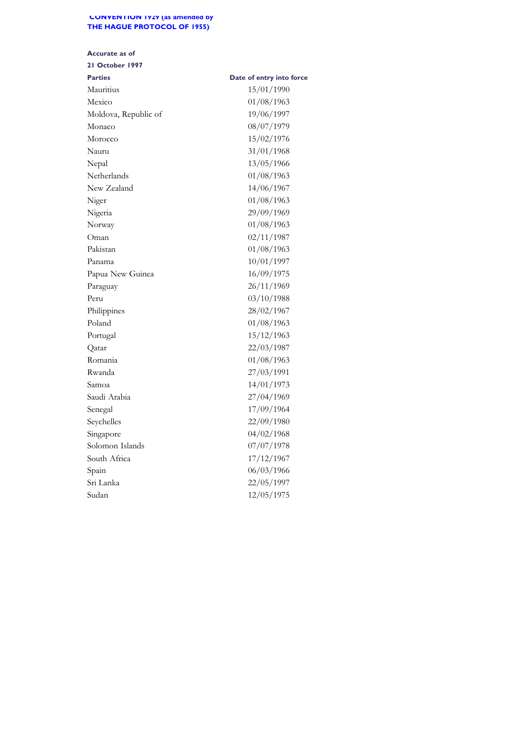**CONVENTION 1929 (as amended by THE HAGUE PROTOCOL OF 1955)**

**Accurate as of**

**21 October 1997**

| Parties | Date of entry into force |
|---|---|
| Mauritius | 15/01/1990 |
| Mexico | 01/08/1963 |
| Moldova, Republic of | 19/06/1997 |
| Monaco | 08/07/1979 |
| Morocco | 15/02/1976 |
| Nauru | 31/01/1968 |
| Nepal | 13/05/1966 |
| Netherlands | 01/08/1963 |
| New Zealand | 14/06/1967 |
| Niger | 01/08/1963 |
| Nigeria | 29/09/1969 |
| Norway | 01/08/1963 |
| Oman | 02/11/1987 |
| Pakistan | 01/08/1963 |
| Panama | 10/01/1997 |
| Papua New Guinea | 16/09/1975 |
| Paraguay | 26/11/1969 |
| Peru | 03/10/1988 |
| Philippines | 28/02/1967 |
| Poland | 01/08/1963 |
| Portugal | 15/12/1963 |
| Qatar | 22/03/1987 |
| Romania | 01/08/1963 |
| Rwanda | 27/03/1991 |
| Samoa | 14/01/1973 |
| Saudi Arabia | 27/04/1969 |
| Senegal | 17/09/1964 |
| Seychelles | 22/09/1980 |
| Singapore | 04/02/1968 |
| Solomon Islands | 07/07/1978 |
| South Africa | 17/12/1967 |
| Spain | 06/03/1966 |
| Sri Lanka | 22/05/1997 |
| Sudan | 12/05/1975 |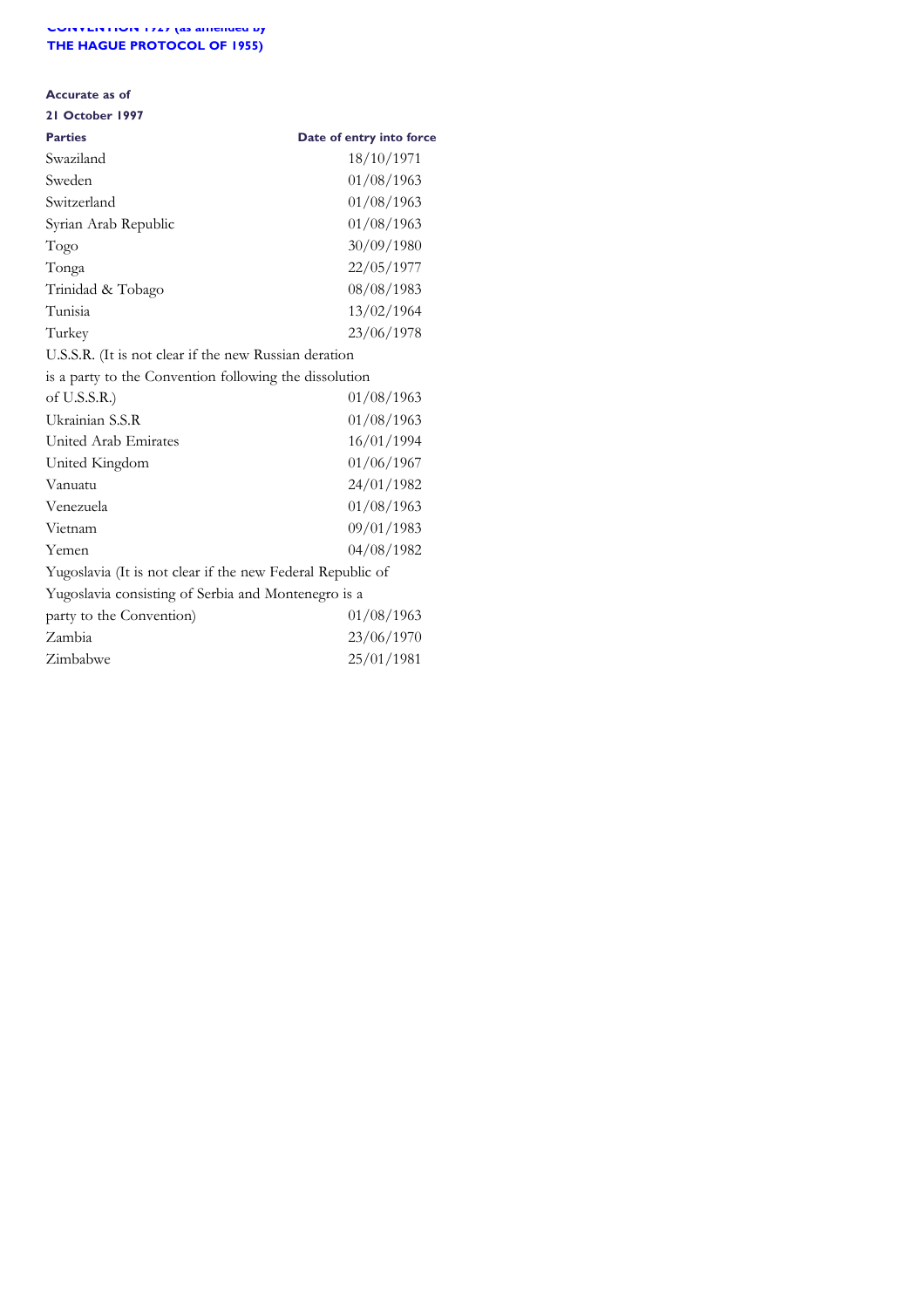**CONVENTION 1929 (as amended by THE HAGUE PROTOCOL OF 1955)**

**Accurate as of**

**21 October 1997**

| Parties | Date of entry into force |
| --- | --- |
| Swaziland | 18/10/1971 |
| Sweden | 01/08/1963 |
| Switzerland | 01/08/1963 |
| Syrian Arab Republic | 01/08/1963 |
| Togo | 30/09/1980 |
| Tonga | 22/05/1977 |
| Trinidad & Tobago | 08/08/1983 |
| Tunisia | 13/02/1964 |
| Turkey | 23/06/1978 |
| U.S.S.R. (It is not clear if the new Russian deration is a party to the Convention following the dissolution of U.S.S.R.) | 01/08/1963 |
| Ukrainian S.S.R | 01/08/1963 |
| United Arab Emirates | 16/01/1994 |
| United Kingdom | 01/06/1967 |
| Vanuatu | 24/01/1982 |
| Venezuela | 01/08/1963 |
| Vietnam | 09/01/1983 |
| Yemen | 04/08/1982 |
| Yugoslavia (It is not clear if the new Federal Republic of Yugoslavia consisting of Serbia and Montenegro is a party to the Convention) | 01/08/1963 |
| Zambia | 23/06/1970 |
| Zimbabwe | 25/01/1981 |